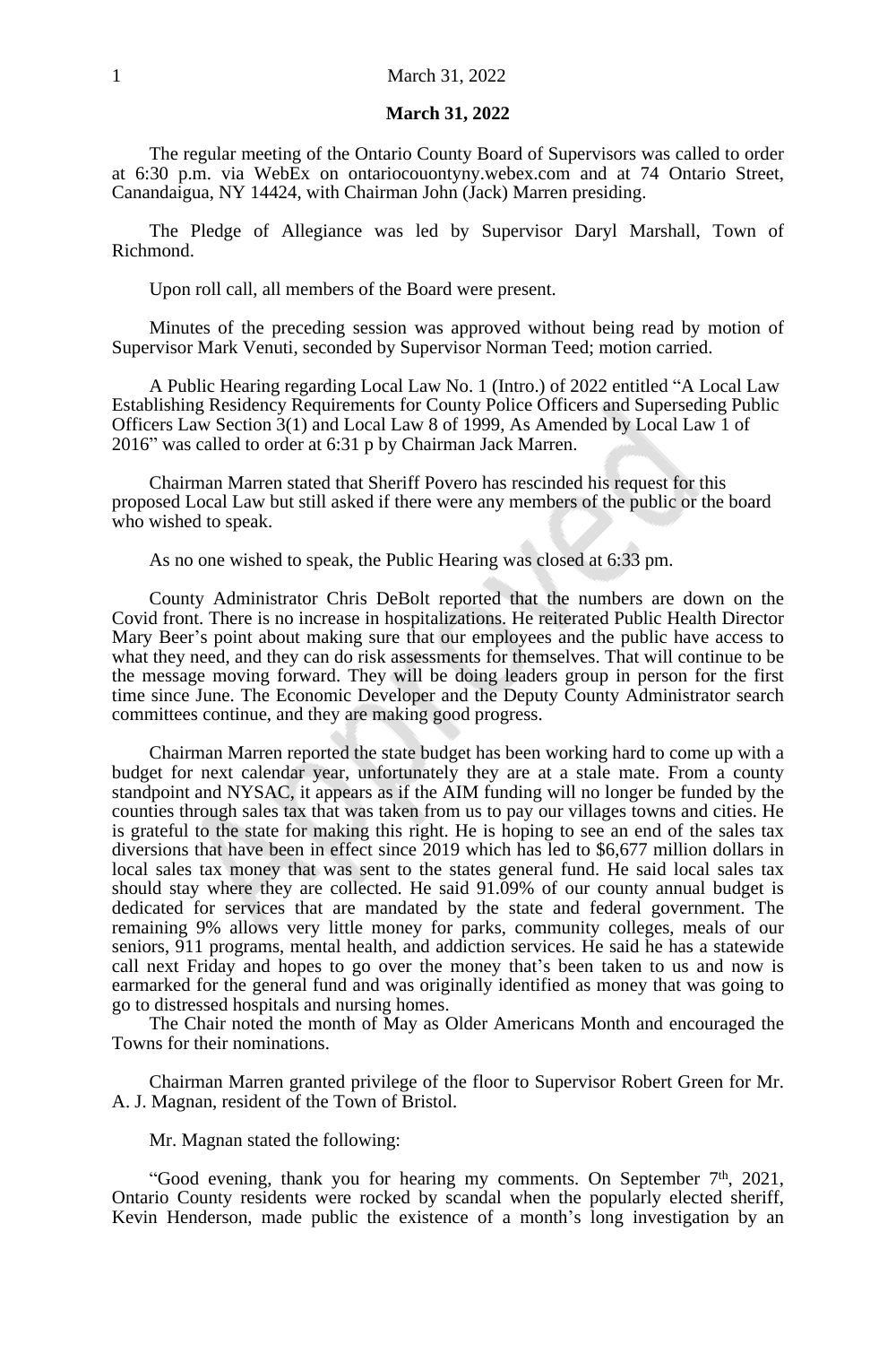**March 31, 2022**

The regular meeting of the Ontario County Board of Supervisors was called to order at 6:30 p.m. via WebEx on ontariocouontyny.webex.com and at 74 Ontario Street, Canandaigua, NY 14424, with Chairman John (Jack) Marren presiding.

The Pledge of Allegiance was led by Supervisor Daryl Marshall, Town of Richmond.

Upon roll call, all members of the Board were present.

Minutes of the preceding session was approved without being read by motion of Supervisor Mark Venuti, seconded by Supervisor Norman Teed; motion carried.

A Public Hearing regarding Local Law No. 1 (Intro.) of 2022 entitled "A Local Law Establishing Residency Requirements for County Police Officers and Superseding Public Officers Law Section 3(1) and Local Law 8 of 1999, As Amended by Local Law 1 of 2016" was called to order at 6:31 p by Chairman Jack Marren.

Chairman Marren stated that Sheriff Povero has rescinded his request for this proposed Local Law but still asked if there were any members of the public or the board who wished to speak.

As no one wished to speak, the Public Hearing was closed at 6:33 pm.

County Administrator Chris DeBolt reported that the numbers are down on the Covid front. There is no increase in hospitalizations. He reiterated Public Health Director Mary Beer's point about making sure that our employees and the public have access to what they need, and they can do risk assessments for themselves. That will continue to be the message moving forward. They will be doing leaders group in person for the first time since June. The Economic Developer and the Deputy County Administrator search committees continue, and they are making good progress.

Chairman Marren reported the state budget has been working hard to come up with a budget for next calendar year, unfortunately they are at a stale mate. From a county standpoint and NYSAC, it appears as if the AIM funding will no longer be funded by the counties through sales tax that was taken from us to pay our villages towns and cities. He is grateful to the state for making this right. He is hoping to see an end of the sales tax diversions that have been in effect since 2019 which has led to $6,677 million dollars in local sales tax money that was sent to the states general fund. He said local sales tax should stay where they are collected. He said 91.09% of our county annual budget is dedicated for services that are mandated by the state and federal government. The remaining 9% allows very little money for parks, community colleges, meals of our seniors, 911 programs, mental health, and addiction services. He said he has a statewide call next Friday and hopes to go over the money that's been taken to us and now is earmarked for the general fund and was originally identified as money that was going to go to distressed hospitals and nursing homes.

The Chair noted the month of May as Older Americans Month and encouraged the Towns for their nominations.

Chairman Marren granted privilege of the floor to Supervisor Robert Green for Mr. A. J. Magnan, resident of the Town of Bristol.

Mr. Magnan stated the following:

"Good evening, thank you for hearing my comments. On September 7th, 2021, Ontario County residents were rocked by scandal when the popularly elected sheriff, Kevin Henderson, made public the existence of a month's long investigation by an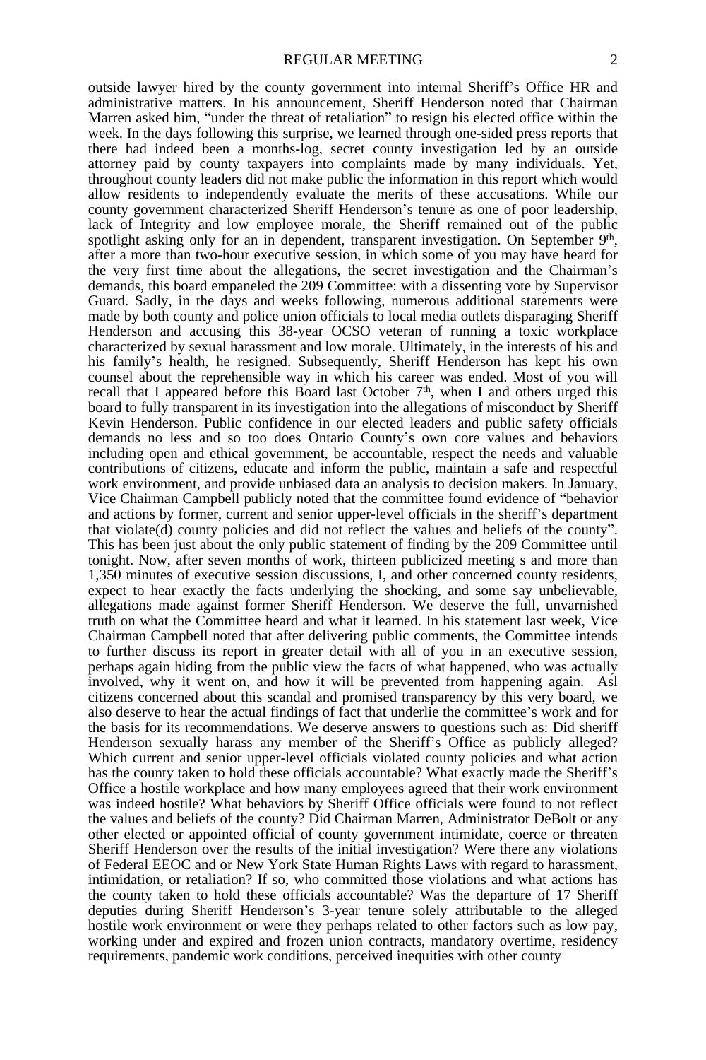outside lawyer hired by the county government into internal Sheriff's Office HR and administrative matters. In his announcement, Sheriff Henderson noted that Chairman Marren asked him, "under the threat of retaliation" to resign his elected office within the week. In the days following this surprise, we learned through one-sided press reports that there had indeed been a months-log, secret county investigation led by an outside attorney paid by county taxpayers into complaints made by many individuals. Yet, throughout county leaders did not make public the information in this report which would allow residents to independently evaluate the merits of these accusations. While our county government characterized Sheriff Henderson's tenure as one of poor leadership, lack of Integrity and low employee morale, the Sheriff remained out of the public spotlight asking only for an in dependent, transparent investigation. On September 9th, after a more than two-hour executive session, in which some of you may have heard for the very first time about the allegations, the secret investigation and the Chairman's demands, this board empaneled the 209 Committee: with a dissenting vote by Supervisor Guard. Sadly, in the days and weeks following, numerous additional statements were made by both county and police union officials to local media outlets disparaging Sheriff Henderson and accusing this 38-year OCSO veteran of running a toxic workplace characterized by sexual harassment and low morale. Ultimately, in the interests of his and his family's health, he resigned. Subsequently, Sheriff Henderson has kept his own counsel about the reprehensible way in which his career was ended. Most of you will recall that I appeared before this Board last October 7th, when I and others urged this board to fully transparent in its investigation into the allegations of misconduct by Sheriff Kevin Henderson. Public confidence in our elected leaders and public safety officials demands no less and so too does Ontario County's own core values and behaviors including open and ethical government, be accountable, respect the needs and valuable contributions of citizens, educate and inform the public, maintain a safe and respectful work environment, and provide unbiased data an analysis to decision makers. In January, Vice Chairman Campbell publicly noted that the committee found evidence of "behavior and actions by former, current and senior upper-level officials in the sheriff's department that violate(d) county policies and did not reflect the values and beliefs of the county". This has been just about the only public statement of finding by the 209 Committee until tonight. Now, after seven months of work, thirteen publicized meeting s and more than 1,350 minutes of executive session discussions, I, and other concerned county residents, expect to hear exactly the facts underlying the shocking, and some say unbelievable, allegations made against former Sheriff Henderson. We deserve the full, unvarnished truth on what the Committee heard and what it learned. In his statement last week, Vice Chairman Campbell noted that after delivering public comments, the Committee intends to further discuss its report in greater detail with all of you in an executive session, perhaps again hiding from the public view the facts of what happened, who was actually involved, why it went on, and how it will be prevented from happening again. Asl citizens concerned about this scandal and promised transparency by this very board, we also deserve to hear the actual findings of fact that underlie the committee's work and for the basis for its recommendations. We deserve answers to questions such as: Did sheriff Henderson sexually harass any member of the Sheriff's Office as publicly alleged? Which current and senior upper-level officials violated county policies and what action has the county taken to hold these officials accountable? What exactly made the Sheriff's Office a hostile workplace and how many employees agreed that their work environment was indeed hostile? What behaviors by Sheriff Office officials were found to not reflect the values and beliefs of the county? Did Chairman Marren, Administrator DeBolt or any other elected or appointed official of county government intimidate, coerce or threaten Sheriff Henderson over the results of the initial investigation? Were there any violations of Federal EEOC and or New York State Human Rights Laws with regard to harassment, intimidation, or retaliation? If so, who committed those violations and what actions has the county taken to hold these officials accountable? Was the departure of 17 Sheriff deputies during Sheriff Henderson's 3-year tenure solely attributable to the alleged hostile work environment or were they perhaps related to other factors such as low pay, working under and expired and frozen union contracts, mandatory overtime, residency requirements, pandemic work conditions, perceived inequities with other county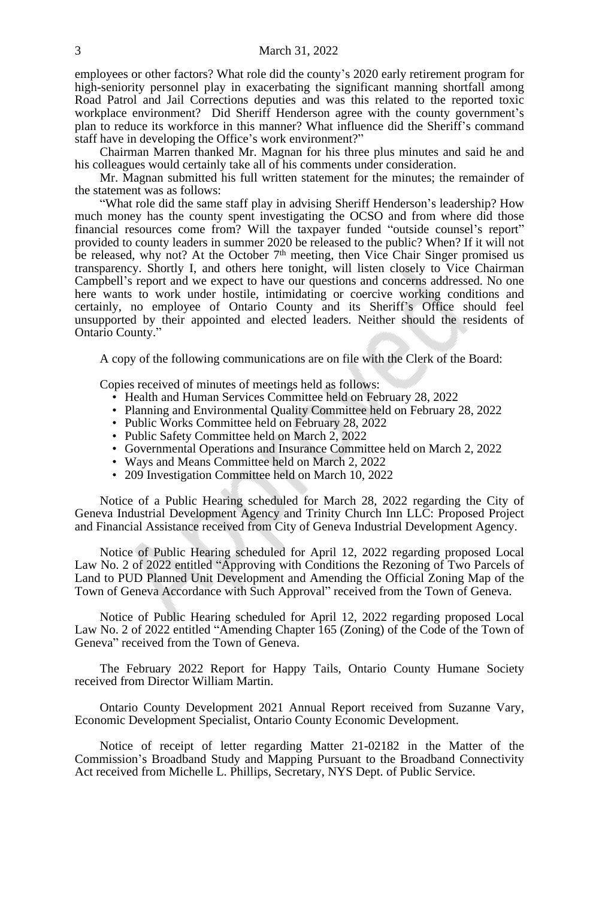employees or other factors? What role did the county's 2020 early retirement program for high-seniority personnel play in exacerbating the significant manning shortfall among Road Patrol and Jail Corrections deputies and was this related to the reported toxic workplace environment? Did Sheriff Henderson agree with the county government's plan to reduce its workforce in this manner? What influence did the Sheriff's command staff have in developing the Office's work environment?"

Chairman Marren thanked Mr. Magnan for his three plus minutes and said he and his colleagues would certainly take all of his comments under consideration.

Mr. Magnan submitted his full written statement for the minutes; the remainder of the statement was as follows:

"What role did the same staff play in advising Sheriff Henderson's leadership? How much money has the county spent investigating the OCSO and from where did those financial resources come from? Will the taxpayer funded "outside counsel's report" provided to county leaders in summer 2020 be released to the public? When? If it will not be released, why not? At the October 7th meeting, then Vice Chair Singer promised us transparency. Shortly I, and others here tonight, will listen closely to Vice Chairman Campbell's report and we expect to have our questions and concerns addressed. No one here wants to work under hostile, intimidating or coercive working conditions and certainly, no employee of Ontario County and its Sheriff's Office should feel unsupported by their appointed and elected leaders. Neither should the residents of Ontario County."

A copy of the following communications are on file with the Clerk of the Board:

Copies received of minutes of meetings held as follows:

- Health and Human Services Committee held on February 28, 2022
- Planning and Environmental Quality Committee held on February 28, 2022
- Public Works Committee held on February 28, 2022
- Public Safety Committee held on March 2, 2022
- Governmental Operations and Insurance Committee held on March 2, 2022
- Ways and Means Committee held on March 2, 2022
- 209 Investigation Committee held on March 10, 2022

Notice of a Public Hearing scheduled for March 28, 2022 regarding the City of Geneva Industrial Development Agency and Trinity Church Inn LLC: Proposed Project and Financial Assistance received from City of Geneva Industrial Development Agency.

Notice of Public Hearing scheduled for April 12, 2022 regarding proposed Local Law No. 2 of 2022 entitled "Approving with Conditions the Rezoning of Two Parcels of Land to PUD Planned Unit Development and Amending the Official Zoning Map of the Town of Geneva Accordance with Such Approval" received from the Town of Geneva.

Notice of Public Hearing scheduled for April 12, 2022 regarding proposed Local Law No. 2 of 2022 entitled "Amending Chapter 165 (Zoning) of the Code of the Town of Geneva" received from the Town of Geneva.

The February 2022 Report for Happy Tails, Ontario County Humane Society received from Director William Martin.

Ontario County Development 2021 Annual Report received from Suzanne Vary, Economic Development Specialist, Ontario County Economic Development.

Notice of receipt of letter regarding Matter 21-02182 in the Matter of the Commission's Broadband Study and Mapping Pursuant to the Broadband Connectivity Act received from Michelle L. Phillips, Secretary, NYS Dept. of Public Service.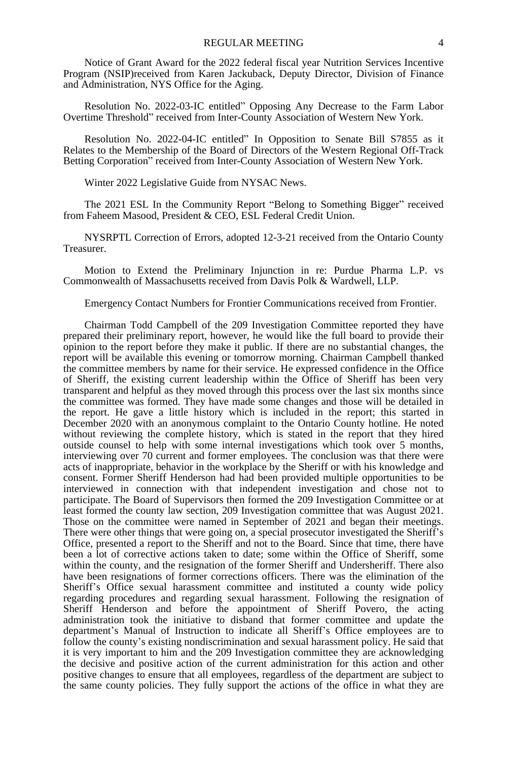Notice of Grant Award for the 2022 federal fiscal year Nutrition Services Incentive Program (NSIP)received from Karen Jackuback, Deputy Director, Division of Finance and Administration, NYS Office for the Aging.

Resolution No. 2022-03-IC entitled" Opposing Any Decrease to the Farm Labor Overtime Threshold" received from Inter-County Association of Western New York.

Resolution No. 2022-04-IC entitled" In Opposition to Senate Bill S7855 as it Relates to the Membership of the Board of Directors of the Western Regional Off-Track Betting Corporation" received from Inter-County Association of Western New York.

Winter 2022 Legislative Guide from NYSAC News.

The 2021 ESL In the Community Report "Belong to Something Bigger" received from Faheem Masood, President & CEO, ESL Federal Credit Union.

NYSRPTL Correction of Errors, adopted 12-3-21 received from the Ontario County Treasurer.

Motion to Extend the Preliminary Injunction in re: Purdue Pharma L.P. vs Commonwealth of Massachusetts received from Davis Polk & Wardwell, LLP.

Emergency Contact Numbers for Frontier Communications received from Frontier.

Chairman Todd Campbell of the 209 Investigation Committee reported they have prepared their preliminary report, however, he would like the full board to provide their opinion to the report before they make it public. If there are no substantial changes, the report will be available this evening or tomorrow morning. Chairman Campbell thanked the committee members by name for their service. He expressed confidence in the Office of Sheriff, the existing current leadership within the Office of Sheriff has been very transparent and helpful as they moved through this process over the last six months since the committee was formed. They have made some changes and those will be detailed in the report. He gave a little history which is included in the report; this started in December 2020 with an anonymous complaint to the Ontario County hotline. He noted without reviewing the complete history, which is stated in the report that they hired outside counsel to help with some internal investigations which took over 5 months, interviewing over 70 current and former employees. The conclusion was that there were acts of inappropriate, behavior in the workplace by the Sheriff or with his knowledge and consent. Former Sheriff Henderson had had been provided multiple opportunities to be interviewed in connection with that independent investigation and chose not to participate. The Board of Supervisors then formed the 209 Investigation Committee or at least formed the county law section, 209 Investigation committee that was August 2021. Those on the committee were named in September of 2021 and began their meetings. There were other things that were going on, a special prosecutor investigated the Sheriff's Office, presented a report to the Sheriff and not to the Board. Since that time, there have been a lot of corrective actions taken to date; some within the Office of Sheriff, some within the county, and the resignation of the former Sheriff and Undersheriff. There also have been resignations of former corrections officers. There was the elimination of the Sheriff's Office sexual harassment committee and instituted a county wide policy regarding procedures and regarding sexual harassment. Following the resignation of Sheriff Henderson and before the appointment of Sheriff Povero, the acting administration took the initiative to disband that former committee and update the department's Manual of Instruction to indicate all Sheriff's Office employees are to follow the county's existing nondiscrimination and sexual harassment policy. He said that it is very important to him and the 209 Investigation committee they are acknowledging the decisive and positive action of the current administration for this action and other positive changes to ensure that all employees, regardless of the department are subject to the same county policies. They fully support the actions of the office in what they are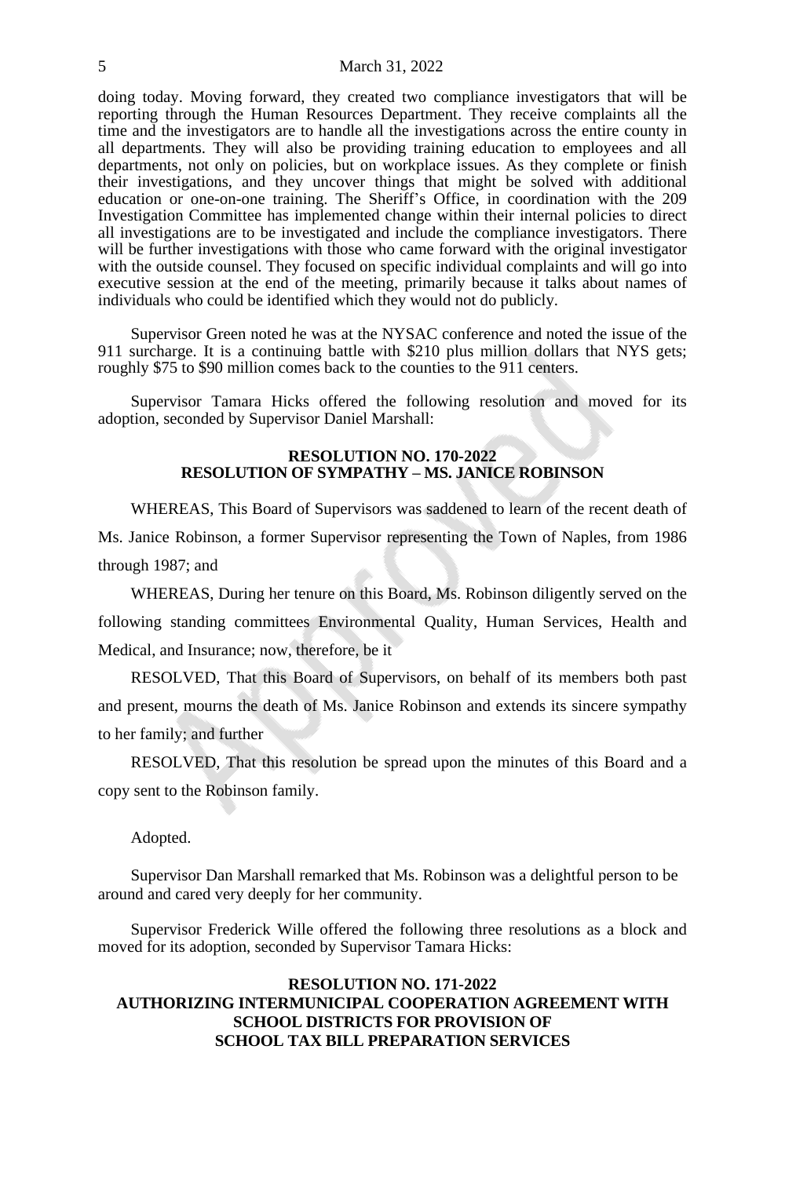doing today. Moving forward, they created two compliance investigators that will be reporting through the Human Resources Department. They receive complaints all the time and the investigators are to handle all the investigations across the entire county in all departments. They will also be providing training education to employees and all departments, not only on policies, but on workplace issues. As they complete or finish their investigations, and they uncover things that might be solved with additional education or one-on-one training. The Sheriff's Office, in coordination with the 209 Investigation Committee has implemented change within their internal policies to direct all investigations are to be investigated and include the compliance investigators. There will be further investigations with those who came forward with the original investigator with the outside counsel. They focused on specific individual complaints and will go into executive session at the end of the meeting, primarily because it talks about names of individuals who could be identified which they would not do publicly.

Supervisor Green noted he was at the NYSAC conference and noted the issue of the 911 surcharge. It is a continuing battle with $210 plus million dollars that NYS gets; roughly $75 to $90 million comes back to the counties to the 911 centers.

Supervisor Tamara Hicks offered the following resolution and moved for its adoption, seconded by Supervisor Daniel Marshall:

**RESOLUTION NO. 170-2022**
**RESOLUTION OF SYMPATHY – MS. JANICE ROBINSON**

WHEREAS, This Board of Supervisors was saddened to learn of the recent death of Ms. Janice Robinson, a former Supervisor representing the Town of Naples, from 1986 through 1987; and

WHEREAS, During her tenure on this Board, Ms. Robinson diligently served on the following standing committees Environmental Quality, Human Services, Health and Medical, and Insurance; now, therefore, be it

RESOLVED, That this Board of Supervisors, on behalf of its members both past and present, mourns the death of Ms. Janice Robinson and extends its sincere sympathy to her family; and further

RESOLVED, That this resolution be spread upon the minutes of this Board and a copy sent to the Robinson family.

Adopted.

Supervisor Dan Marshall remarked that Ms. Robinson was a delightful person to be around and cared very deeply for her community.

Supervisor Frederick Wille offered the following three resolutions as a block and moved for its adoption, seconded by Supervisor Tamara Hicks:

**RESOLUTION NO. 171-2022**
**AUTHORIZING INTERMUNICIPAL COOPERATION AGREEMENT WITH SCHOOL DISTRICTS FOR PROVISION OF SCHOOL TAX BILL PREPARATION SERVICES**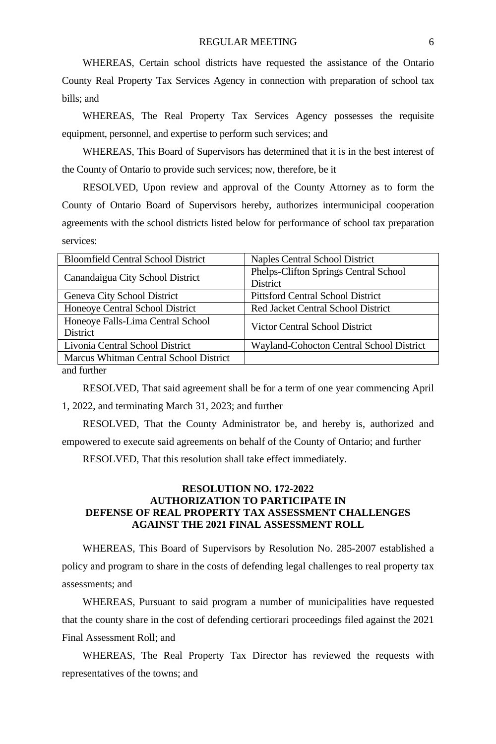WHEREAS, Certain school districts have requested the assistance of the Ontario County Real Property Tax Services Agency in connection with preparation of school tax bills; and

WHEREAS, The Real Property Tax Services Agency possesses the requisite equipment, personnel, and expertise to perform such services; and

WHEREAS, This Board of Supervisors has determined that it is in the best interest of the County of Ontario to provide such services; now, therefore, be it

RESOLVED, Upon review and approval of the County Attorney as to form the County of Ontario Board of Supervisors hereby, authorizes intermunicipal cooperation agreements with the school districts listed below for performance of school tax preparation services:

| | |
|---|---|
| Bloomfield Central School District | Naples Central School District |
| Canandaigua City School District | Phelps-Clifton Springs Central School District |
| Geneva City School District | Pittsford Central School District |
| Honeoye Central School District | Red Jacket Central School District |
| Honeoye Falls-Lima Central School District | Victor Central School District |
| Livonia Central School District | Wayland-Cohocton Central School District |
| Marcus Whitman Central School District | |

and further

RESOLVED, That said agreement shall be for a term of one year commencing April 1, 2022, and terminating March 31, 2023; and further

RESOLVED, That the County Administrator be, and hereby is, authorized and empowered to execute said agreements on behalf of the County of Ontario; and further

RESOLVED, That this resolution shall take effect immediately.

**RESOLUTION NO. 172-2022**
**AUTHORIZATION TO PARTICIPATE IN**
**DEFENSE OF REAL PROPERTY TAX ASSESSMENT CHALLENGES**
**AGAINST THE 2021 FINAL ASSESSMENT ROLL**

WHEREAS, This Board of Supervisors by Resolution No. 285-2007 established a policy and program to share in the costs of defending legal challenges to real property tax assessments; and

WHEREAS, Pursuant to said program a number of municipalities have requested that the county share in the cost of defending certiorari proceedings filed against the 2021 Final Assessment Roll; and

WHEREAS, The Real Property Tax Director has reviewed the requests with representatives of the towns; and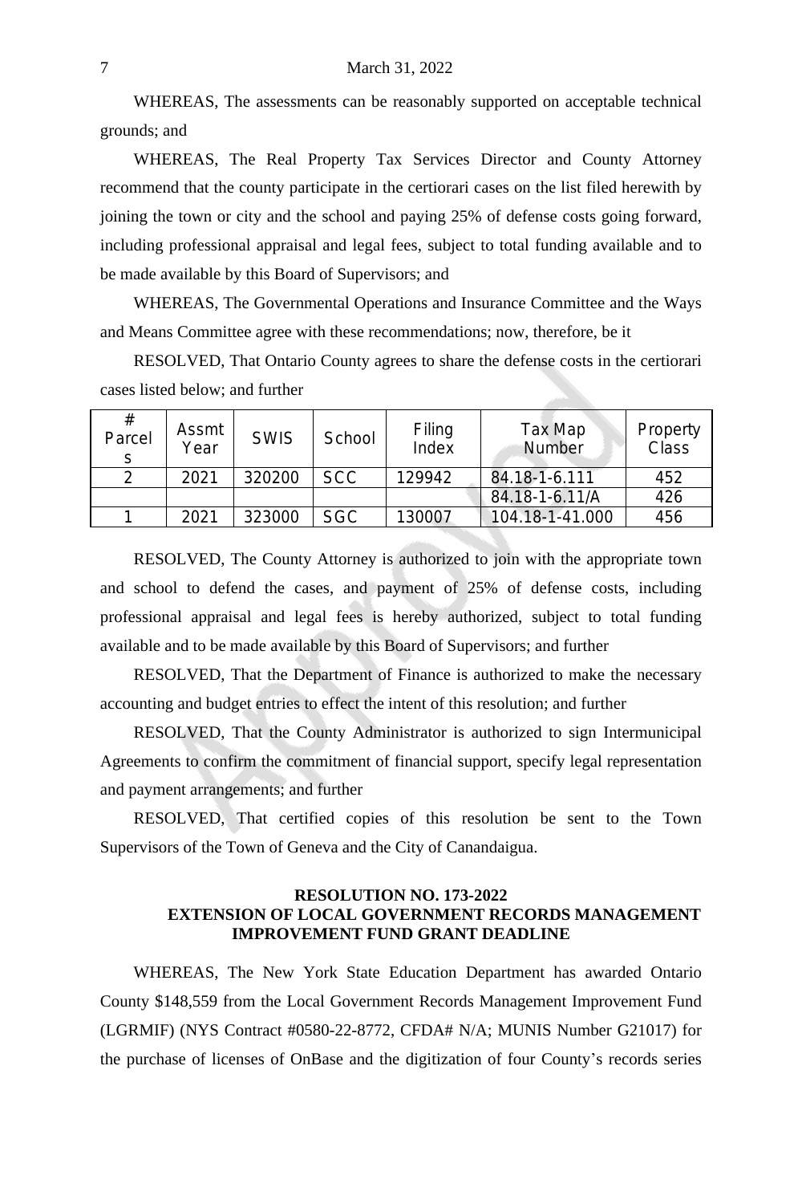WHEREAS, The assessments can be reasonably supported on acceptable technical grounds; and

WHEREAS, The Real Property Tax Services Director and County Attorney recommend that the county participate in the certiorari cases on the list filed herewith by joining the town or city and the school and paying 25% of defense costs going forward, including professional appraisal and legal fees, subject to total funding available and to be made available by this Board of Supervisors; and

WHEREAS, The Governmental Operations and Insurance Committee and the Ways and Means Committee agree with these recommendations; now, therefore, be it

RESOLVED, That Ontario County agrees to share the defense costs in the certiorari cases listed below; and further

| # Parcels | Assmt Year | SWIS | School | Filing Index | Tax Map Number | Property Class |
|---|---|---|---|---|---|---|
| 2 | 2021 | 320200 | SCC | 129942 | 84.18-1-6.111 | 452 |
| | | | | | 84.18-1-6.11/A | 426 |
| 1 | 2021 | 323000 | SGC | 130007 | 104.18-1-41.000 | 456 |

RESOLVED, The County Attorney is authorized to join with the appropriate town and school to defend the cases, and payment of 25% of defense costs, including professional appraisal and legal fees is hereby authorized, subject to total funding available and to be made available by this Board of Supervisors; and further

RESOLVED, That the Department of Finance is authorized to make the necessary accounting and budget entries to effect the intent of this resolution; and further

RESOLVED, That the County Administrator is authorized to sign Intermunicipal Agreements to confirm the commitment of financial support, specify legal representation and payment arrangements; and further

RESOLVED, That certified copies of this resolution be sent to the Town Supervisors of the Town of Geneva and the City of Canandaigua.

## RESOLUTION NO. 173-2022
## EXTENSION OF LOCAL GOVERNMENT RECORDS MANAGEMENT IMPROVEMENT FUND GRANT DEADLINE

WHEREAS, The New York State Education Department has awarded Ontario County $148,559 from the Local Government Records Management Improvement Fund (LGRMIF) (NYS Contract #0580-22-8772, CFDA# N/A; MUNIS Number G21017) for the purchase of licenses of OnBase and the digitization of four County's records series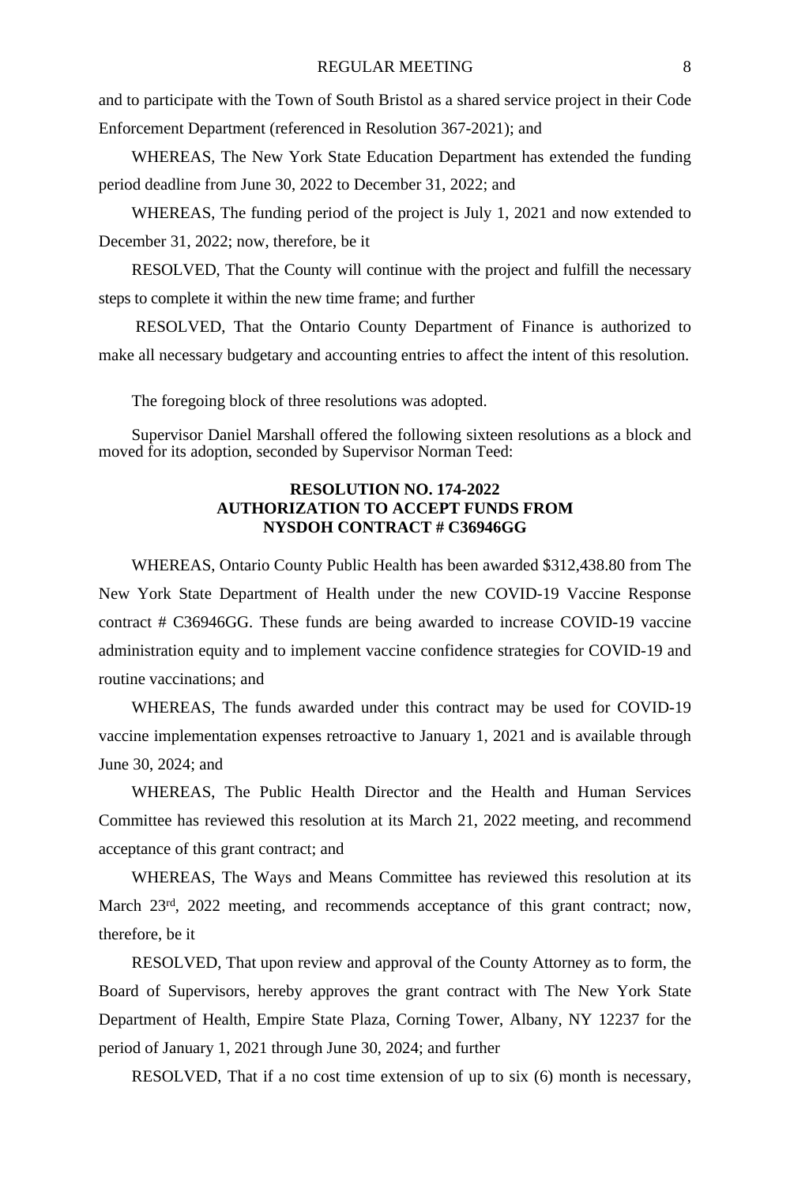and to participate with the Town of South Bristol as a shared service project in their Code Enforcement Department (referenced in Resolution 367-2021); and

WHEREAS, The New York State Education Department has extended the funding period deadline from June 30, 2022 to December 31, 2022; and

WHEREAS, The funding period of the project is July 1, 2021 and now extended to December 31, 2022; now, therefore, be it

RESOLVED, That the County will continue with the project and fulfill the necessary steps to complete it within the new time frame; and further

RESOLVED, That the Ontario County Department of Finance is authorized to make all necessary budgetary and accounting entries to affect the intent of this resolution.

The foregoing block of three resolutions was adopted.

Supervisor Daniel Marshall offered the following sixteen resolutions as a block and moved for its adoption, seconded by Supervisor Norman Teed:

**RESOLUTION NO. 174-2022**
**AUTHORIZATION TO ACCEPT FUNDS FROM**
**NYSDOH CONTRACT # C36946GG**

WHEREAS, Ontario County Public Health has been awarded $312,438.80 from The New York State Department of Health under the new COVID-19 Vaccine Response contract # C36946GG. These funds are being awarded to increase COVID-19 vaccine administration equity and to implement vaccine confidence strategies for COVID-19 and routine vaccinations; and

WHEREAS, The funds awarded under this contract may be used for COVID-19 vaccine implementation expenses retroactive to January 1, 2021 and is available through June 30, 2024; and

WHEREAS, The Public Health Director and the Health and Human Services Committee has reviewed this resolution at its March 21, 2022 meeting, and recommend acceptance of this grant contract; and

WHEREAS, The Ways and Means Committee has reviewed this resolution at its March 23rd, 2022 meeting, and recommends acceptance of this grant contract; now, therefore, be it

RESOLVED, That upon review and approval of the County Attorney as to form, the Board of Supervisors, hereby approves the grant contract with The New York State Department of Health, Empire State Plaza, Corning Tower, Albany, NY 12237 for the period of January 1, 2021 through June 30, 2024; and further

RESOLVED, That if a no cost time extension of up to six (6) month is necessary,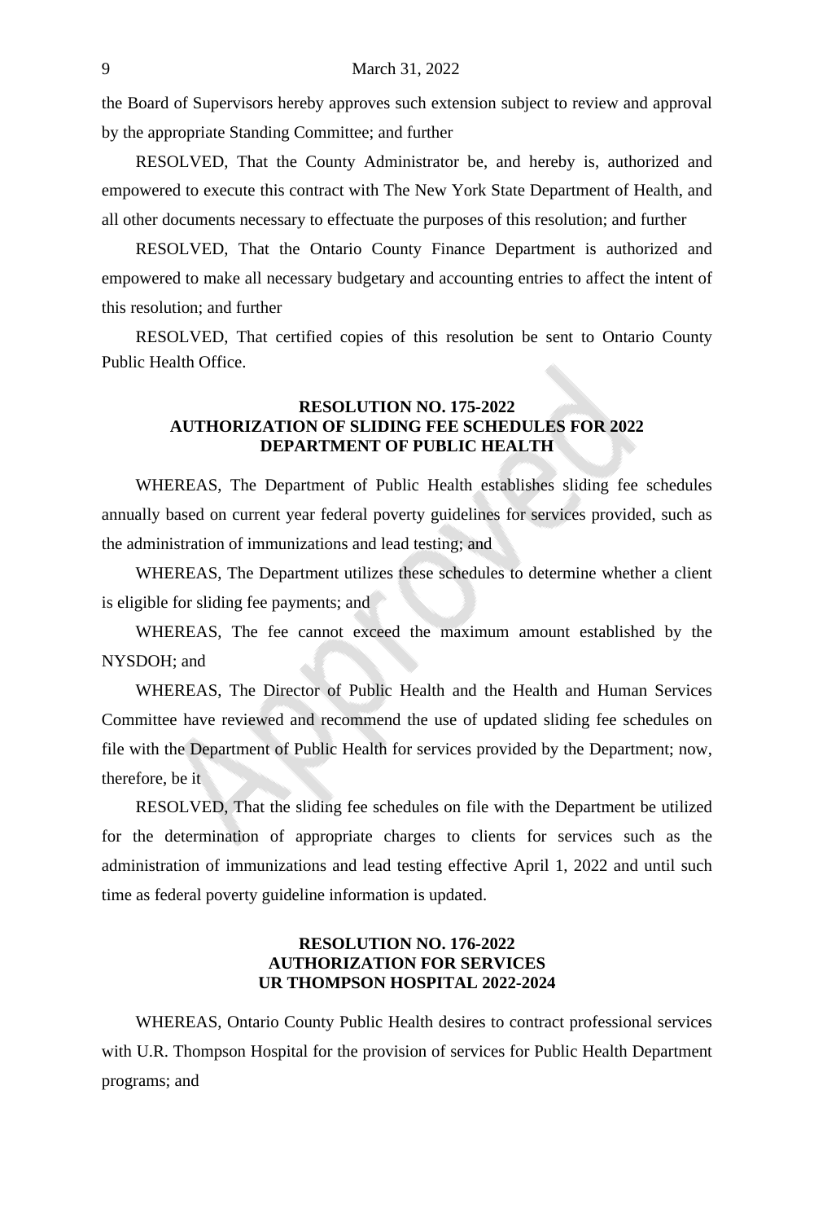the Board of Supervisors hereby approves such extension subject to review and approval by the appropriate Standing Committee; and further

RESOLVED, That the County Administrator be, and hereby is, authorized and empowered to execute this contract with The New York State Department of Health, and all other documents necessary to effectuate the purposes of this resolution; and further

RESOLVED, That the Ontario County Finance Department is authorized and empowered to make all necessary budgetary and accounting entries to affect the intent of this resolution; and further

RESOLVED, That certified copies of this resolution be sent to Ontario County Public Health Office.

**RESOLUTION NO. 175-2022**
**AUTHORIZATION OF SLIDING FEE SCHEDULES FOR 2022**
**DEPARTMENT OF PUBLIC HEALTH**

WHEREAS, The Department of Public Health establishes sliding fee schedules annually based on current year federal poverty guidelines for services provided, such as the administration of immunizations and lead testing; and

WHEREAS, The Department utilizes these schedules to determine whether a client is eligible for sliding fee payments; and

WHEREAS, The fee cannot exceed the maximum amount established by the NYSDOH; and

WHEREAS, The Director of Public Health and the Health and Human Services Committee have reviewed and recommend the use of updated sliding fee schedules on file with the Department of Public Health for services provided by the Department; now, therefore, be it

RESOLVED, That the sliding fee schedules on file with the Department be utilized for the determination of appropriate charges to clients for services such as the administration of immunizations and lead testing effective April 1, 2022 and until such time as federal poverty guideline information is updated.

**RESOLUTION NO. 176-2022**
**AUTHORIZATION FOR SERVICES**
**UR THOMPSON HOSPITAL 2022-2024**

WHEREAS, Ontario County Public Health desires to contract professional services with U.R. Thompson Hospital for the provision of services for Public Health Department programs; and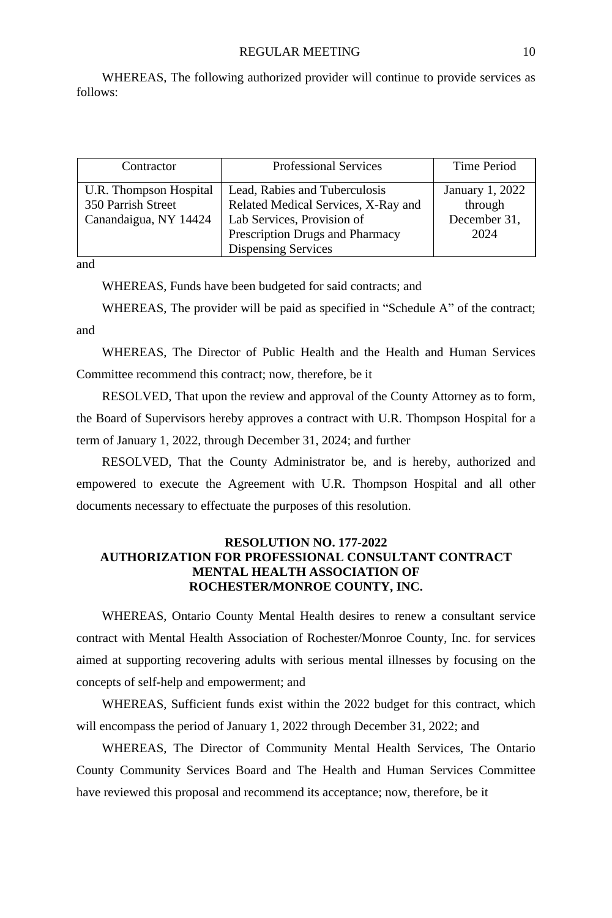WHEREAS, The following authorized provider will continue to provide services as follows:

| Contractor | Professional Services | Time Period |
|---|---|---|
| U.R. Thompson Hospital<br>350 Parrish Street<br>Canandaigua, NY 14424 | Lead, Rabies and Tuberculosis Related Medical Services, X-Ray and Lab Services, Provision of Prescription Drugs and Pharmacy Dispensing Services | January 1, 2022 through December 31, 2024 |

and

WHEREAS, Funds have been budgeted for said contracts; and

WHEREAS, The provider will be paid as specified in "Schedule A" of the contract; and

WHEREAS, The Director of Public Health and the Health and Human Services Committee recommend this contract; now, therefore, be it

RESOLVED, That upon the review and approval of the County Attorney as to form, the Board of Supervisors hereby approves a contract with U.R. Thompson Hospital for a term of January 1, 2022, through December 31, 2024; and further

RESOLVED, That the County Administrator be, and is hereby, authorized and empowered to execute the Agreement with U.R. Thompson Hospital and all other documents necessary to effectuate the purposes of this resolution.

**RESOLUTION NO. 177-2022**
**AUTHORIZATION FOR PROFESSIONAL CONSULTANT CONTRACT**
**MENTAL HEALTH ASSOCIATION OF**
**ROCHESTER/MONROE COUNTY, INC.**

WHEREAS, Ontario County Mental Health desires to renew a consultant service contract with Mental Health Association of Rochester/Monroe County, Inc. for services aimed at supporting recovering adults with serious mental illnesses by focusing on the concepts of self-help and empowerment; and

WHEREAS, Sufficient funds exist within the 2022 budget for this contract, which will encompass the period of January 1, 2022 through December 31, 2022; and

WHEREAS, The Director of Community Mental Health Services, The Ontario County Community Services Board and The Health and Human Services Committee have reviewed this proposal and recommend its acceptance; now, therefore, be it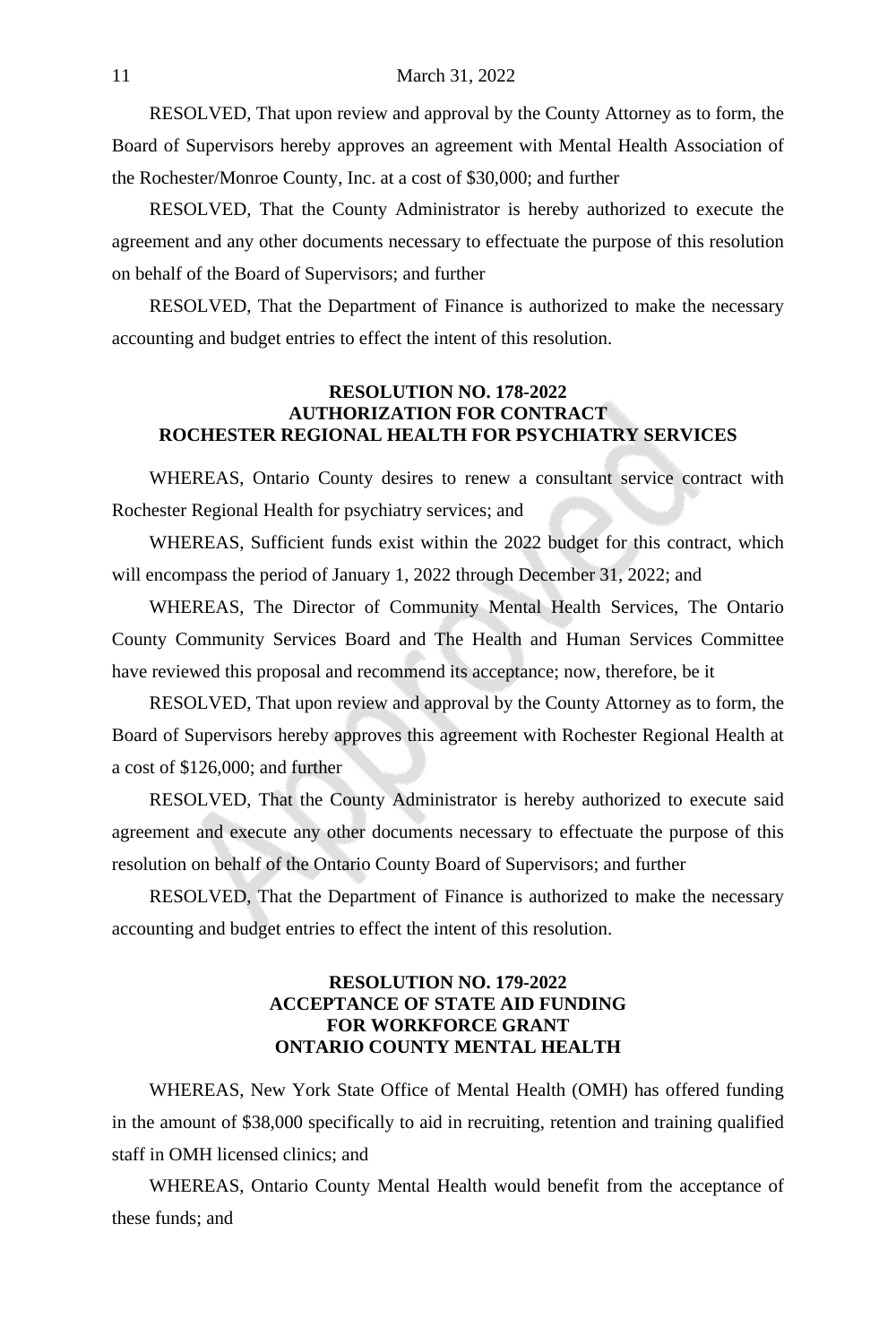RESOLVED, That upon review and approval by the County Attorney as to form, the Board of Supervisors hereby approves an agreement with Mental Health Association of the Rochester/Monroe County, Inc. at a cost of $30,000; and further

RESOLVED, That the County Administrator is hereby authorized to execute the agreement and any other documents necessary to effectuate the purpose of this resolution on behalf of the Board of Supervisors; and further

RESOLVED, That the Department of Finance is authorized to make the necessary accounting and budget entries to effect the intent of this resolution.

**RESOLUTION NO. 178-2022**
**AUTHORIZATION FOR CONTRACT**
**ROCHESTER REGIONAL HEALTH FOR PSYCHIATRY SERVICES**

WHEREAS, Ontario County desires to renew a consultant service contract with Rochester Regional Health for psychiatry services; and

WHEREAS, Sufficient funds exist within the 2022 budget for this contract, which will encompass the period of January 1, 2022 through December 31, 2022; and

WHEREAS, The Director of Community Mental Health Services, The Ontario County Community Services Board and The Health and Human Services Committee have reviewed this proposal and recommend its acceptance; now, therefore, be it

RESOLVED, That upon review and approval by the County Attorney as to form, the Board of Supervisors hereby approves this agreement with Rochester Regional Health at a cost of $126,000; and further

RESOLVED, That the County Administrator is hereby authorized to execute said agreement and execute any other documents necessary to effectuate the purpose of this resolution on behalf of the Ontario County Board of Supervisors; and further

RESOLVED, That the Department of Finance is authorized to make the necessary accounting and budget entries to effect the intent of this resolution.

**RESOLUTION NO. 179-2022**
**ACCEPTANCE OF STATE AID FUNDING**
**FOR WORKFORCE GRANT**
**ONTARIO COUNTY MENTAL HEALTH**

WHEREAS, New York State Office of Mental Health (OMH) has offered funding in the amount of $38,000 specifically to aid in recruiting, retention and training qualified staff in OMH licensed clinics; and

WHEREAS, Ontario County Mental Health would benefit from the acceptance of these funds; and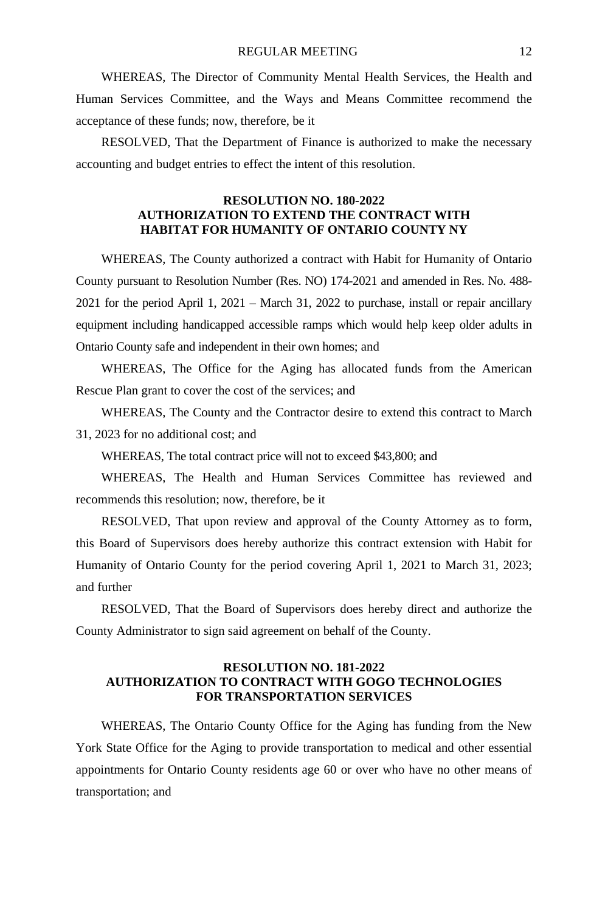WHEREAS, The Director of Community Mental Health Services, the Health and Human Services Committee, and the Ways and Means Committee recommend the acceptance of these funds; now, therefore, be it

RESOLVED, That the Department of Finance is authorized to make the necessary accounting and budget entries to effect the intent of this resolution.

## RESOLUTION NO. 180-2022
## AUTHORIZATION TO EXTEND THE CONTRACT WITH HABITAT FOR HUMANITY OF ONTARIO COUNTY NY

WHEREAS, The County authorized a contract with Habit for Humanity of Ontario County pursuant to Resolution Number (Res. NO) 174-2021 and amended in Res. No. 488-2021 for the period April 1, 2021 – March 31, 2022 to purchase, install or repair ancillary equipment including handicapped accessible ramps which would help keep older adults in Ontario County safe and independent in their own homes; and

WHEREAS, The Office for the Aging has allocated funds from the American Rescue Plan grant to cover the cost of the services; and

WHEREAS, The County and the Contractor desire to extend this contract to March 31, 2023 for no additional cost; and

WHEREAS, The total contract price will not to exceed $43,800; and

WHEREAS, The Health and Human Services Committee has reviewed and recommends this resolution; now, therefore, be it

RESOLVED, That upon review and approval of the County Attorney as to form, this Board of Supervisors does hereby authorize this contract extension with Habit for Humanity of Ontario County for the period covering April 1, 2021 to March 31, 2023; and further

RESOLVED, That the Board of Supervisors does hereby direct and authorize the County Administrator to sign said agreement on behalf of the County.

## RESOLUTION NO. 181-2022
## AUTHORIZATION TO CONTRACT WITH GOGO TECHNOLOGIES FOR TRANSPORTATION SERVICES

WHEREAS, The Ontario County Office for the Aging has funding from the New York State Office for the Aging to provide transportation to medical and other essential appointments for Ontario County residents age 60 or over who have no other means of transportation; and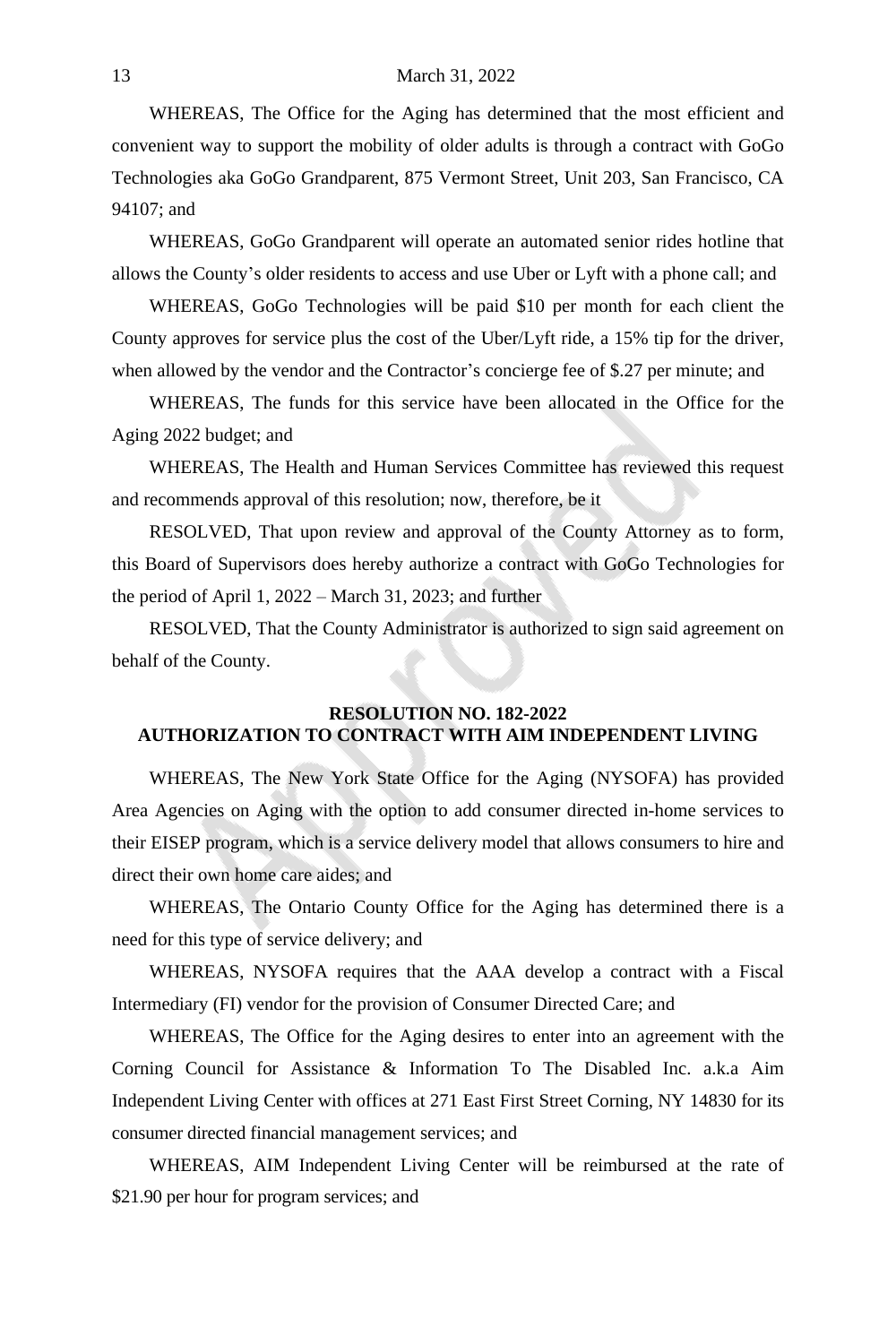WHEREAS, The Office for the Aging has determined that the most efficient and convenient way to support the mobility of older adults is through a contract with GoGo Technologies aka GoGo Grandparent, 875 Vermont Street, Unit 203, San Francisco, CA 94107; and

WHEREAS, GoGo Grandparent will operate an automated senior rides hotline that allows the County's older residents to access and use Uber or Lyft with a phone call; and

WHEREAS, GoGo Technologies will be paid $10 per month for each client the County approves for service plus the cost of the Uber/Lyft ride, a 15% tip for the driver, when allowed by the vendor and the Contractor's concierge fee of $.27 per minute; and

WHEREAS, The funds for this service have been allocated in the Office for the Aging 2022 budget; and

WHEREAS, The Health and Human Services Committee has reviewed this request and recommends approval of this resolution; now, therefore, be it

RESOLVED, That upon review and approval of the County Attorney as to form, this Board of Supervisors does hereby authorize a contract with GoGo Technologies for the period of April 1, 2022 – March 31, 2023; and further

RESOLVED, That the County Administrator is authorized to sign said agreement on behalf of the County.

## RESOLUTION NO. 182-2022
## AUTHORIZATION TO CONTRACT WITH AIM INDEPENDENT LIVING

WHEREAS, The New York State Office for the Aging (NYSOFA) has provided Area Agencies on Aging with the option to add consumer directed in-home services to their EISEP program, which is a service delivery model that allows consumers to hire and direct their own home care aides; and

WHEREAS, The Ontario County Office for the Aging has determined there is a need for this type of service delivery; and

WHEREAS, NYSOFA requires that the AAA develop a contract with a Fiscal Intermediary (FI) vendor for the provision of Consumer Directed Care; and

WHEREAS, The Office for the Aging desires to enter into an agreement with the Corning Council for Assistance & Information To The Disabled Inc. a.k.a Aim Independent Living Center with offices at 271 East First Street Corning, NY 14830 for its consumer directed financial management services; and

WHEREAS, AIM Independent Living Center will be reimbursed at the rate of $21.90 per hour for program services; and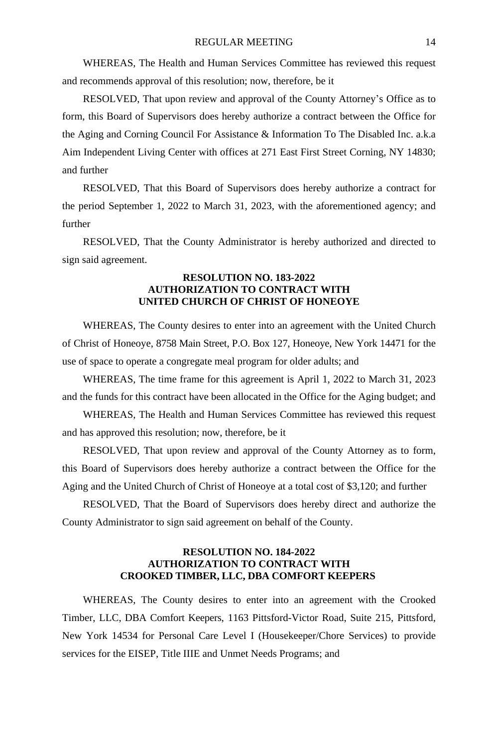WHEREAS, The Health and Human Services Committee has reviewed this request and recommends approval of this resolution; now, therefore, be it

RESOLVED, That upon review and approval of the County Attorney's Office as to form, this Board of Supervisors does hereby authorize a contract between the Office for the Aging and Corning Council For Assistance & Information To The Disabled Inc. a.k.a Aim Independent Living Center with offices at 271 East First Street Corning, NY 14830; and further

RESOLVED, That this Board of Supervisors does hereby authorize a contract for the period September 1, 2022 to March 31, 2023, with the aforementioned agency; and further

RESOLVED, That the County Administrator is hereby authorized and directed to sign said agreement.

**RESOLUTION NO. 183-2022**
**AUTHORIZATION TO CONTRACT WITH**
**UNITED CHURCH OF CHRIST OF HONEOYE**

WHEREAS, The County desires to enter into an agreement with the United Church of Christ of Honeoye, 8758 Main Street, P.O. Box 127, Honeoye, New York 14471 for the use of space to operate a congregate meal program for older adults; and

WHEREAS, The time frame for this agreement is April 1, 2022 to March 31, 2023 and the funds for this contract have been allocated in the Office for the Aging budget; and

WHEREAS, The Health and Human Services Committee has reviewed this request and has approved this resolution; now, therefore, be it

RESOLVED, That upon review and approval of the County Attorney as to form, this Board of Supervisors does hereby authorize a contract between the Office for the Aging and the United Church of Christ of Honeoye at a total cost of $3,120; and further

RESOLVED, That the Board of Supervisors does hereby direct and authorize the County Administrator to sign said agreement on behalf of the County.

**RESOLUTION NO. 184-2022**
**AUTHORIZATION TO CONTRACT WITH**
**CROOKED TIMBER, LLC, DBA COMFORT KEEPERS**

WHEREAS, The County desires to enter into an agreement with the Crooked Timber, LLC, DBA Comfort Keepers, 1163 Pittsford-Victor Road, Suite 215, Pittsford, New York 14534 for Personal Care Level I (Housekeeper/Chore Services) to provide services for the EISEP, Title IIIE and Unmet Needs Programs; and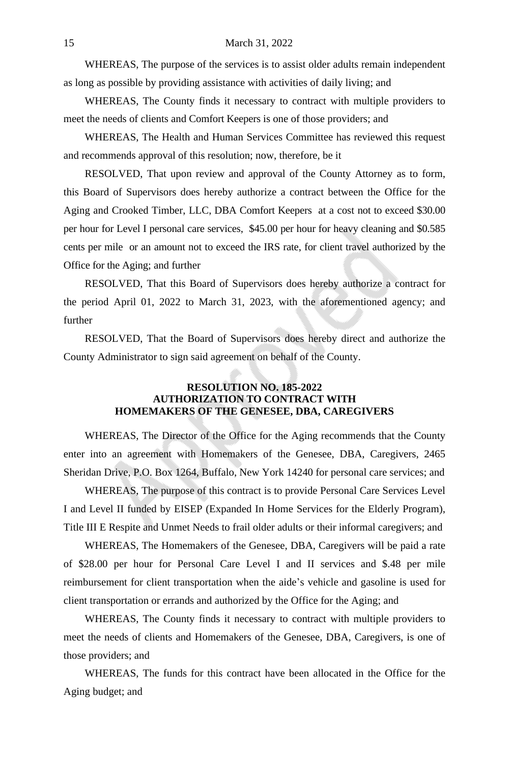WHEREAS, The purpose of the services is to assist older adults remain independent as long as possible by providing assistance with activities of daily living; and

WHEREAS, The County finds it necessary to contract with multiple providers to meet the needs of clients and Comfort Keepers is one of those providers; and

WHEREAS, The Health and Human Services Committee has reviewed this request and recommends approval of this resolution; now, therefore, be it

RESOLVED, That upon review and approval of the County Attorney as to form, this Board of Supervisors does hereby authorize a contract between the Office for the Aging and Crooked Timber, LLC, DBA Comfort Keepers at a cost not to exceed $30.00 per hour for Level I personal care services, $45.00 per hour for heavy cleaning and $0.585 cents per mile or an amount not to exceed the IRS rate, for client travel authorized by the Office for the Aging; and further

RESOLVED, That this Board of Supervisors does hereby authorize a contract for the period April 01, 2022 to March 31, 2023, with the aforementioned agency; and further

RESOLVED, That the Board of Supervisors does hereby direct and authorize the County Administrator to sign said agreement on behalf of the County.

**RESOLUTION NO. 185-2022**
**AUTHORIZATION TO CONTRACT WITH**
**HOMEMAKERS OF THE GENESEE, DBA, CAREGIVERS**

WHEREAS, The Director of the Office for the Aging recommends that the County enter into an agreement with Homemakers of the Genesee, DBA, Caregivers, 2465 Sheridan Drive, P.O. Box 1264, Buffalo, New York 14240 for personal care services; and

WHEREAS, The purpose of this contract is to provide Personal Care Services Level I and Level II funded by EISEP (Expanded In Home Services for the Elderly Program), Title III E Respite and Unmet Needs to frail older adults or their informal caregivers; and

WHEREAS, The Homemakers of the Genesee, DBA, Caregivers will be paid a rate of $28.00 per hour for Personal Care Level I and II services and $.48 per mile reimbursement for client transportation when the aide's vehicle and gasoline is used for client transportation or errands and authorized by the Office for the Aging; and

WHEREAS, The County finds it necessary to contract with multiple providers to meet the needs of clients and Homemakers of the Genesee, DBA, Caregivers, is one of those providers; and

WHEREAS, The funds for this contract have been allocated in the Office for the Aging budget; and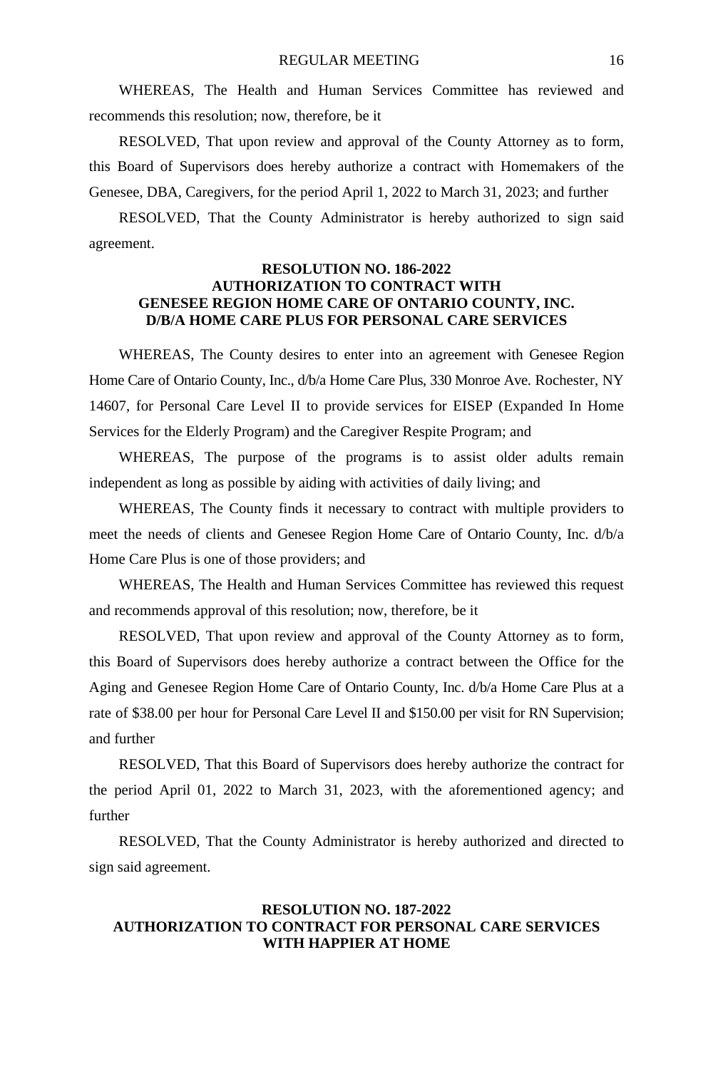WHEREAS, The Health and Human Services Committee has reviewed and recommends this resolution; now, therefore, be it

RESOLVED, That upon review and approval of the County Attorney as to form, this Board of Supervisors does hereby authorize a contract with Homemakers of the Genesee, DBA, Caregivers, for the period April 1, 2022 to March 31, 2023; and further

RESOLVED, That the County Administrator is hereby authorized to sign said agreement.

**RESOLUTION NO. 186-2022**
**AUTHORIZATION TO CONTRACT WITH**
**GENESEE REGION HOME CARE OF ONTARIO COUNTY, INC.**
**D/B/A HOME CARE PLUS FOR PERSONAL CARE SERVICES**

WHEREAS, The County desires to enter into an agreement with Genesee Region Home Care of Ontario County, Inc., d/b/a Home Care Plus, 330 Monroe Ave. Rochester, NY 14607, for Personal Care Level II to provide services for EISEP (Expanded In Home Services for the Elderly Program) and the Caregiver Respite Program; and

WHEREAS, The purpose of the programs is to assist older adults remain independent as long as possible by aiding with activities of daily living; and

WHEREAS, The County finds it necessary to contract with multiple providers to meet the needs of clients and Genesee Region Home Care of Ontario County, Inc. d/b/a Home Care Plus is one of those providers; and

WHEREAS, The Health and Human Services Committee has reviewed this request and recommends approval of this resolution; now, therefore, be it

RESOLVED, That upon review and approval of the County Attorney as to form, this Board of Supervisors does hereby authorize a contract between the Office for the Aging and Genesee Region Home Care of Ontario County, Inc. d/b/a Home Care Plus at a rate of $38.00 per hour for Personal Care Level II and $150.00 per visit for RN Supervision; and further

RESOLVED, That this Board of Supervisors does hereby authorize the contract for the period April 01, 2022 to March 31, 2023, with the aforementioned agency; and further

RESOLVED, That the County Administrator is hereby authorized and directed to sign said agreement.

**RESOLUTION NO. 187-2022**
**AUTHORIZATION TO CONTRACT FOR PERSONAL CARE SERVICES**
**WITH HAPPIER AT HOME**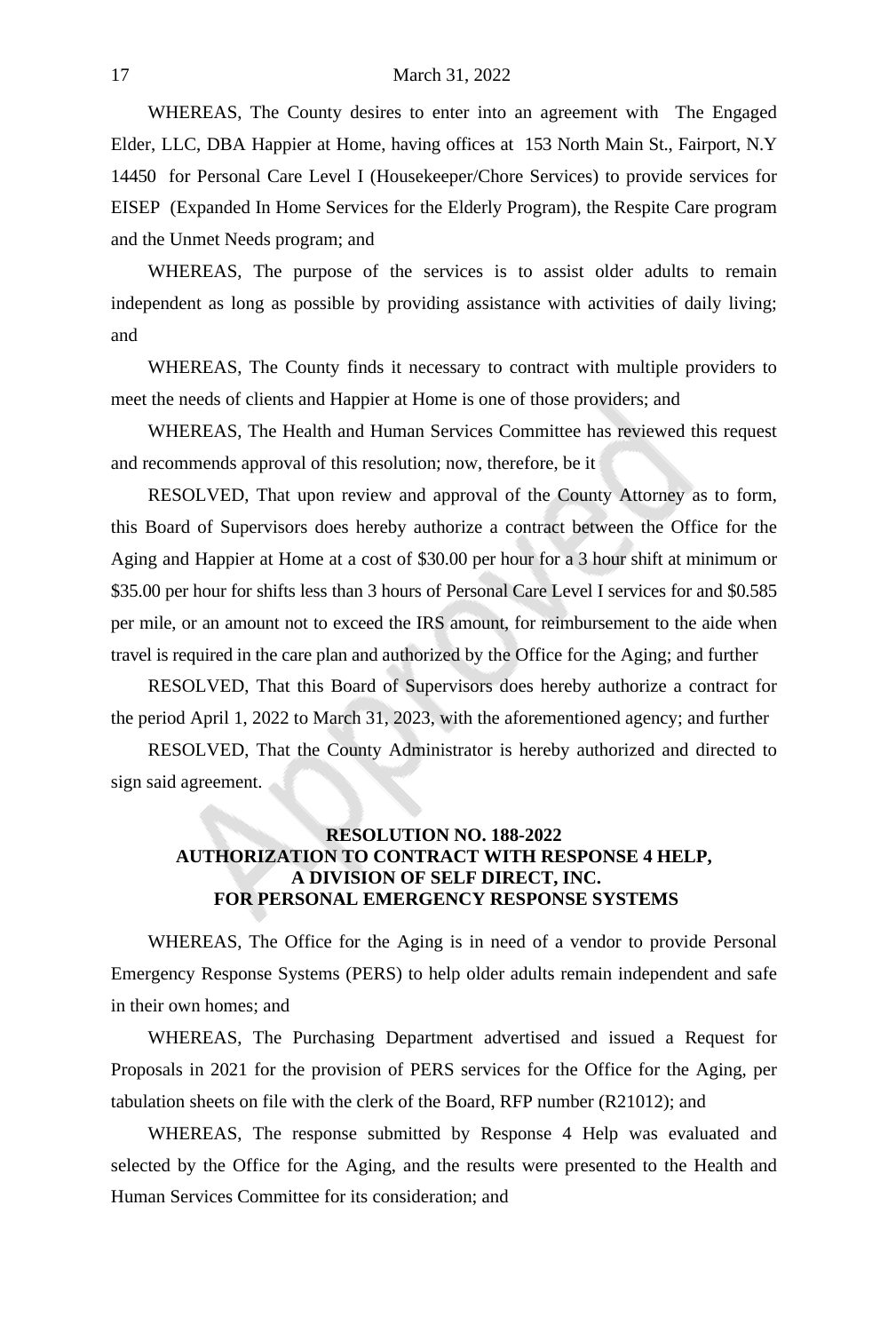WHEREAS, The County desires to enter into an agreement with The Engaged Elder, LLC, DBA Happier at Home, having offices at 153 North Main St., Fairport, N.Y 14450 for Personal Care Level I (Housekeeper/Chore Services) to provide services for EISEP (Expanded In Home Services for the Elderly Program), the Respite Care program and the Unmet Needs program; and

WHEREAS, The purpose of the services is to assist older adults to remain independent as long as possible by providing assistance with activities of daily living; and

WHEREAS, The County finds it necessary to contract with multiple providers to meet the needs of clients and Happier at Home is one of those providers; and

WHEREAS, The Health and Human Services Committee has reviewed this request and recommends approval of this resolution; now, therefore, be it

RESOLVED, That upon review and approval of the County Attorney as to form, this Board of Supervisors does hereby authorize a contract between the Office for the Aging and Happier at Home at a cost of $30.00 per hour for a 3 hour shift at minimum or $35.00 per hour for shifts less than 3 hours of Personal Care Level I services for and $0.585 per mile, or an amount not to exceed the IRS amount, for reimbursement to the aide when travel is required in the care plan and authorized by the Office for the Aging; and further

RESOLVED, That this Board of Supervisors does hereby authorize a contract for the period April 1, 2022 to March 31, 2023, with the aforementioned agency; and further

RESOLVED, That the County Administrator is hereby authorized and directed to sign said agreement.

**RESOLUTION NO. 188-2022**
**AUTHORIZATION TO CONTRACT WITH RESPONSE 4 HELP, A DIVISION OF SELF DIRECT, INC. FOR PERSONAL EMERGENCY RESPONSE SYSTEMS**

WHEREAS, The Office for the Aging is in need of a vendor to provide Personal Emergency Response Systems (PERS) to help older adults remain independent and safe in their own homes; and

WHEREAS, The Purchasing Department advertised and issued a Request for Proposals in 2021 for the provision of PERS services for the Office for the Aging, per tabulation sheets on file with the clerk of the Board, RFP number (R21012); and

WHEREAS, The response submitted by Response 4 Help was evaluated and selected by the Office for the Aging, and the results were presented to the Health and Human Services Committee for its consideration; and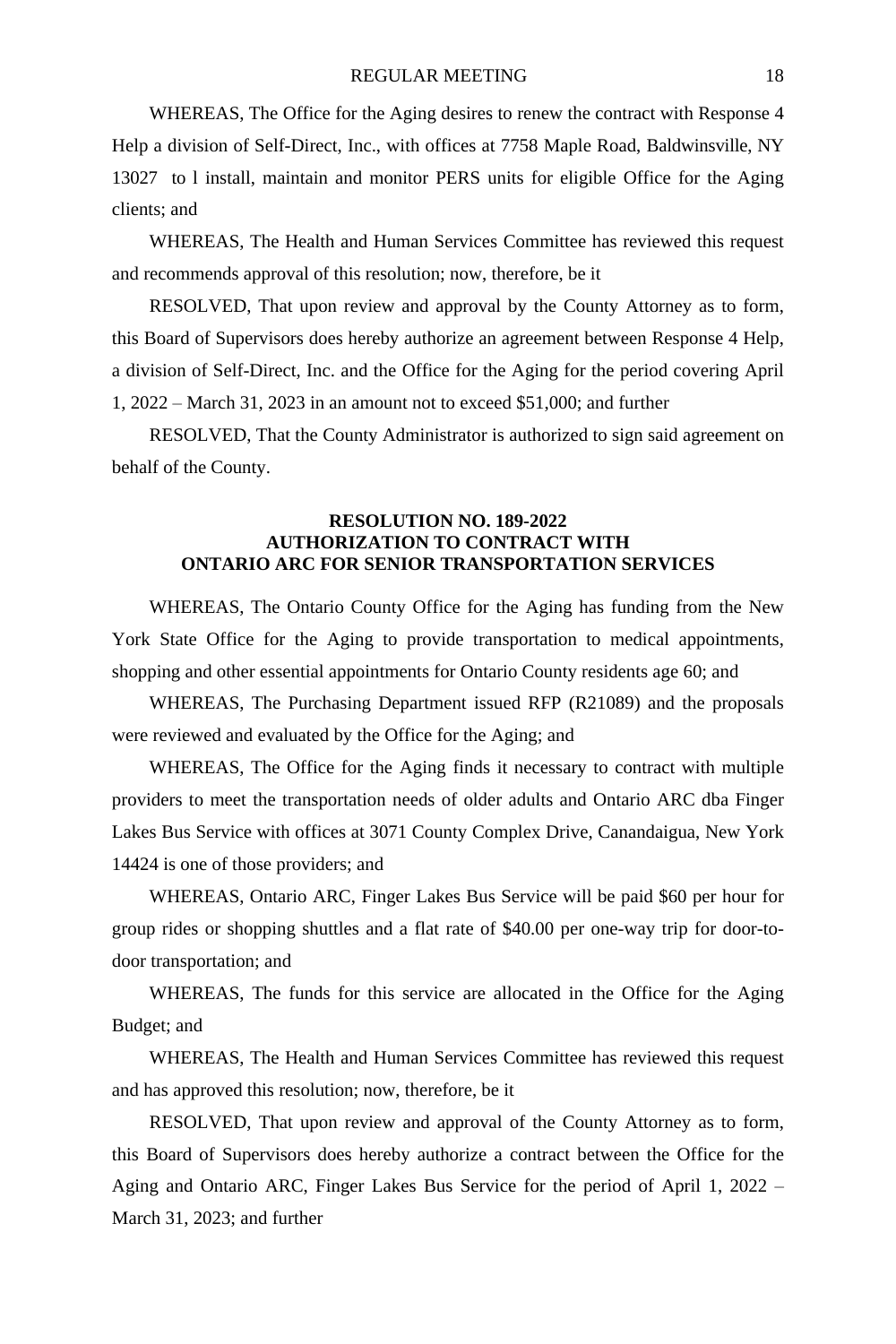WHEREAS, The Office for the Aging desires to renew the contract with Response 4 Help a division of Self-Direct, Inc., with offices at 7758 Maple Road, Baldwinsville, NY 13027 to l install, maintain and monitor PERS units for eligible Office for the Aging clients; and

WHEREAS, The Health and Human Services Committee has reviewed this request and recommends approval of this resolution; now, therefore, be it

RESOLVED, That upon review and approval by the County Attorney as to form, this Board of Supervisors does hereby authorize an agreement between Response 4 Help, a division of Self-Direct, Inc. and the Office for the Aging for the period covering April 1, 2022 – March 31, 2023 in an amount not to exceed $51,000; and further

RESOLVED, That the County Administrator is authorized to sign said agreement on behalf of the County.

**RESOLUTION NO. 189-2022**
**AUTHORIZATION TO CONTRACT WITH**
**ONTARIO ARC FOR SENIOR TRANSPORTATION SERVICES**

WHEREAS, The Ontario County Office for the Aging has funding from the New York State Office for the Aging to provide transportation to medical appointments, shopping and other essential appointments for Ontario County residents age 60; and

WHEREAS, The Purchasing Department issued RFP (R21089) and the proposals were reviewed and evaluated by the Office for the Aging; and

WHEREAS, The Office for the Aging finds it necessary to contract with multiple providers to meet the transportation needs of older adults and Ontario ARC dba Finger Lakes Bus Service with offices at 3071 County Complex Drive, Canandaigua, New York 14424 is one of those providers; and

WHEREAS, Ontario ARC, Finger Lakes Bus Service will be paid $60 per hour for group rides or shopping shuttles and a flat rate of $40.00 per one-way trip for door-to-door transportation; and

WHEREAS, The funds for this service are allocated in the Office for the Aging Budget; and

WHEREAS, The Health and Human Services Committee has reviewed this request and has approved this resolution; now, therefore, be it

RESOLVED, That upon review and approval of the County Attorney as to form, this Board of Supervisors does hereby authorize a contract between the Office for the Aging and Ontario ARC, Finger Lakes Bus Service for the period of April 1, 2022 – March 31, 2023; and further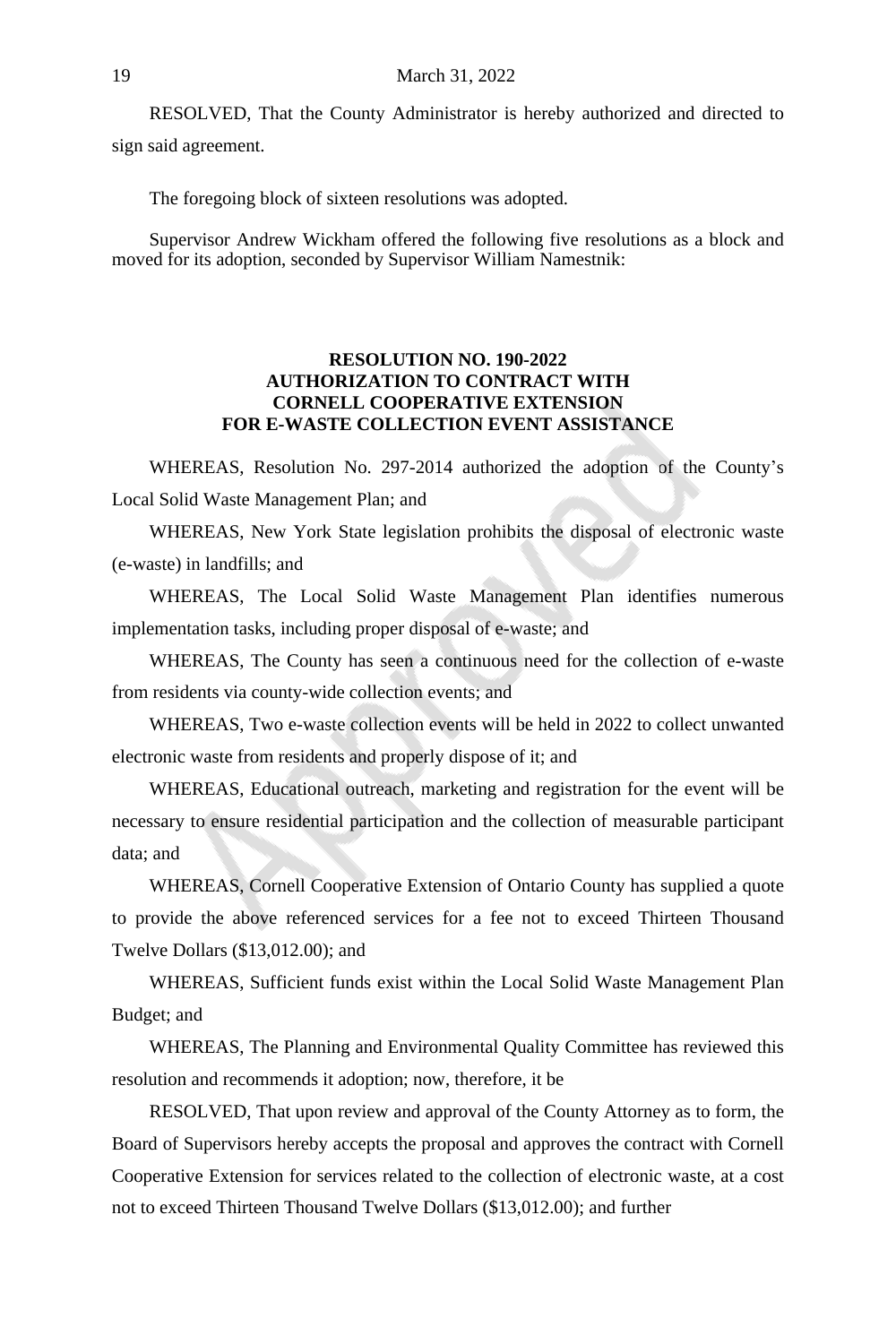RESOLVED, That the County Administrator is hereby authorized and directed to sign said agreement.

The foregoing block of sixteen resolutions was adopted.

Supervisor Andrew Wickham offered the following five resolutions as a block and moved for its adoption, seconded by Supervisor William Namestnik:

**RESOLUTION NO. 190-2022**
**AUTHORIZATION TO CONTRACT WITH**
**CORNELL COOPERATIVE EXTENSION**
**FOR E-WASTE COLLECTION EVENT ASSISTANCE**

WHEREAS, Resolution No. 297-2014 authorized the adoption of the County's Local Solid Waste Management Plan; and

WHEREAS, New York State legislation prohibits the disposal of electronic waste (e-waste) in landfills; and

WHEREAS, The Local Solid Waste Management Plan identifies numerous implementation tasks, including proper disposal of e-waste; and

WHEREAS, The County has seen a continuous need for the collection of e-waste from residents via county-wide collection events; and

WHEREAS, Two e-waste collection events will be held in 2022 to collect unwanted electronic waste from residents and properly dispose of it; and

WHEREAS, Educational outreach, marketing and registration for the event will be necessary to ensure residential participation and the collection of measurable participant data; and

WHEREAS, Cornell Cooperative Extension of Ontario County has supplied a quote to provide the above referenced services for a fee not to exceed Thirteen Thousand Twelve Dollars ($13,012.00); and

WHEREAS, Sufficient funds exist within the Local Solid Waste Management Plan Budget; and

WHEREAS, The Planning and Environmental Quality Committee has reviewed this resolution and recommends it adoption; now, therefore, it be

RESOLVED, That upon review and approval of the County Attorney as to form, the Board of Supervisors hereby accepts the proposal and approves the contract with Cornell Cooperative Extension for services related to the collection of electronic waste, at a cost not to exceed Thirteen Thousand Twelve Dollars ($13,012.00); and further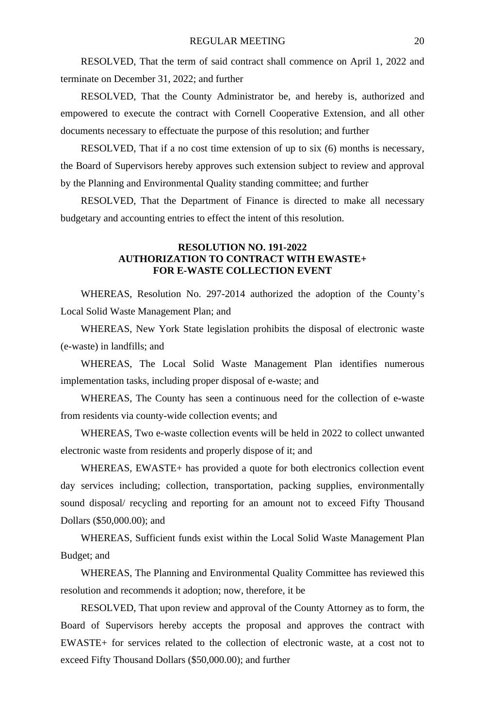RESOLVED, That the term of said contract shall commence on April 1, 2022 and terminate on December 31, 2022; and further

RESOLVED, That the County Administrator be, and hereby is, authorized and empowered to execute the contract with Cornell Cooperative Extension, and all other documents necessary to effectuate the purpose of this resolution; and further

RESOLVED, That if a no cost time extension of up to six (6) months is necessary, the Board of Supervisors hereby approves such extension subject to review and approval by the Planning and Environmental Quality standing committee; and further

RESOLVED, That the Department of Finance is directed to make all necessary budgetary and accounting entries to effect the intent of this resolution.

**RESOLUTION NO. 191-2022**
**AUTHORIZATION TO CONTRACT WITH EWASTE+**
**FOR E-WASTE COLLECTION EVENT**

WHEREAS, Resolution No. 297-2014 authorized the adoption of the County's Local Solid Waste Management Plan; and

WHEREAS, New York State legislation prohibits the disposal of electronic waste (e-waste) in landfills; and

WHEREAS, The Local Solid Waste Management Plan identifies numerous implementation tasks, including proper disposal of e-waste; and

WHEREAS, The County has seen a continuous need for the collection of e-waste from residents via county-wide collection events; and

WHEREAS, Two e-waste collection events will be held in 2022 to collect unwanted electronic waste from residents and properly dispose of it; and

WHEREAS, EWASTE+ has provided a quote for both electronics collection event day services including; collection, transportation, packing supplies, environmentally sound disposal/ recycling and reporting for an amount not to exceed Fifty Thousand Dollars ($50,000.00); and

WHEREAS, Sufficient funds exist within the Local Solid Waste Management Plan Budget; and

WHEREAS, The Planning and Environmental Quality Committee has reviewed this resolution and recommends it adoption; now, therefore, it be

RESOLVED, That upon review and approval of the County Attorney as to form, the Board of Supervisors hereby accepts the proposal and approves the contract with EWASTE+ for services related to the collection of electronic waste, at a cost not to exceed Fifty Thousand Dollars ($50,000.00); and further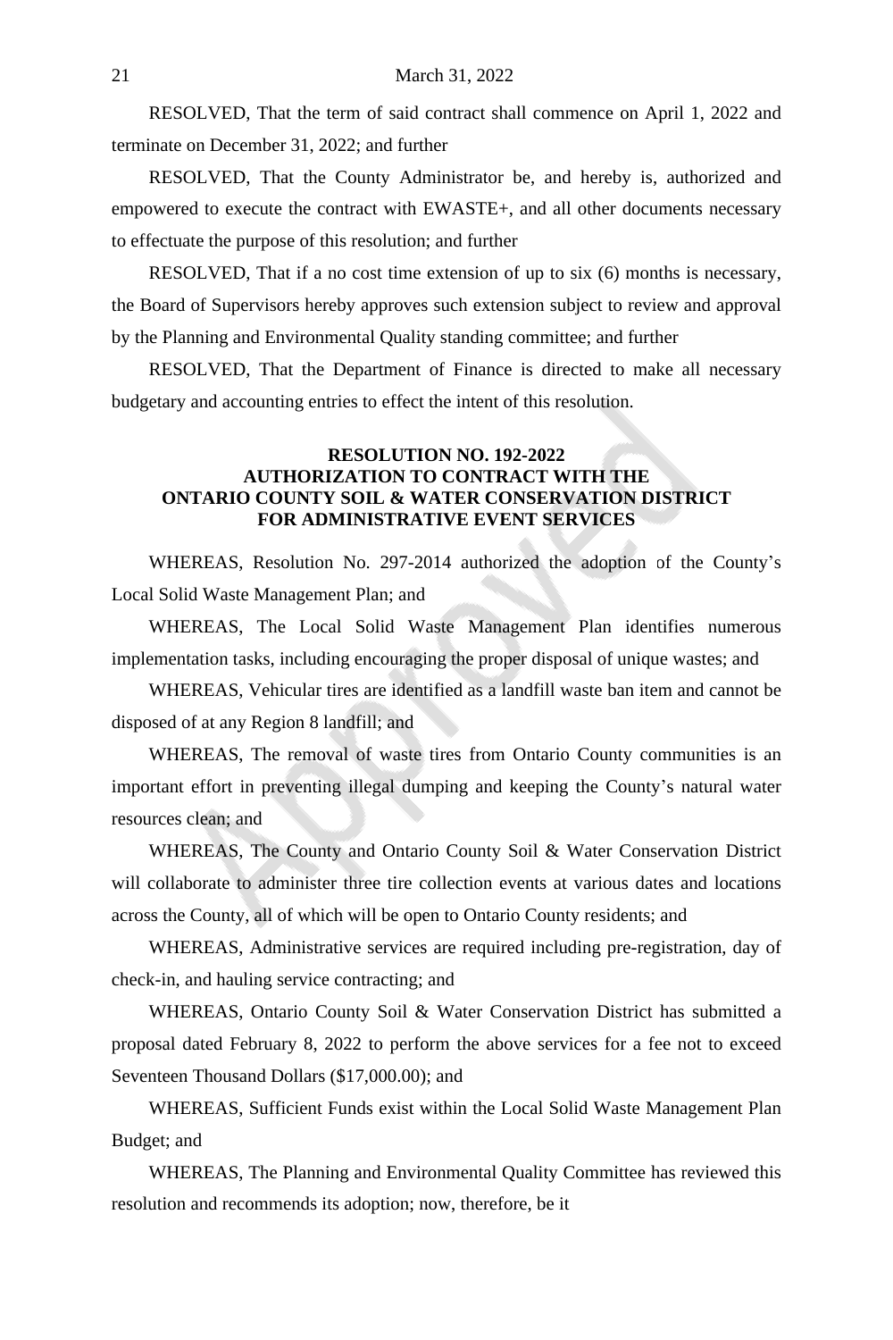RESOLVED, That the term of said contract shall commence on April 1, 2022 and terminate on December 31, 2022; and further

RESOLVED, That the County Administrator be, and hereby is, authorized and empowered to execute the contract with EWASTE+, and all other documents necessary to effectuate the purpose of this resolution; and further

RESOLVED, That if a no cost time extension of up to six (6) months is necessary, the Board of Supervisors hereby approves such extension subject to review and approval by the Planning and Environmental Quality standing committee; and further

RESOLVED, That the Department of Finance is directed to make all necessary budgetary and accounting entries to effect the intent of this resolution.

**RESOLUTION NO. 192-2022**
**AUTHORIZATION TO CONTRACT WITH THE**
**ONTARIO COUNTY SOIL & WATER CONSERVATION DISTRICT**
**FOR ADMINISTRATIVE EVENT SERVICES**

WHEREAS, Resolution No. 297-2014 authorized the adoption of the County's Local Solid Waste Management Plan; and

WHEREAS, The Local Solid Waste Management Plan identifies numerous implementation tasks, including encouraging the proper disposal of unique wastes; and

WHEREAS, Vehicular tires are identified as a landfill waste ban item and cannot be disposed of at any Region 8 landfill; and

WHEREAS, The removal of waste tires from Ontario County communities is an important effort in preventing illegal dumping and keeping the County's natural water resources clean; and

WHEREAS, The County and Ontario County Soil & Water Conservation District will collaborate to administer three tire collection events at various dates and locations across the County, all of which will be open to Ontario County residents; and

WHEREAS, Administrative services are required including pre-registration, day of check-in, and hauling service contracting; and

WHEREAS, Ontario County Soil & Water Conservation District has submitted a proposal dated February 8, 2022 to perform the above services for a fee not to exceed Seventeen Thousand Dollars ($17,000.00); and

WHEREAS, Sufficient Funds exist within the Local Solid Waste Management Plan Budget; and

WHEREAS, The Planning and Environmental Quality Committee has reviewed this resolution and recommends its adoption; now, therefore, be it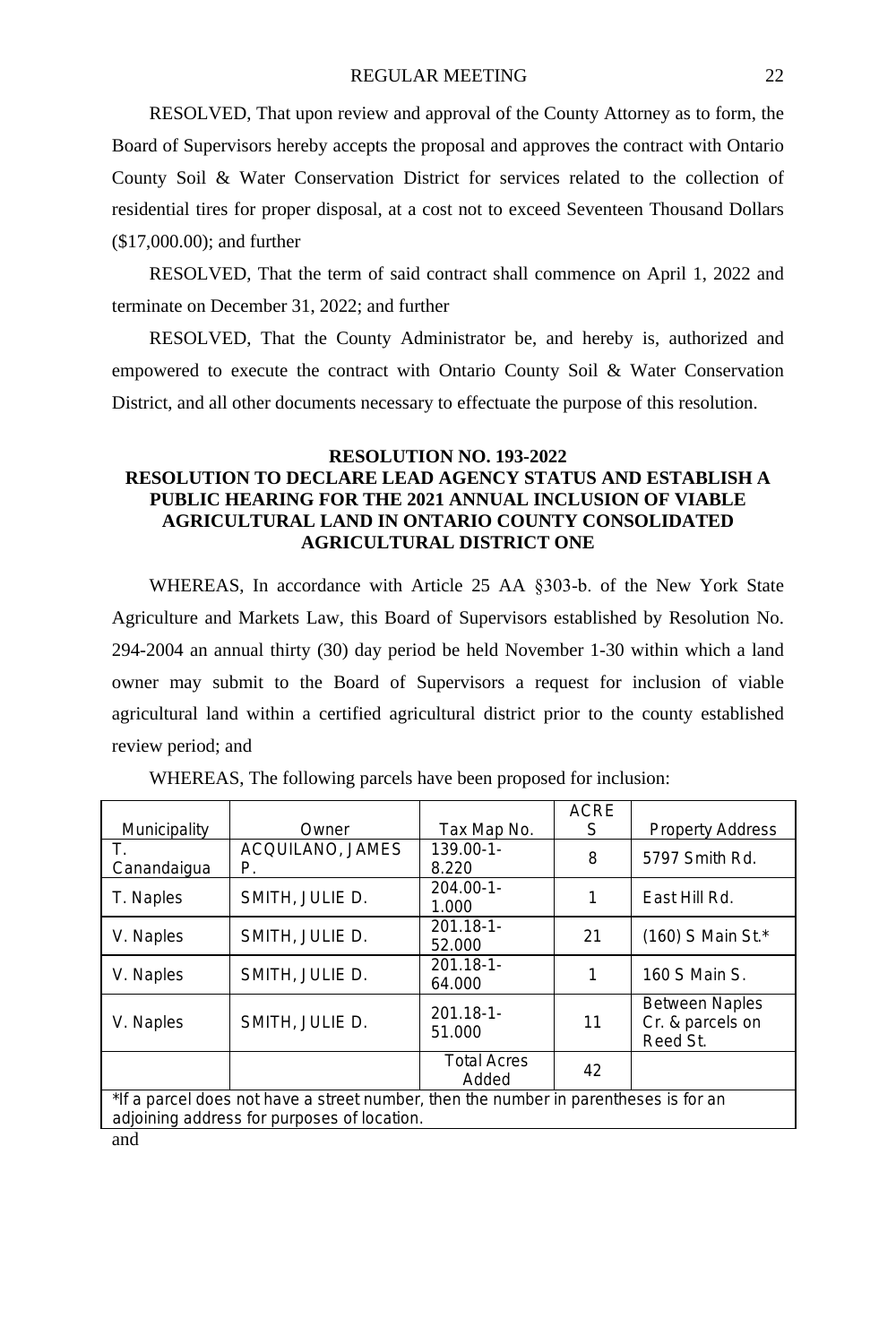RESOLVED, That upon review and approval of the County Attorney as to form, the Board of Supervisors hereby accepts the proposal and approves the contract with Ontario County Soil & Water Conservation District for services related to the collection of residential tires for proper disposal, at a cost not to exceed Seventeen Thousand Dollars ($17,000.00); and further

RESOLVED, That the term of said contract shall commence on April 1, 2022 and terminate on December 31, 2022; and further

RESOLVED, That the County Administrator be, and hereby is, authorized and empowered to execute the contract with Ontario County Soil & Water Conservation District, and all other documents necessary to effectuate the purpose of this resolution.

**RESOLUTION NO. 193-2022**
**RESOLUTION TO DECLARE LEAD AGENCY STATUS AND ESTABLISH A PUBLIC HEARING FOR THE 2021 ANNUAL INCLUSION OF VIABLE AGRICULTURAL LAND IN ONTARIO COUNTY CONSOLIDATED AGRICULTURAL DISTRICT ONE**

WHEREAS, In accordance with Article 25 AA §303-b. of the New York State Agriculture and Markets Law, this Board of Supervisors established by Resolution No. 294-2004 an annual thirty (30) day period be held November 1-30 within which a land owner may submit to the Board of Supervisors a request for inclusion of viable agricultural land within a certified agricultural district prior to the county established review period; and

WHEREAS, The following parcels have been proposed for inclusion:

| Municipality | Owner | Tax Map No. | ACRES | Property Address |
|---|---|---|---|---|
| T. Canandaigua | ACQUILANO, JAMES P. | 139.00-1-8.220 | 8 | 5797 Smith Rd. |
| T. Naples | SMITH, JULIE D. | 204.00-1-1.000 | 1 | East Hill Rd. |
| V. Naples | SMITH, JULIE D. | 201.18-1-52.000 | 21 | (160) S Main St.* |
| V. Naples | SMITH, JULIE D. | 201.18-1-64.000 | 1 | 160 S Main S. |
| V. Naples | SMITH, JULIE D. | 201.18-1-51.000 | 11 | Between Naples Cr. & parcels on Reed St. |
| | | Total Acres Added | 42 | |

*If a parcel does not have a street number, then the number in parentheses is for an adjoining address for purposes of location.

and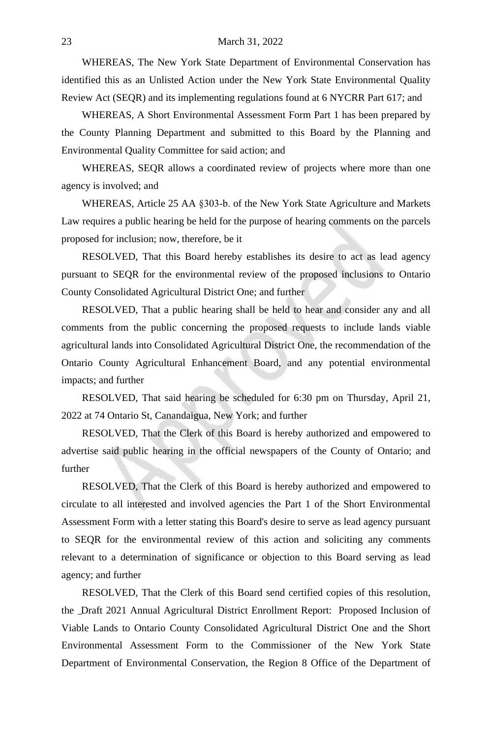WHEREAS, The New York State Department of Environmental Conservation has identified this as an Unlisted Action under the New York State Environmental Quality Review Act (SEQR) and its implementing regulations found at 6 NYCRR Part 617; and

WHEREAS, A Short Environmental Assessment Form Part 1 has been prepared by the County Planning Department and submitted to this Board by the Planning and Environmental Quality Committee for said action; and

WHEREAS, SEQR allows a coordinated review of projects where more than one agency is involved; and

WHEREAS, Article 25 AA §303-b. of the New York State Agriculture and Markets Law requires a public hearing be held for the purpose of hearing comments on the parcels proposed for inclusion; now, therefore, be it

RESOLVED, That this Board hereby establishes its desire to act as lead agency pursuant to SEQR for the environmental review of the proposed inclusions to Ontario County Consolidated Agricultural District One; and further

RESOLVED, That a public hearing shall be held to hear and consider any and all comments from the public concerning the proposed requests to include lands viable agricultural lands into Consolidated Agricultural District One, the recommendation of the Ontario County Agricultural Enhancement Board, and any potential environmental impacts; and further

RESOLVED, That said hearing be scheduled for 6:30 pm on Thursday, April 21, 2022 at 74 Ontario St, Canandaigua, New York; and further

RESOLVED, That the Clerk of this Board is hereby authorized and empowered to advertise said public hearing in the official newspapers of the County of Ontario; and further

RESOLVED, That the Clerk of this Board is hereby authorized and empowered to circulate to all interested and involved agencies the Part 1 of the Short Environmental Assessment Form with a letter stating this Board's desire to serve as lead agency pursuant to SEQR for the environmental review of this action and soliciting any comments relevant to a determination of significance or objection to this Board serving as lead agency; and further

RESOLVED, That the Clerk of this Board send certified copies of this resolution, the Draft 2021 Annual Agricultural District Enrollment Report: Proposed Inclusion of Viable Lands to Ontario County Consolidated Agricultural District One and the Short Environmental Assessment Form to the Commissioner of the New York State Department of Environmental Conservation, the Region 8 Office of the Department of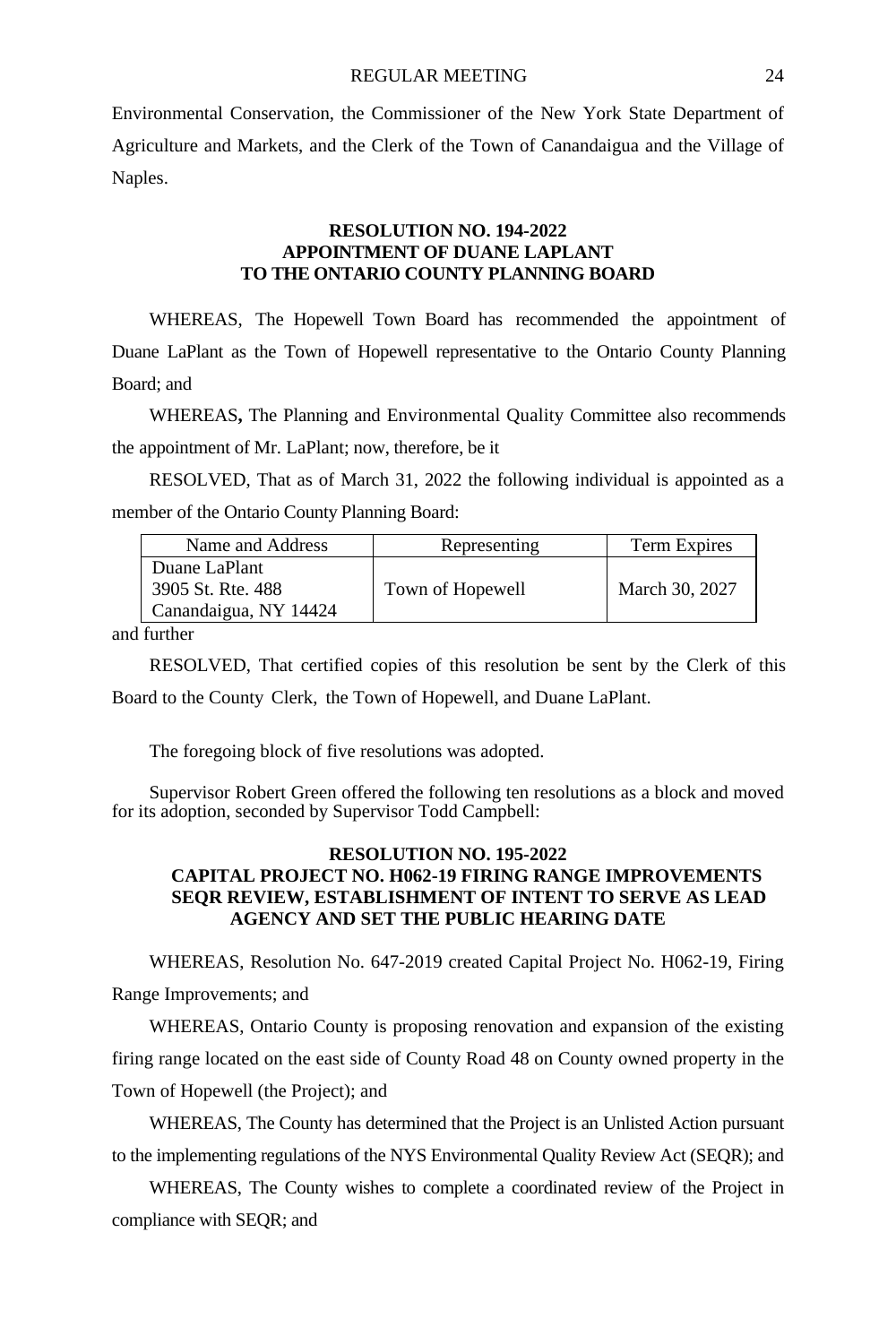Environmental Conservation, the Commissioner of the New York State Department of Agriculture and Markets, and the Clerk of the Town of Canandaigua and the Village of Naples.

**RESOLUTION NO. 194-2022**
**APPOINTMENT OF DUANE LAPLANT**
**TO THE ONTARIO COUNTY PLANNING BOARD**

WHEREAS, The Hopewell Town Board has recommended the appointment of Duane LaPlant as the Town of Hopewell representative to the Ontario County Planning Board; and

WHEREAS**,** The Planning and Environmental Quality Committee also recommends the appointment of Mr. LaPlant; now, therefore, be it

RESOLVED, That as of March 31, 2022 the following individual is appointed as a member of the Ontario County Planning Board:

| Name and Address | Representing | Term Expires |
|---|---|---|
| Duane LaPlant<br>3905 St. Rte. 488<br>Canandaigua, NY 14424 | Town of Hopewell | March 30, 2027 |

and further

RESOLVED, That certified copies of this resolution be sent by the Clerk of this Board to the County Clerk, the Town of Hopewell, and Duane LaPlant.

The foregoing block of five resolutions was adopted.

Supervisor Robert Green offered the following ten resolutions as a block and moved for its adoption, seconded by Supervisor Todd Campbell:

**RESOLUTION NO. 195-2022**
**CAPITAL PROJECT NO. H062-19 FIRING RANGE IMPROVEMENTS SEQR REVIEW, ESTABLISHMENT OF INTENT TO SERVE AS LEAD AGENCY AND SET THE PUBLIC HEARING DATE**

WHEREAS, Resolution No. 647-2019 created Capital Project No. H062-19, Firing Range Improvements; and

WHEREAS, Ontario County is proposing renovation and expansion of the existing firing range located on the east side of County Road 48 on County owned property in the Town of Hopewell (the Project); and

WHEREAS, The County has determined that the Project is an Unlisted Action pursuant to the implementing regulations of the NYS Environmental Quality Review Act (SEQR); and

WHEREAS, The County wishes to complete a coordinated review of the Project in compliance with SEQR; and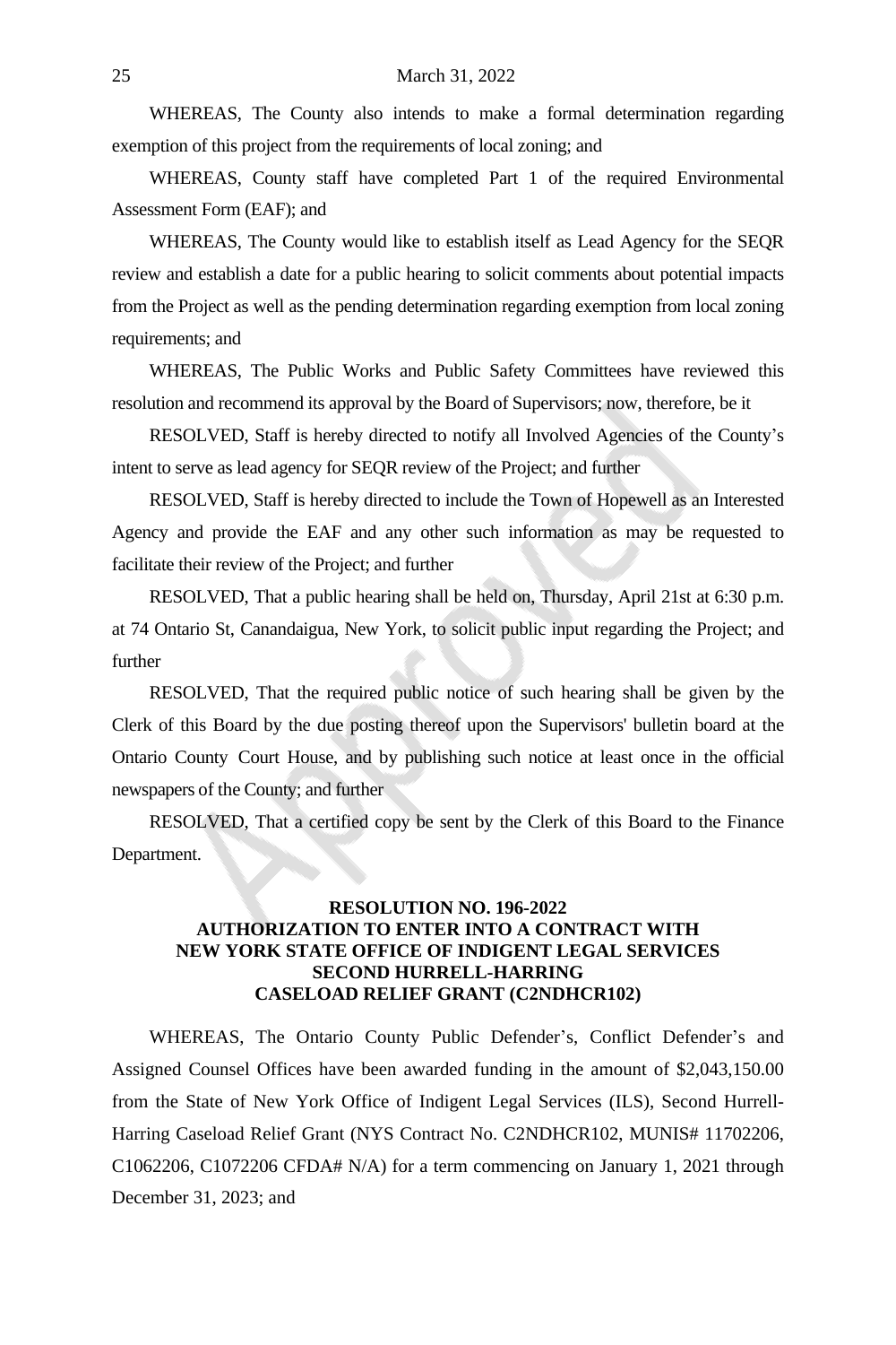WHEREAS, The County also intends to make a formal determination regarding exemption of this project from the requirements of local zoning; and

WHEREAS, County staff have completed Part 1 of the required Environmental Assessment Form (EAF); and

WHEREAS, The County would like to establish itself as Lead Agency for the SEQR review and establish a date for a public hearing to solicit comments about potential impacts from the Project as well as the pending determination regarding exemption from local zoning requirements; and

WHEREAS, The Public Works and Public Safety Committees have reviewed this resolution and recommend its approval by the Board of Supervisors; now, therefore, be it

RESOLVED, Staff is hereby directed to notify all Involved Agencies of the County's intent to serve as lead agency for SEQR review of the Project; and further

RESOLVED, Staff is hereby directed to include the Town of Hopewell as an Interested Agency and provide the EAF and any other such information as may be requested to facilitate their review of the Project; and further

RESOLVED, That a public hearing shall be held on, Thursday, April 21st at 6:30 p.m. at 74 Ontario St, Canandaigua, New York, to solicit public input regarding the Project; and further

RESOLVED, That the required public notice of such hearing shall be given by the Clerk of this Board by the due posting thereof upon the Supervisors' bulletin board at the Ontario County Court House, and by publishing such notice at least once in the official newspapers of the County; and further

RESOLVED, That a certified copy be sent by the Clerk of this Board to the Finance Department.

**RESOLUTION NO. 196-2022**
**AUTHORIZATION TO ENTER INTO A CONTRACT WITH NEW YORK STATE OFFICE OF INDIGENT LEGAL SERVICES SECOND HURRELL-HARRING CASELOAD RELIEF GRANT (C2NDHCR102)**

WHEREAS, The Ontario County Public Defender's, Conflict Defender's and Assigned Counsel Offices have been awarded funding in the amount of $2,043,150.00 from the State of New York Office of Indigent Legal Services (ILS), Second Hurrell-Harring Caseload Relief Grant (NYS Contract No. C2NDHCR102, MUNIS# 11702206, C1062206, C1072206 CFDA# N/A) for a term commencing on January 1, 2021 through December 31, 2023; and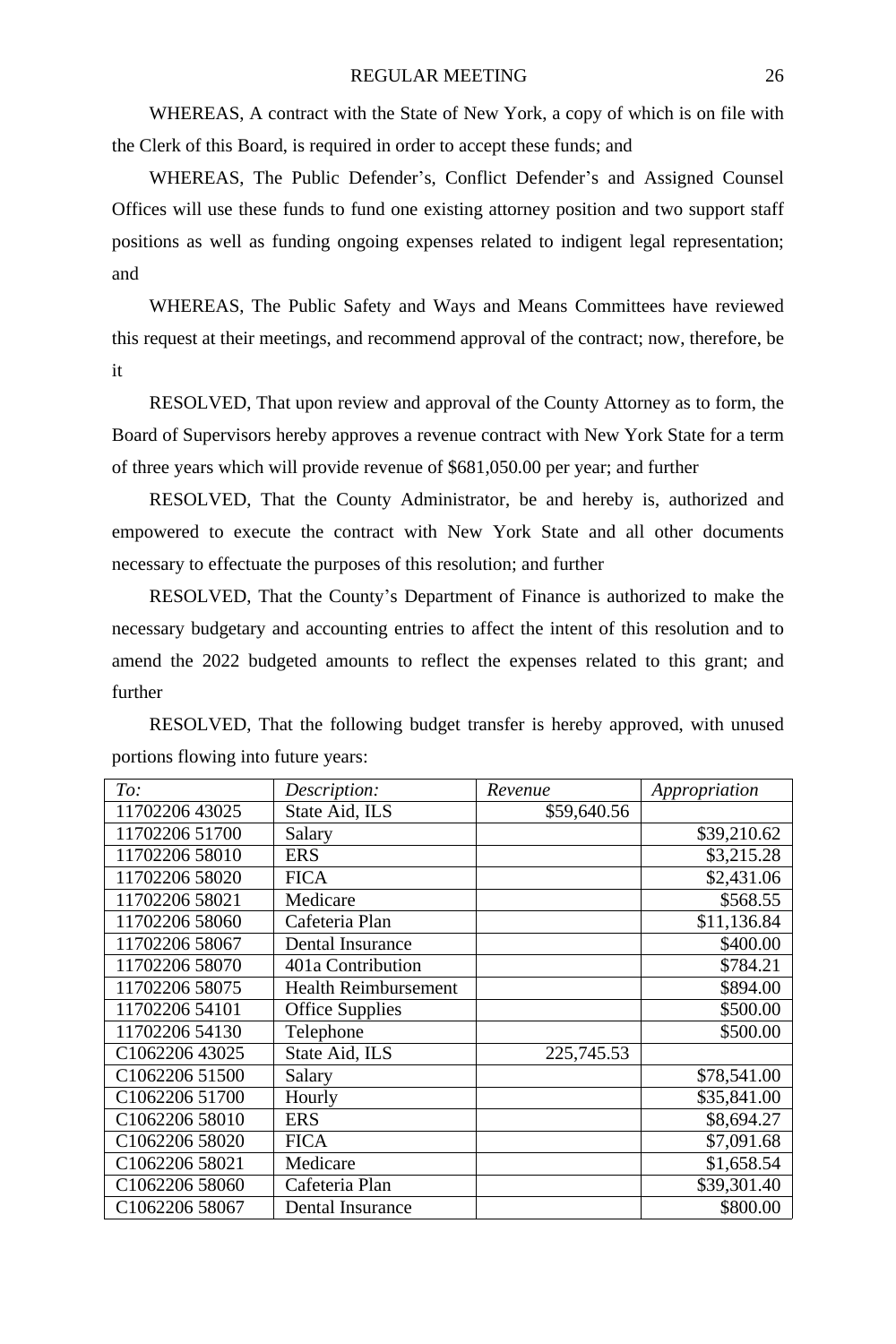WHEREAS, A contract with the State of New York, a copy of which is on file with the Clerk of this Board, is required in order to accept these funds; and

WHEREAS, The Public Defender's, Conflict Defender's and Assigned Counsel Offices will use these funds to fund one existing attorney position and two support staff positions as well as funding ongoing expenses related to indigent legal representation; and

WHEREAS, The Public Safety and Ways and Means Committees have reviewed this request at their meetings, and recommend approval of the contract; now, therefore, be it

RESOLVED, That upon review and approval of the County Attorney as to form, the Board of Supervisors hereby approves a revenue contract with New York State for a term of three years which will provide revenue of $681,050.00 per year; and further

RESOLVED, That the County Administrator, be and hereby is, authorized and empowered to execute the contract with New York State and all other documents necessary to effectuate the purposes of this resolution; and further

RESOLVED, That the County's Department of Finance is authorized to make the necessary budgetary and accounting entries to affect the intent of this resolution and to amend the 2022 budgeted amounts to reflect the expenses related to this grant; and further

RESOLVED, That the following budget transfer is hereby approved, with unused portions flowing into future years:

| *To:* | *Description:* | *Revenue* | *Appropriation* |
|---|---|---|---|
| 11702206 43025 | State Aid, ILS | $59,640.56 | |
| 11702206 51700 | Salary | | $39,210.62 |
| 11702206 58010 | ERS | | $3,215.28 |
| 11702206 58020 | FICA | | $2,431.06 |
| 11702206 58021 | Medicare | | $568.55 |
| 11702206 58060 | Cafeteria Plan | | $11,136.84 |
| 11702206 58067 | Dental Insurance | | $400.00 |
| 11702206 58070 | 401a Contribution | | $784.21 |
| 11702206 58075 | Health Reimbursement | | $894.00 |
| 11702206 54101 | Office Supplies | | $500.00 |
| 11702206 54130 | Telephone | | $500.00 |
| C1062206 43025 | State Aid, ILS | 225,745.53 | |
| C1062206 51500 | Salary | | $78,541.00 |
| C1062206 51700 | Hourly | | $35,841.00 |
| C1062206 58010 | ERS | | $8,694.27 |
| C1062206 58020 | FICA | | $7,091.68 |
| C1062206 58021 | Medicare | | $1,658.54 |
| C1062206 58060 | Cafeteria Plan | | $39,301.40 |
| C1062206 58067 | Dental Insurance | | $800.00 |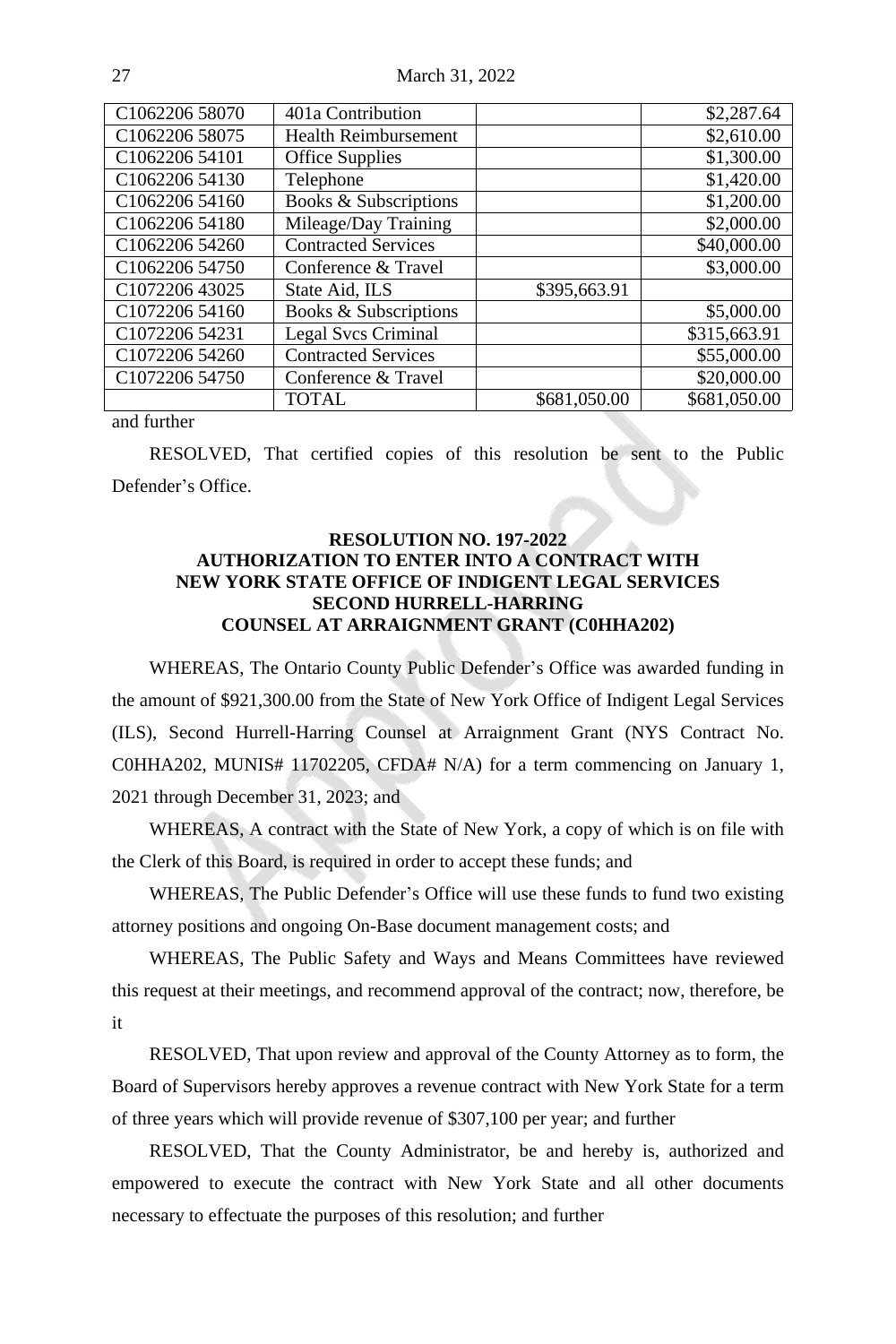| | | | |
|---|---|---|---|
| C1062206 58070 | 401a Contribution | | $2,287.64 |
| C1062206 58075 | Health Reimbursement | | $2,610.00 |
| C1062206 54101 | Office Supplies | | $1,300.00 |
| C1062206 54130 | Telephone | | $1,420.00 |
| C1062206 54160 | Books & Subscriptions | | $1,200.00 |
| C1062206 54180 | Mileage/Day Training | | $2,000.00 |
| C1062206 54260 | Contracted Services | | $40,000.00 |
| C1062206 54750 | Conference & Travel | | $3,000.00 |
| C1072206 43025 | State Aid, ILS | $395,663.91 | |
| C1072206 54160 | Books & Subscriptions | | $5,000.00 |
| C1072206 54231 | Legal Svcs Criminal | | $315,663.91 |
| C1072206 54260 | Contracted Services | | $55,000.00 |
| C1072206 54750 | Conference & Travel | | $20,000.00 |
| | TOTAL | $681,050.00 | $681,050.00 |

and further

RESOLVED, That certified copies of this resolution be sent to the Public Defender's Office.

**RESOLUTION NO. 197-2022**
**AUTHORIZATION TO ENTER INTO A CONTRACT WITH NEW YORK STATE OFFICE OF INDIGENT LEGAL SERVICES SECOND HURRELL-HARRING COUNSEL AT ARRAIGNMENT GRANT (C0HHA202)**

WHEREAS, The Ontario County Public Defender's Office was awarded funding in the amount of $921,300.00 from the State of New York Office of Indigent Legal Services (ILS), Second Hurrell-Harring Counsel at Arraignment Grant (NYS Contract No. C0HHA202, MUNIS# 11702205, CFDA# N/A) for a term commencing on January 1, 2021 through December 31, 2023; and

WHEREAS, A contract with the State of New York, a copy of which is on file with the Clerk of this Board, is required in order to accept these funds; and

WHEREAS, The Public Defender's Office will use these funds to fund two existing attorney positions and ongoing On-Base document management costs; and

WHEREAS, The Public Safety and Ways and Means Committees have reviewed this request at their meetings, and recommend approval of the contract; now, therefore, be it

RESOLVED, That upon review and approval of the County Attorney as to form, the Board of Supervisors hereby approves a revenue contract with New York State for a term of three years which will provide revenue of $307,100 per year; and further

RESOLVED, That the County Administrator, be and hereby is, authorized and empowered to execute the contract with New York State and all other documents necessary to effectuate the purposes of this resolution; and further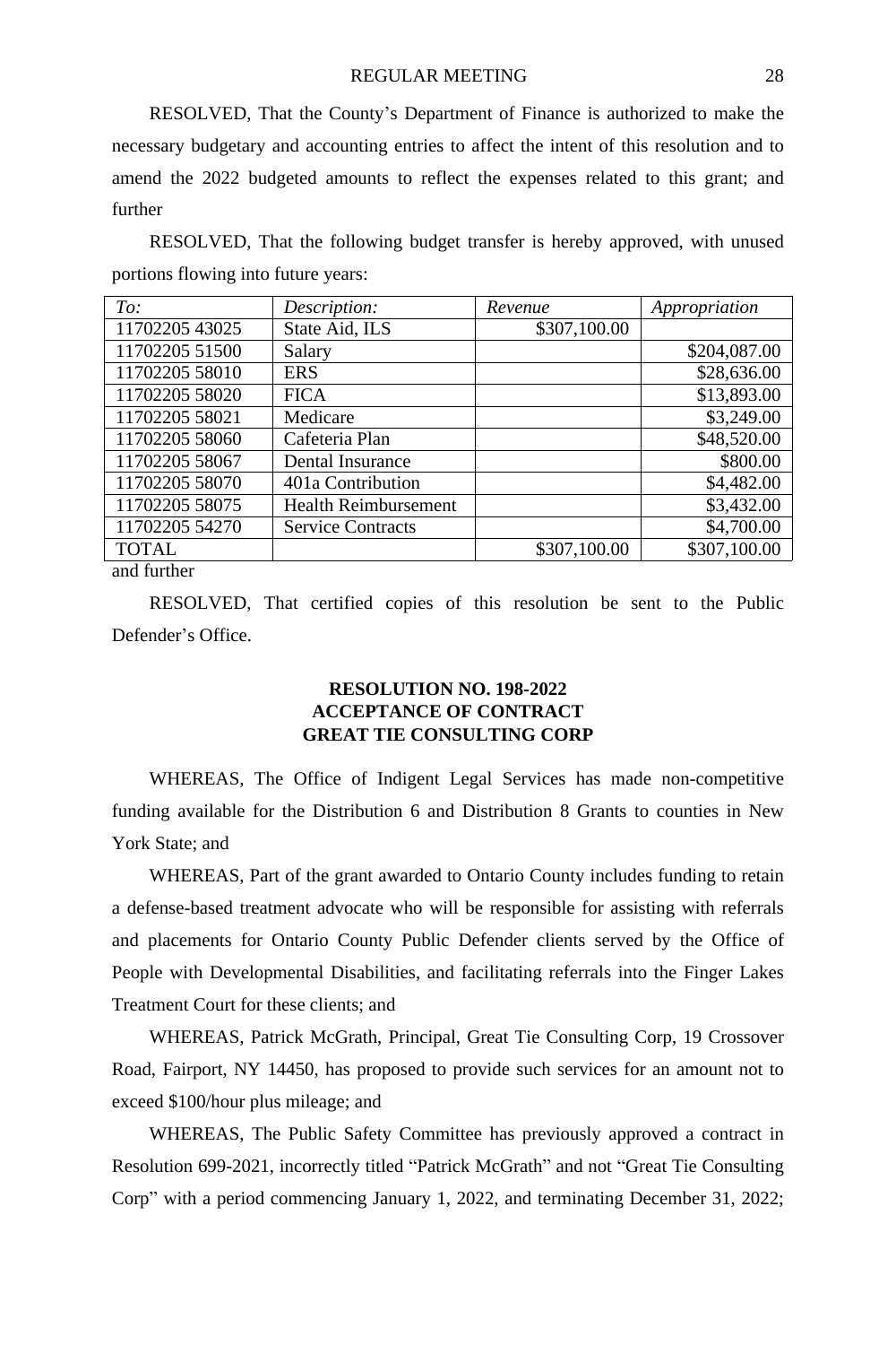RESOLVED, That the County's Department of Finance is authorized to make the necessary budgetary and accounting entries to affect the intent of this resolution and to amend the 2022 budgeted amounts to reflect the expenses related to this grant; and further

RESOLVED, That the following budget transfer is hereby approved, with unused portions flowing into future years:

| *To:* | *Description:* | *Revenue* | *Appropriation* |
|---|---|---|---|
| 11702205 43025 | State Aid, ILS | $307,100.00 | |
| 11702205 51500 | Salary | | $204,087.00 |
| 11702205 58010 | ERS | | $28,636.00 |
| 11702205 58020 | FICA | | $13,893.00 |
| 11702205 58021 | Medicare | | $3,249.00 |
| 11702205 58060 | Cafeteria Plan | | $48,520.00 |
| 11702205 58067 | Dental Insurance | | $800.00 |
| 11702205 58070 | 401a Contribution | | $4,482.00 |
| 11702205 58075 | Health Reimbursement | | $3,432.00 |
| 11702205 54270 | Service Contracts | | $4,700.00 |
| TOTAL | | $307,100.00 | $307,100.00 |

and further

RESOLVED, That certified copies of this resolution be sent to the Public Defender's Office.

**RESOLUTION NO. 198-2022**
**ACCEPTANCE OF CONTRACT**
**GREAT TIE CONSULTING CORP**

WHEREAS, The Office of Indigent Legal Services has made non-competitive funding available for the Distribution 6 and Distribution 8 Grants to counties in New York State; and

WHEREAS, Part of the grant awarded to Ontario County includes funding to retain a defense-based treatment advocate who will be responsible for assisting with referrals and placements for Ontario County Public Defender clients served by the Office of People with Developmental Disabilities, and facilitating referrals into the Finger Lakes Treatment Court for these clients; and

WHEREAS, Patrick McGrath, Principal, Great Tie Consulting Corp, 19 Crossover Road, Fairport, NY 14450, has proposed to provide such services for an amount not to exceed $100/hour plus mileage; and

WHEREAS, The Public Safety Committee has previously approved a contract in Resolution 699-2021, incorrectly titled "Patrick McGrath" and not "Great Tie Consulting Corp" with a period commencing January 1, 2022, and terminating December 31, 2022;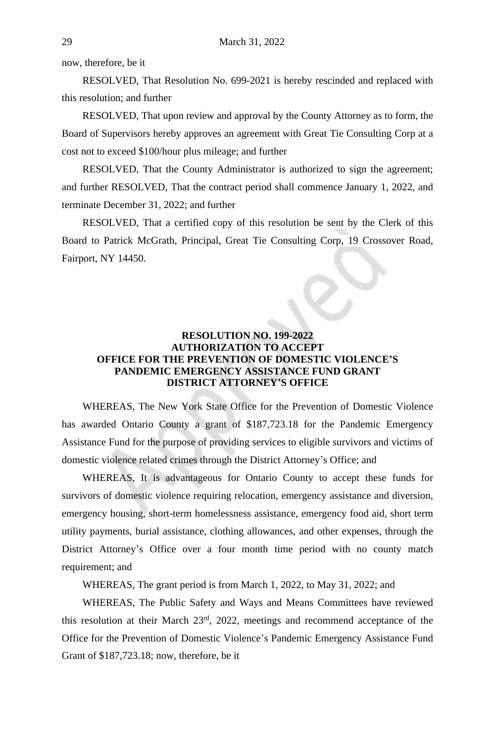now, therefore, be it

RESOLVED, That Resolution No. 699-2021 is hereby rescinded and replaced with this resolution; and further

RESOLVED, That upon review and approval by the County Attorney as to form, the Board of Supervisors hereby approves an agreement with Great Tie Consulting Corp at a cost not to exceed $100/hour plus mileage; and further

RESOLVED, That the County Administrator is authorized to sign the agreement; and further RESOLVED, That the contract period shall commence January 1, 2022, and terminate December 31, 2022; and further

RESOLVED, That a certified copy of this resolution be sent by the Clerk of this Board to Patrick McGrath, Principal, Great Tie Consulting Corp, 19 Crossover Road, Fairport, NY 14450.

**RESOLUTION NO. 199-2022**
**AUTHORIZATION TO ACCEPT**
**OFFICE FOR THE PREVENTION OF DOMESTIC VIOLENCE'S**
**PANDEMIC EMERGENCY ASSISTANCE FUND GRANT**
**DISTRICT ATTORNEY'S OFFICE**

WHEREAS, The New York State Office for the Prevention of Domestic Violence has awarded Ontario County a grant of $187,723.18 for the Pandemic Emergency Assistance Fund for the purpose of providing services to eligible survivors and victims of domestic violence related crimes through the District Attorney's Office; and

WHEREAS, It is advantageous for Ontario County to accept these funds for survivors of domestic violence requiring relocation, emergency assistance and diversion, emergency housing, short-term homelessness assistance, emergency food aid, short term utility payments, burial assistance, clothing allowances, and other expenses, through the District Attorney's Office over a four month time period with no county match requirement; and

WHEREAS, The grant period is from March 1, 2022, to May 31, 2022; and

WHEREAS, The Public Safety and Ways and Means Committees have reviewed this resolution at their March 23rd, 2022, meetings and recommend acceptance of the Office for the Prevention of Domestic Violence's Pandemic Emergency Assistance Fund Grant of $187,723.18; now, therefore, be it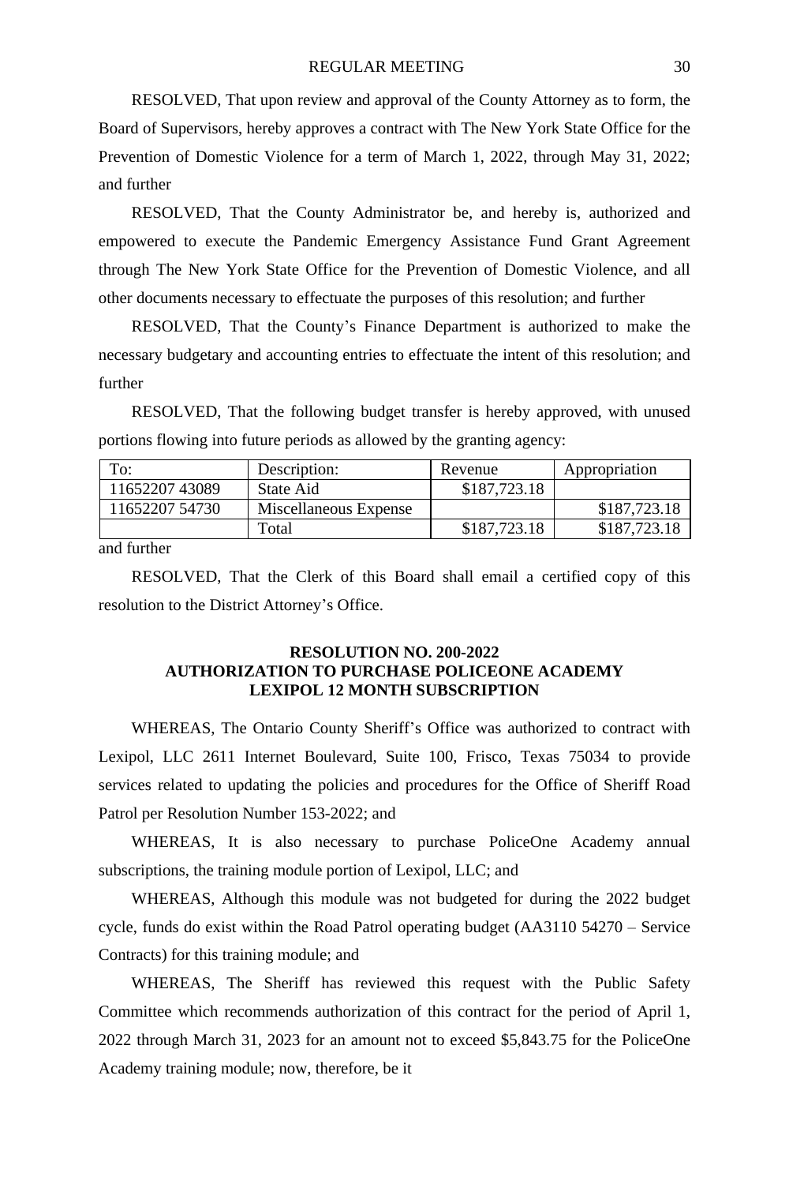RESOLVED, That upon review and approval of the County Attorney as to form, the Board of Supervisors, hereby approves a contract with The New York State Office for the Prevention of Domestic Violence for a term of March 1, 2022, through May 31, 2022; and further

RESOLVED, That the County Administrator be, and hereby is, authorized and empowered to execute the Pandemic Emergency Assistance Fund Grant Agreement through The New York State Office for the Prevention of Domestic Violence, and all other documents necessary to effectuate the purposes of this resolution; and further

RESOLVED, That the County's Finance Department is authorized to make the necessary budgetary and accounting entries to effectuate the intent of this resolution; and further

RESOLVED, That the following budget transfer is hereby approved, with unused portions flowing into future periods as allowed by the granting agency:

| To: | Description: | Revenue | Appropriation |
|---|---|---|---|
| 11652207 43089 | State Aid | $187,723.18 | |
| 11652207 54730 | Miscellaneous Expense | | $187,723.18 |
| | Total | $187,723.18 | $187,723.18 |

and further

RESOLVED, That the Clerk of this Board shall email a certified copy of this resolution to the District Attorney's Office.

**RESOLUTION NO. 200-2022**
**AUTHORIZATION TO PURCHASE POLICEONE ACADEMY LEXIPOL 12 MONTH SUBSCRIPTION**

WHEREAS, The Ontario County Sheriff's Office was authorized to contract with Lexipol, LLC 2611 Internet Boulevard, Suite 100, Frisco, Texas 75034 to provide services related to updating the policies and procedures for the Office of Sheriff Road Patrol per Resolution Number 153-2022; and

WHEREAS, It is also necessary to purchase PoliceOne Academy annual subscriptions, the training module portion of Lexipol, LLC; and

WHEREAS, Although this module was not budgeted for during the 2022 budget cycle, funds do exist within the Road Patrol operating budget (AA3110 54270 – Service Contracts) for this training module; and

WHEREAS, The Sheriff has reviewed this request with the Public Safety Committee which recommends authorization of this contract for the period of April 1, 2022 through March 31, 2023 for an amount not to exceed $5,843.75 for the PoliceOne Academy training module; now, therefore, be it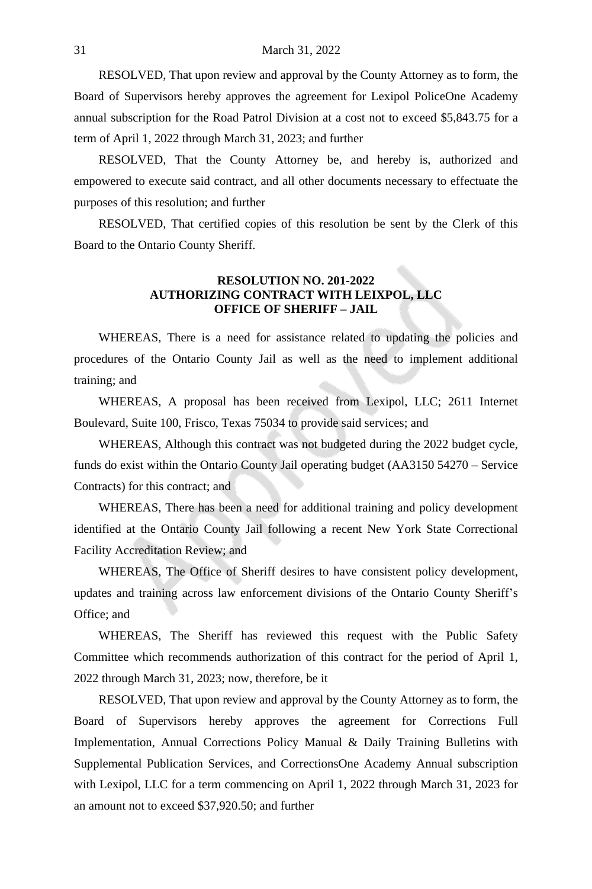RESOLVED, That upon review and approval by the County Attorney as to form, the Board of Supervisors hereby approves the agreement for Lexipol PoliceOne Academy annual subscription for the Road Patrol Division at a cost not to exceed $5,843.75 for a term of April 1, 2022 through March 31, 2023; and further

RESOLVED, That the County Attorney be, and hereby is, authorized and empowered to execute said contract, and all other documents necessary to effectuate the purposes of this resolution; and further

RESOLVED, That certified copies of this resolution be sent by the Clerk of this Board to the Ontario County Sheriff.

**RESOLUTION NO. 201-2022**
**AUTHORIZING CONTRACT WITH LEIXPOL, LLC**
**OFFICE OF SHERIFF – JAIL**

WHEREAS, There is a need for assistance related to updating the policies and procedures of the Ontario County Jail as well as the need to implement additional training; and

WHEREAS, A proposal has been received from Lexipol, LLC; 2611 Internet Boulevard, Suite 100, Frisco, Texas 75034 to provide said services; and

WHEREAS, Although this contract was not budgeted during the 2022 budget cycle, funds do exist within the Ontario County Jail operating budget (AA3150 54270 – Service Contracts) for this contract; and

WHEREAS, There has been a need for additional training and policy development identified at the Ontario County Jail following a recent New York State Correctional Facility Accreditation Review; and

WHEREAS, The Office of Sheriff desires to have consistent policy development, updates and training across law enforcement divisions of the Ontario County Sheriff's Office; and

WHEREAS, The Sheriff has reviewed this request with the Public Safety Committee which recommends authorization of this contract for the period of April 1, 2022 through March 31, 2023; now, therefore, be it

RESOLVED, That upon review and approval by the County Attorney as to form, the Board of Supervisors hereby approves the agreement for Corrections Full Implementation, Annual Corrections Policy Manual & Daily Training Bulletins with Supplemental Publication Services, and CorrectionsOne Academy Annual subscription with Lexipol, LLC for a term commencing on April 1, 2022 through March 31, 2023 for an amount not to exceed $37,920.50; and further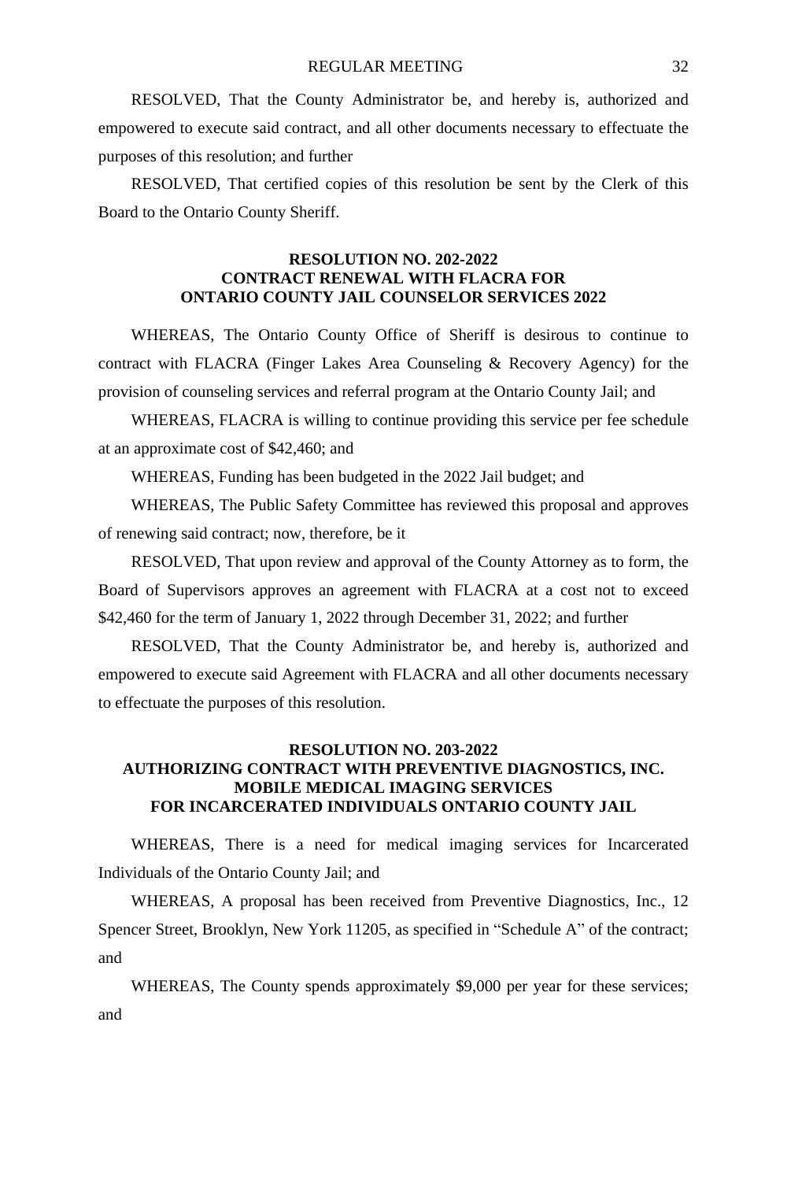RESOLVED, That the County Administrator be, and hereby is, authorized and empowered to execute said contract, and all other documents necessary to effectuate the purposes of this resolution; and further

RESOLVED, That certified copies of this resolution be sent by the Clerk of this Board to the Ontario County Sheriff.

**RESOLUTION NO. 202-2022**
**CONTRACT RENEWAL WITH FLACRA FOR**
**ONTARIO COUNTY JAIL COUNSELOR SERVICES 2022**

WHEREAS, The Ontario County Office of Sheriff is desirous to continue to contract with FLACRA (Finger Lakes Area Counseling & Recovery Agency) for the provision of counseling services and referral program at the Ontario County Jail; and

WHEREAS, FLACRA is willing to continue providing this service per fee schedule at an approximate cost of $42,460; and

WHEREAS, Funding has been budgeted in the 2022 Jail budget; and

WHEREAS, The Public Safety Committee has reviewed this proposal and approves of renewing said contract; now, therefore, be it

RESOLVED, That upon review and approval of the County Attorney as to form, the Board of Supervisors approves an agreement with FLACRA at a cost not to exceed $42,460 for the term of January 1, 2022 through December 31, 2022; and further

RESOLVED, That the County Administrator be, and hereby is, authorized and empowered to execute said Agreement with FLACRA and all other documents necessary to effectuate the purposes of this resolution.

**RESOLUTION NO. 203-2022**
**AUTHORIZING CONTRACT WITH PREVENTIVE DIAGNOSTICS, INC.**
**MOBILE MEDICAL IMAGING SERVICES**
**FOR INCARCERATED INDIVIDUALS ONTARIO COUNTY JAIL**

WHEREAS, There is a need for medical imaging services for Incarcerated Individuals of the Ontario County Jail; and

WHEREAS, A proposal has been received from Preventive Diagnostics, Inc., 12 Spencer Street, Brooklyn, New York 11205, as specified in "Schedule A" of the contract; and

WHEREAS, The County spends approximately $9,000 per year for these services; and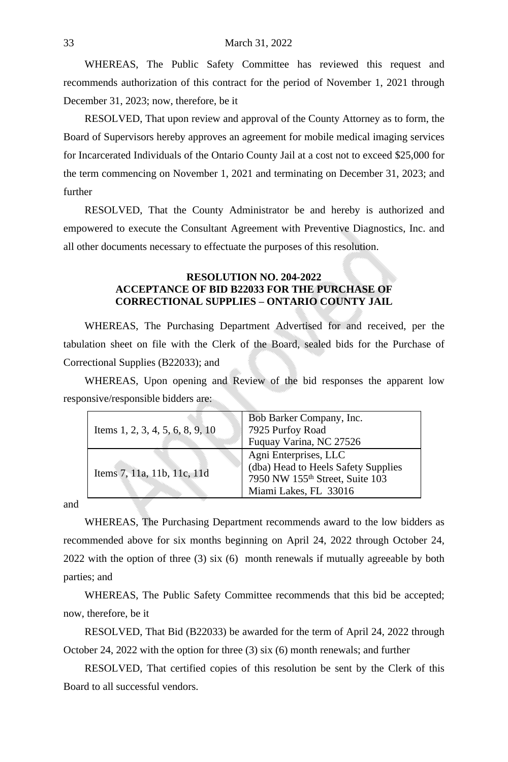WHEREAS, The Public Safety Committee has reviewed this request and recommends authorization of this contract for the period of November 1, 2021 through December 31, 2023; now, therefore, be it

RESOLVED, That upon review and approval of the County Attorney as to form, the Board of Supervisors hereby approves an agreement for mobile medical imaging services for Incarcerated Individuals of the Ontario County Jail at a cost not to exceed $25,000 for the term commencing on November 1, 2021 and terminating on December 31, 2023; and further

RESOLVED, That the County Administrator be and hereby is authorized and empowered to execute the Consultant Agreement with Preventive Diagnostics, Inc. and all other documents necessary to effectuate the purposes of this resolution.

**RESOLUTION NO. 204-2022**
**ACCEPTANCE OF BID B22033 FOR THE PURCHASE OF CORRECTIONAL SUPPLIES – ONTARIO COUNTY JAIL**

WHEREAS, The Purchasing Department Advertised for and received, per the tabulation sheet on file with the Clerk of the Board, sealed bids for the Purchase of Correctional Supplies (B22033); and

WHEREAS, Upon opening and Review of the bid responses the apparent low responsive/responsible bidders are:

| | |
|---|---|
| Items 1, 2, 3, 4, 5, 6, 8, 9, 10 | Bob Barker Company, Inc.<br>7925 Purfoy Road<br>Fuquay Varina, NC 27526 |
| Items 7, 11a, 11b, 11c, 11d | Agni Enterprises, LLC<br>(dba) Head to Heels Safety Supplies<br>7950 NW 155th Street, Suite 103<br>Miami Lakes, FL 33016 |

and

WHEREAS, The Purchasing Department recommends award to the low bidders as recommended above for six months beginning on April 24, 2022 through October 24, 2022 with the option of three (3) six (6) month renewals if mutually agreeable by both parties; and

WHEREAS, The Public Safety Committee recommends that this bid be accepted; now, therefore, be it

RESOLVED, That Bid (B22033) be awarded for the term of April 24, 2022 through October 24, 2022 with the option for three (3) six (6) month renewals; and further

RESOLVED, That certified copies of this resolution be sent by the Clerk of this Board to all successful vendors.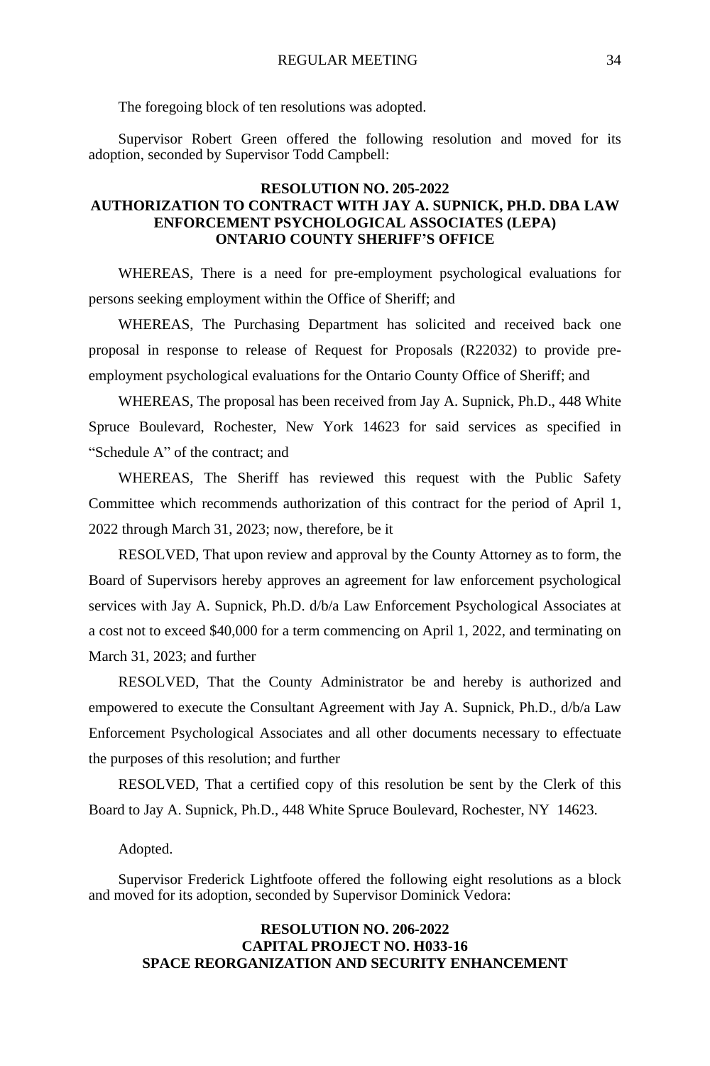The foregoing block of ten resolutions was adopted.

Supervisor Robert Green offered the following resolution and moved for its adoption, seconded by Supervisor Todd Campbell:

**RESOLUTION NO. 205-2022**
**AUTHORIZATION TO CONTRACT WITH JAY A. SUPNICK, PH.D. DBA LAW ENFORCEMENT PSYCHOLOGICAL ASSOCIATES (LEPA)**
**ONTARIO COUNTY SHERIFF'S OFFICE**

WHEREAS, There is a need for pre-employment psychological evaluations for persons seeking employment within the Office of Sheriff; and

WHEREAS, The Purchasing Department has solicited and received back one proposal in response to release of Request for Proposals (R22032) to provide pre-employment psychological evaluations for the Ontario County Office of Sheriff; and

WHEREAS, The proposal has been received from Jay A. Supnick, Ph.D., 448 White Spruce Boulevard, Rochester, New York 14623 for said services as specified in "Schedule A" of the contract; and

WHEREAS, The Sheriff has reviewed this request with the Public Safety Committee which recommends authorization of this contract for the period of April 1, 2022 through March 31, 2023; now, therefore, be it

RESOLVED, That upon review and approval by the County Attorney as to form, the Board of Supervisors hereby approves an agreement for law enforcement psychological services with Jay A. Supnick, Ph.D. d/b/a Law Enforcement Psychological Associates at a cost not to exceed $40,000 for a term commencing on April 1, 2022, and terminating on March 31, 2023; and further

RESOLVED, That the County Administrator be and hereby is authorized and empowered to execute the Consultant Agreement with Jay A. Supnick, Ph.D., d/b/a Law Enforcement Psychological Associates and all other documents necessary to effectuate the purposes of this resolution; and further

RESOLVED, That a certified copy of this resolution be sent by the Clerk of this Board to Jay A. Supnick, Ph.D., 448 White Spruce Boulevard, Rochester, NY 14623.

Adopted.

Supervisor Frederick Lightfoote offered the following eight resolutions as a block and moved for its adoption, seconded by Supervisor Dominick Vedora:

**RESOLUTION NO. 206-2022**
**CAPITAL PROJECT NO. H033-16**
**SPACE REORGANIZATION AND SECURITY ENHANCEMENT**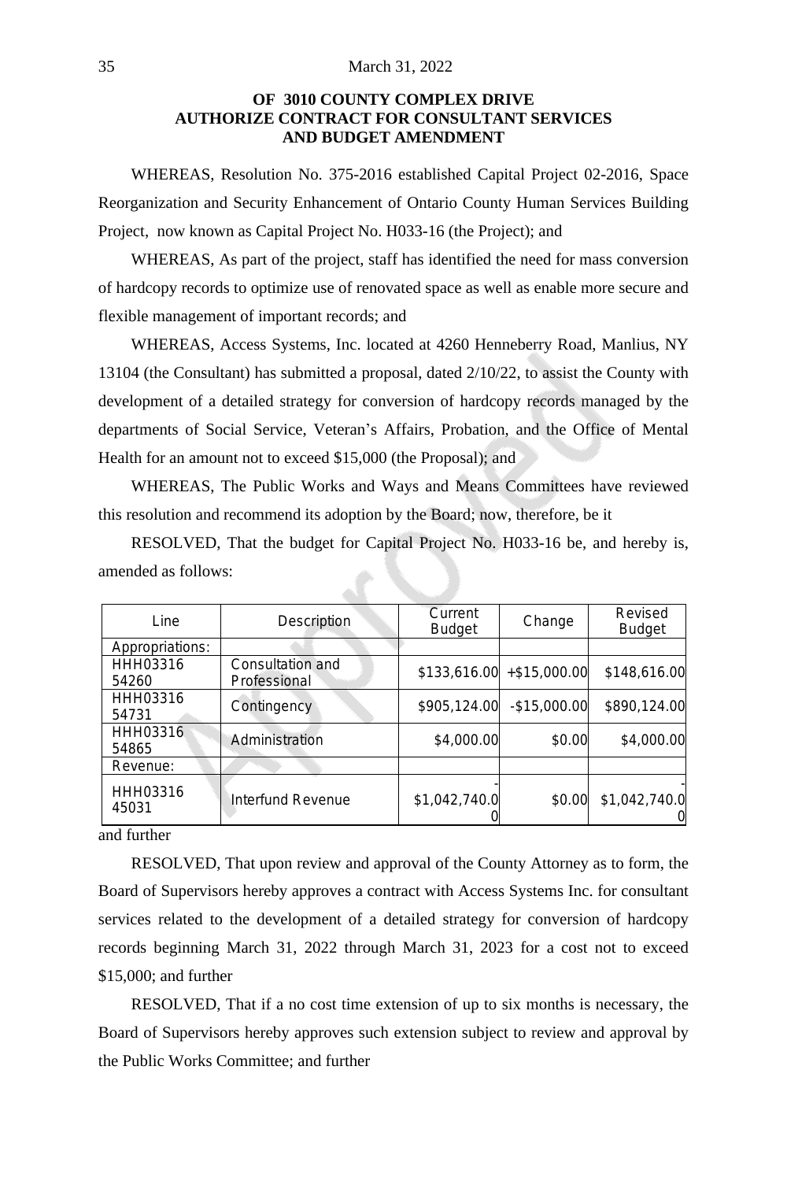**OF 3010 COUNTY COMPLEX DRIVE**
**AUTHORIZE CONTRACT FOR CONSULTANT SERVICES**
**AND BUDGET AMENDMENT**

WHEREAS, Resolution No. 375-2016 established Capital Project 02-2016, Space Reorganization and Security Enhancement of Ontario County Human Services Building Project, now known as Capital Project No. H033-16 (the Project); and

WHEREAS, As part of the project, staff has identified the need for mass conversion of hardcopy records to optimize use of renovated space as well as enable more secure and flexible management of important records; and

WHEREAS, Access Systems, Inc. located at 4260 Henneberry Road, Manlius, NY 13104 (the Consultant) has submitted a proposal, dated 2/10/22, to assist the County with development of a detailed strategy for conversion of hardcopy records managed by the departments of Social Service, Veteran's Affairs, Probation, and the Office of Mental Health for an amount not to exceed $15,000 (the Proposal); and

WHEREAS, The Public Works and Ways and Means Committees have reviewed this resolution and recommend its adoption by the Board; now, therefore, be it

RESOLVED, That the budget for Capital Project No. H033-16 be, and hereby is, amended as follows:

| Line | Description | Current Budget | Change | Revised Budget |
|---|---|---|---|---|
| Appropriations: | | | | |
| HHH03316 54260 | Consultation and Professional | $133,616.00 | +$15,000.00 | $148,616.00 |
| HHH03316 54731 | Contingency | $905,124.00 | -$15,000.00 | $890,124.00 |
| HHH03316 54865 | Administration | $4,000.00 | $0.00 | $4,000.00 |
| Revenue: | | | | |
| HHH03316 45031 | Interfund Revenue | -$1,042,740.00 | $0.00 | -$1,042,740.00 |

and further

RESOLVED, That upon review and approval of the County Attorney as to form, the Board of Supervisors hereby approves a contract with Access Systems Inc. for consultant services related to the development of a detailed strategy for conversion of hardcopy records beginning March 31, 2022 through March 31, 2023 for a cost not to exceed $15,000; and further

RESOLVED, That if a no cost time extension of up to six months is necessary, the Board of Supervisors hereby approves such extension subject to review and approval by the Public Works Committee; and further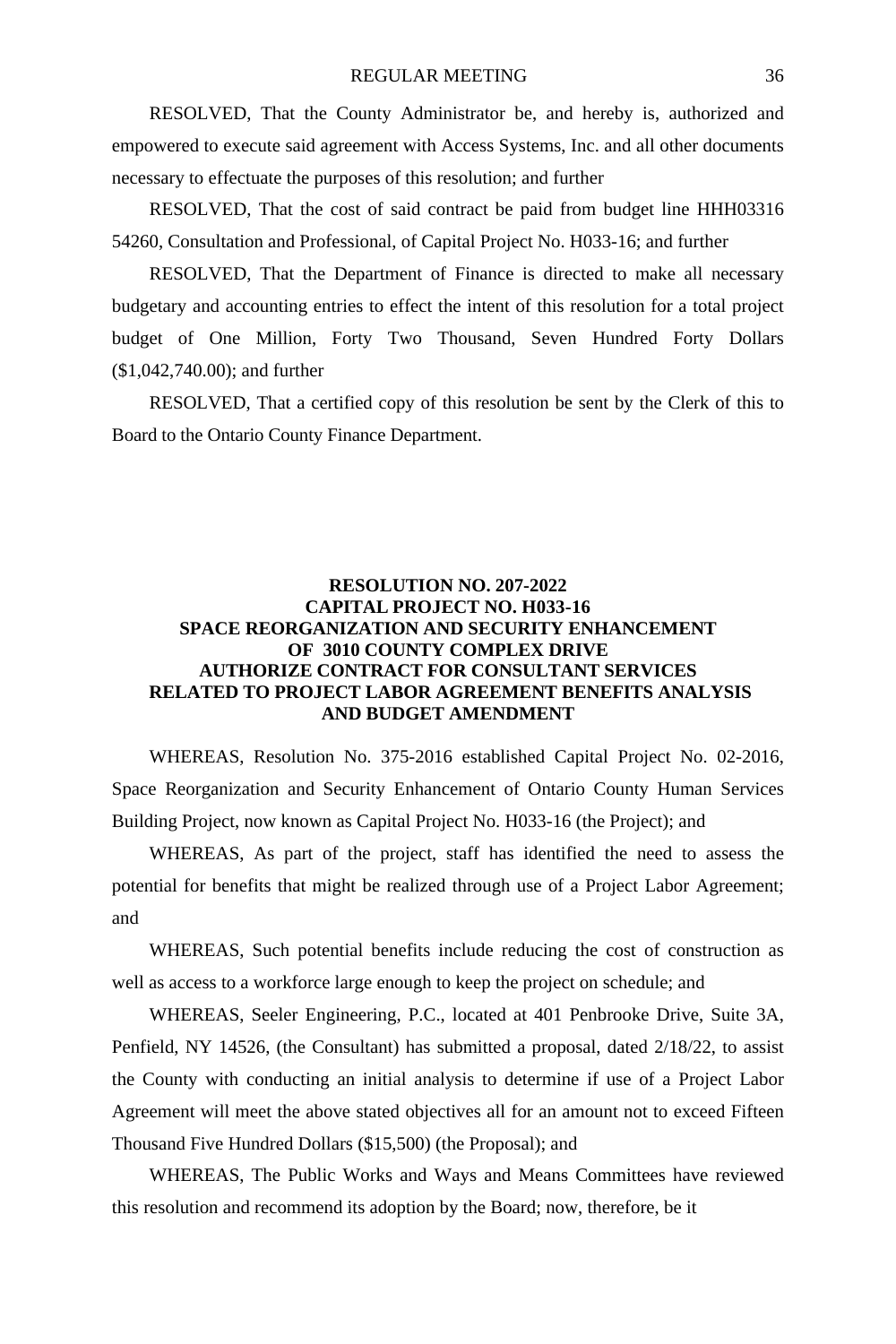RESOLVED, That the County Administrator be, and hereby is, authorized and empowered to execute said agreement with Access Systems, Inc. and all other documents necessary to effectuate the purposes of this resolution; and further

RESOLVED, That the cost of said contract be paid from budget line HHH03316 54260, Consultation and Professional, of Capital Project No. H033-16; and further

RESOLVED, That the Department of Finance is directed to make all necessary budgetary and accounting entries to effect the intent of this resolution for a total project budget of One Million, Forty Two Thousand, Seven Hundred Forty Dollars ($1,042,740.00); and further

RESOLVED, That a certified copy of this resolution be sent by the Clerk of this to Board to the Ontario County Finance Department.

**RESOLUTION NO. 207-2022**
**CAPITAL PROJECT NO. H033-16**
**SPACE REORGANIZATION AND SECURITY ENHANCEMENT OF 3010 COUNTY COMPLEX DRIVE**
**AUTHORIZE CONTRACT FOR CONSULTANT SERVICES RELATED TO PROJECT LABOR AGREEMENT BENEFITS ANALYSIS AND BUDGET AMENDMENT**

WHEREAS, Resolution No. 375-2016 established Capital Project No. 02-2016, Space Reorganization and Security Enhancement of Ontario County Human Services Building Project, now known as Capital Project No. H033-16 (the Project); and

WHEREAS, As part of the project, staff has identified the need to assess the potential for benefits that might be realized through use of a Project Labor Agreement; and

WHEREAS, Such potential benefits include reducing the cost of construction as well as access to a workforce large enough to keep the project on schedule; and

WHEREAS, Seeler Engineering, P.C., located at 401 Penbrooke Drive, Suite 3A, Penfield, NY 14526, (the Consultant) has submitted a proposal, dated 2/18/22, to assist the County with conducting an initial analysis to determine if use of a Project Labor Agreement will meet the above stated objectives all for an amount not to exceed Fifteen Thousand Five Hundred Dollars ($15,500) (the Proposal); and

WHEREAS, The Public Works and Ways and Means Committees have reviewed this resolution and recommend its adoption by the Board; now, therefore, be it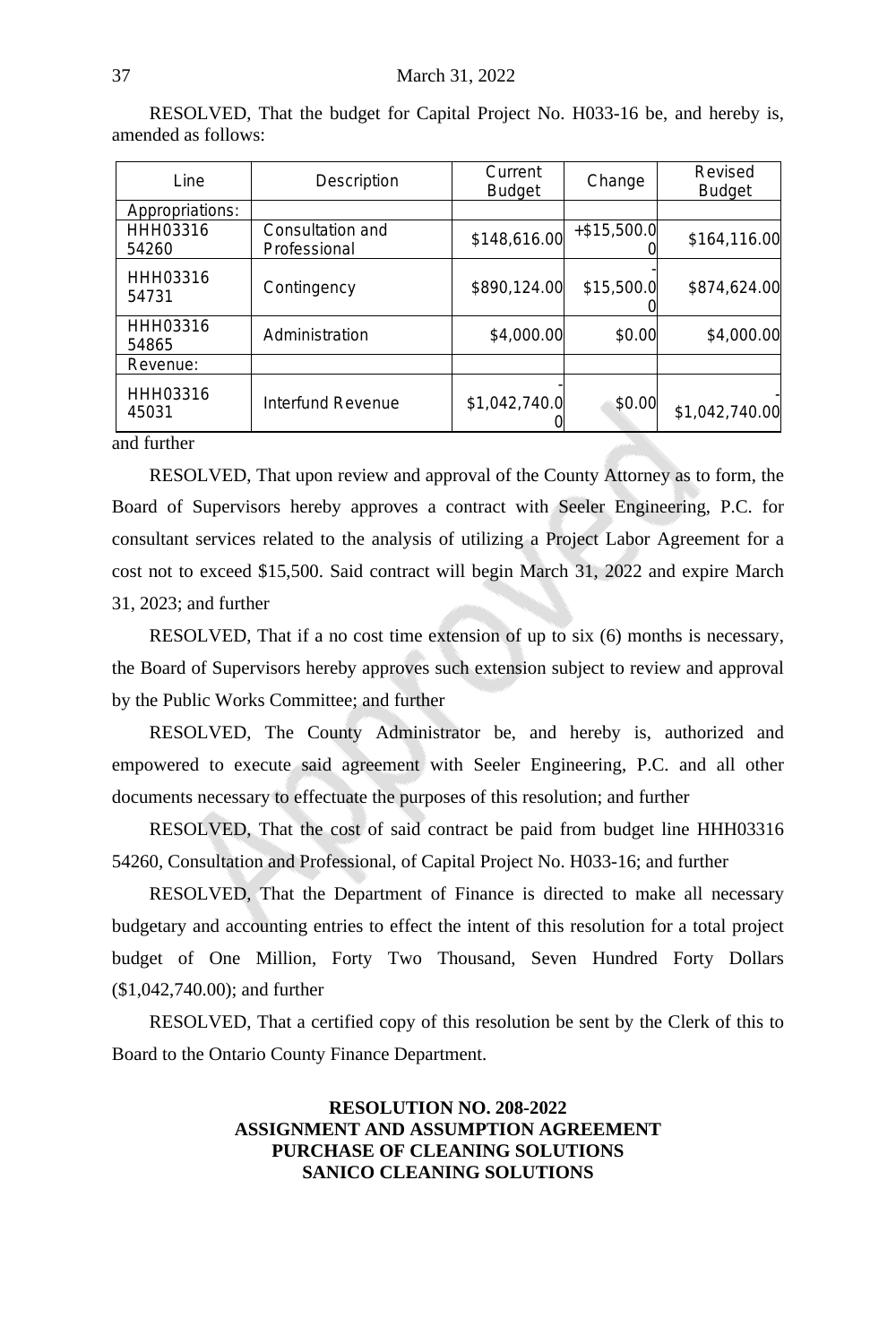RESOLVED, That the budget for Capital Project No. H033-16 be, and hereby is, amended as follows:

| Line | Description | Current Budget | Change | Revised Budget |
|---|---|---|---|---|
| Appropriations: | | | | |
| HHH03316 54260 | Consultation and Professional | $148,616.00 | +$15,500.00 | $164,116.00 |
| HHH03316 54731 | Contingency | $890,124.00 | -$15,500.00 | $874,624.00 |
| HHH03316 54865 | Administration | $4,000.00 | $0.00 | $4,000.00 |
| Revenue: | | | | |
| HHH03316 45031 | Interfund Revenue | -$1,042,740.00 | $0.00 | -$1,042,740.00 |

and further

RESOLVED, That upon review and approval of the County Attorney as to form, the Board of Supervisors hereby approves a contract with Seeler Engineering, P.C. for consultant services related to the analysis of utilizing a Project Labor Agreement for a cost not to exceed $15,500. Said contract will begin March 31, 2022 and expire March 31, 2023; and further

RESOLVED, That if a no cost time extension of up to six (6) months is necessary, the Board of Supervisors hereby approves such extension subject to review and approval by the Public Works Committee; and further

RESOLVED, The County Administrator be, and hereby is, authorized and empowered to execute said agreement with Seeler Engineering, P.C. and all other documents necessary to effectuate the purposes of this resolution; and further

RESOLVED, That the cost of said contract be paid from budget line HHH03316 54260, Consultation and Professional, of Capital Project No. H033-16; and further

RESOLVED, That the Department of Finance is directed to make all necessary budgetary and accounting entries to effect the intent of this resolution for a total project budget of One Million, Forty Two Thousand, Seven Hundred Forty Dollars ($1,042,740.00); and further

RESOLVED, That a certified copy of this resolution be sent by the Clerk of this to Board to the Ontario County Finance Department.

**RESOLUTION NO. 208-2022**
**ASSIGNMENT AND ASSUMPTION AGREEMENT**
**PURCHASE OF CLEANING SOLUTIONS**
**SANICO CLEANING SOLUTIONS**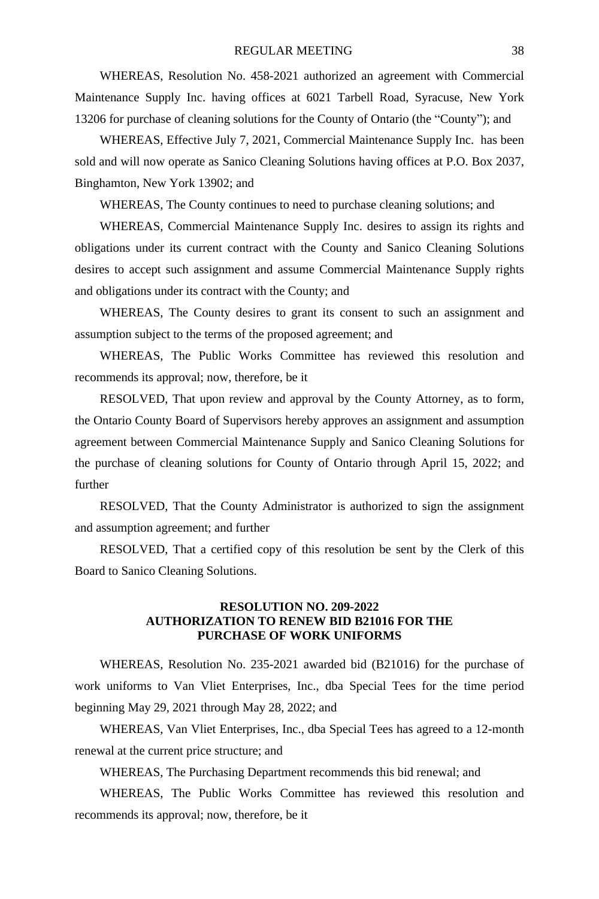WHEREAS, Resolution No. 458-2021 authorized an agreement with Commercial Maintenance Supply Inc. having offices at 6021 Tarbell Road, Syracuse, New York 13206 for purchase of cleaning solutions for the County of Ontario (the "County"); and

WHEREAS, Effective July 7, 2021, Commercial Maintenance Supply Inc. has been sold and will now operate as Sanico Cleaning Solutions having offices at P.O. Box 2037, Binghamton, New York 13902; and

WHEREAS, The County continues to need to purchase cleaning solutions; and

WHEREAS, Commercial Maintenance Supply Inc. desires to assign its rights and obligations under its current contract with the County and Sanico Cleaning Solutions desires to accept such assignment and assume Commercial Maintenance Supply rights and obligations under its contract with the County; and

WHEREAS, The County desires to grant its consent to such an assignment and assumption subject to the terms of the proposed agreement; and

WHEREAS, The Public Works Committee has reviewed this resolution and recommends its approval; now, therefore, be it

RESOLVED, That upon review and approval by the County Attorney, as to form, the Ontario County Board of Supervisors hereby approves an assignment and assumption agreement between Commercial Maintenance Supply and Sanico Cleaning Solutions for the purchase of cleaning solutions for County of Ontario through April 15, 2022; and further

RESOLVED, That the County Administrator is authorized to sign the assignment and assumption agreement; and further

RESOLVED, That a certified copy of this resolution be sent by the Clerk of this Board to Sanico Cleaning Solutions.

**RESOLUTION NO. 209-2022**
**AUTHORIZATION TO RENEW BID B21016 FOR THE PURCHASE OF WORK UNIFORMS**

WHEREAS, Resolution No. 235-2021 awarded bid (B21016) for the purchase of work uniforms to Van Vliet Enterprises, Inc., dba Special Tees for the time period beginning May 29, 2021 through May 28, 2022; and

WHEREAS, Van Vliet Enterprises, Inc., dba Special Tees has agreed to a 12-month renewal at the current price structure; and

WHEREAS, The Purchasing Department recommends this bid renewal; and

WHEREAS, The Public Works Committee has reviewed this resolution and recommends its approval; now, therefore, be it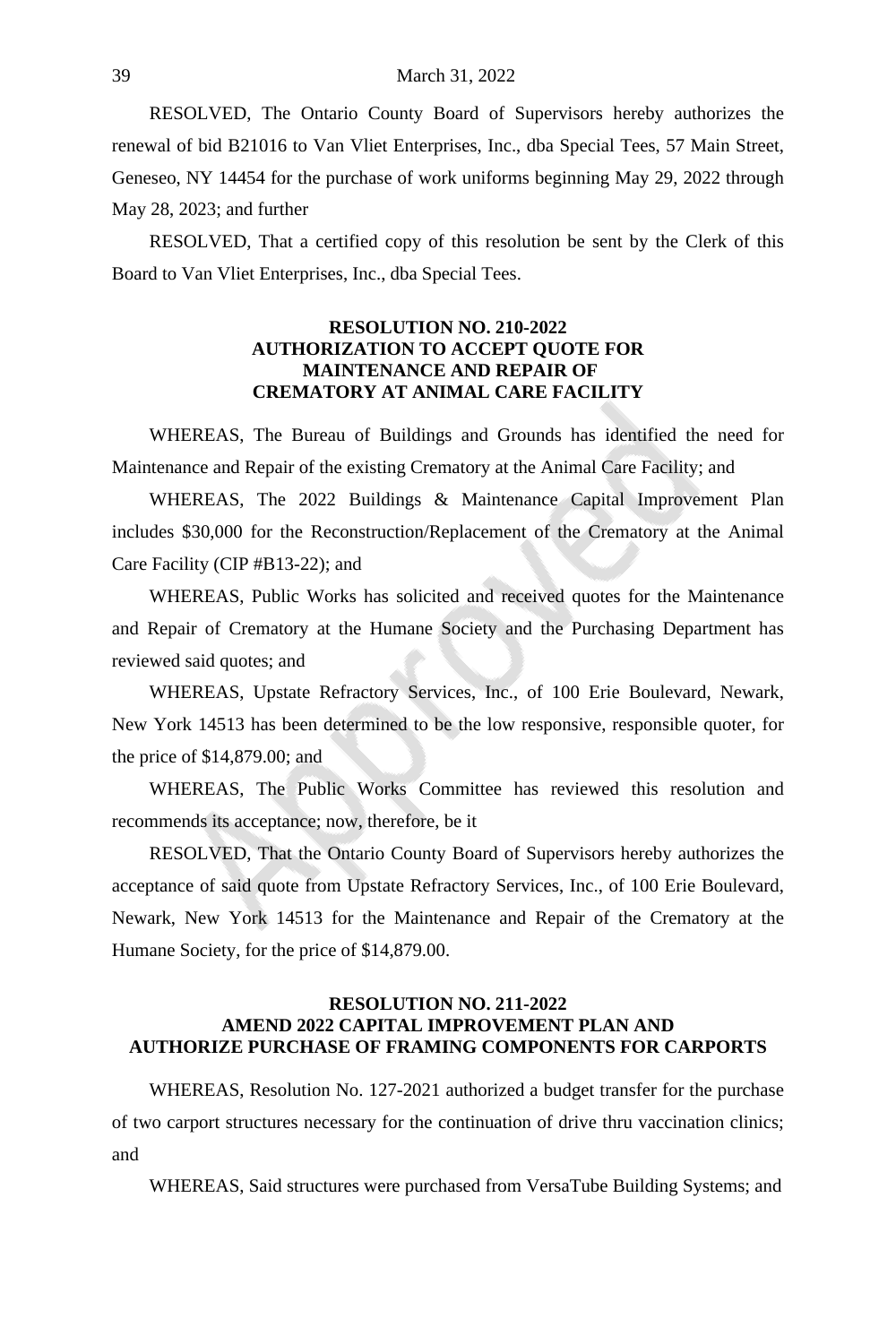RESOLVED, The Ontario County Board of Supervisors hereby authorizes the renewal of bid B21016 to Van Vliet Enterprises, Inc., dba Special Tees, 57 Main Street, Geneseo, NY 14454 for the purchase of work uniforms beginning May 29, 2022 through May 28, 2023; and further

RESOLVED, That a certified copy of this resolution be sent by the Clerk of this Board to Van Vliet Enterprises, Inc., dba Special Tees.

**RESOLUTION NO. 210-2022**
**AUTHORIZATION TO ACCEPT QUOTE FOR MAINTENANCE AND REPAIR OF CREMATORY AT ANIMAL CARE FACILITY**

WHEREAS, The Bureau of Buildings and Grounds has identified the need for Maintenance and Repair of the existing Crematory at the Animal Care Facility; and

WHEREAS, The 2022 Buildings & Maintenance Capital Improvement Plan includes $30,000 for the Reconstruction/Replacement of the Crematory at the Animal Care Facility (CIP #B13-22); and

WHEREAS, Public Works has solicited and received quotes for the Maintenance and Repair of Crematory at the Humane Society and the Purchasing Department has reviewed said quotes; and

WHEREAS, Upstate Refractory Services, Inc., of 100 Erie Boulevard, Newark, New York 14513 has been determined to be the low responsive, responsible quoter, for the price of $14,879.00; and

WHEREAS, The Public Works Committee has reviewed this resolution and recommends its acceptance; now, therefore, be it

RESOLVED, That the Ontario County Board of Supervisors hereby authorizes the acceptance of said quote from Upstate Refractory Services, Inc., of 100 Erie Boulevard, Newark, New York 14513 for the Maintenance and Repair of the Crematory at the Humane Society, for the price of $14,879.00.

**RESOLUTION NO. 211-2022**
**AMEND 2022 CAPITAL IMPROVEMENT PLAN AND AUTHORIZE PURCHASE OF FRAMING COMPONENTS FOR CARPORTS**

WHEREAS, Resolution No. 127-2021 authorized a budget transfer for the purchase of two carport structures necessary for the continuation of drive thru vaccination clinics; and

WHEREAS, Said structures were purchased from VersaTube Building Systems; and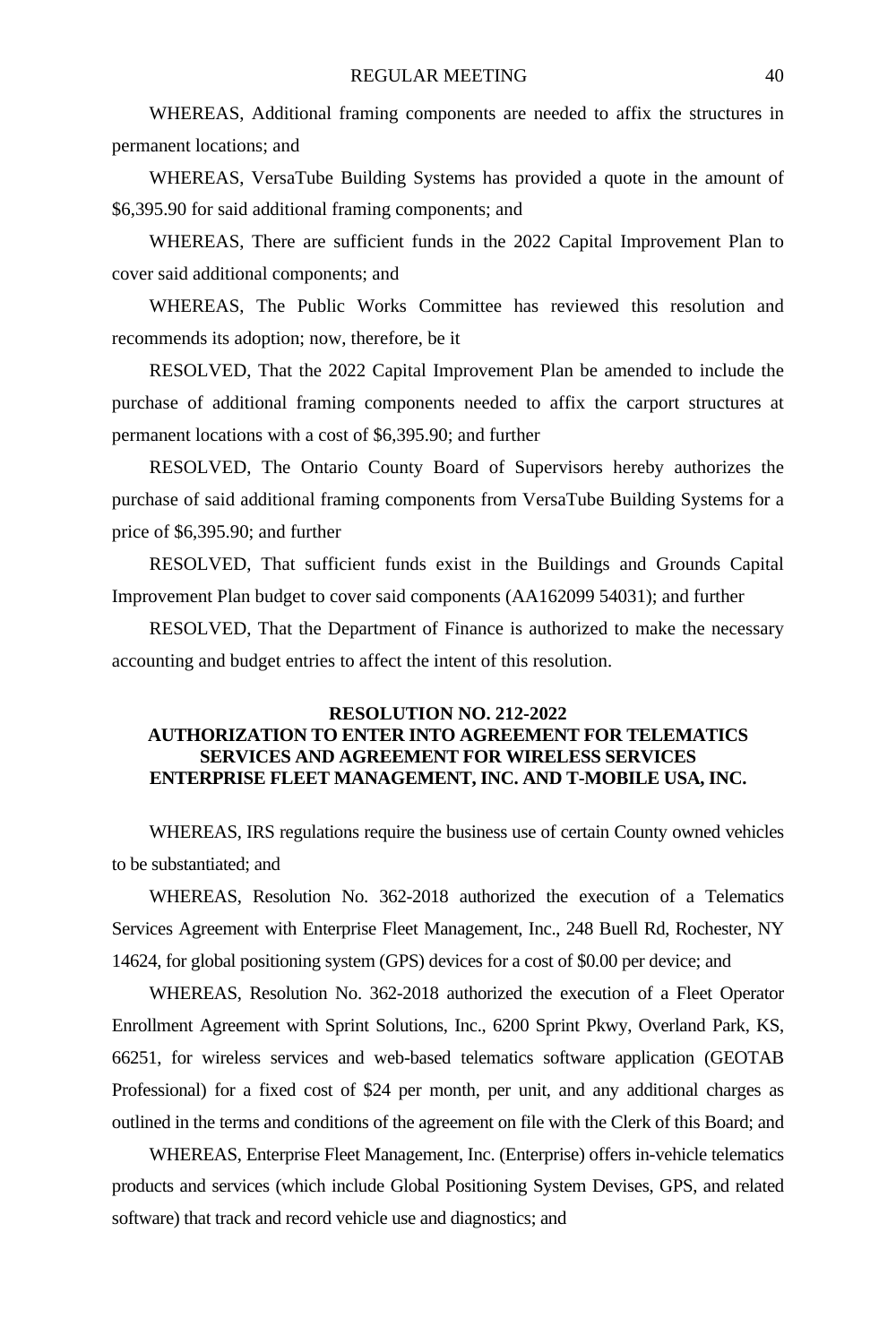WHEREAS, Additional framing components are needed to affix the structures in permanent locations; and

WHEREAS, VersaTube Building Systems has provided a quote in the amount of $6,395.90 for said additional framing components; and

WHEREAS, There are sufficient funds in the 2022 Capital Improvement Plan to cover said additional components; and

WHEREAS, The Public Works Committee has reviewed this resolution and recommends its adoption; now, therefore, be it

RESOLVED, That the 2022 Capital Improvement Plan be amended to include the purchase of additional framing components needed to affix the carport structures at permanent locations with a cost of $6,395.90; and further

RESOLVED, The Ontario County Board of Supervisors hereby authorizes the purchase of said additional framing components from VersaTube Building Systems for a price of $6,395.90; and further

RESOLVED, That sufficient funds exist in the Buildings and Grounds Capital Improvement Plan budget to cover said components (AA162099 54031); and further

RESOLVED, That the Department of Finance is authorized to make the necessary accounting and budget entries to affect the intent of this resolution.

**RESOLUTION NO. 212-2022**
**AUTHORIZATION TO ENTER INTO AGREEMENT FOR TELEMATICS SERVICES AND AGREEMENT FOR WIRELESS SERVICES ENTERPRISE FLEET MANAGEMENT, INC. AND T-MOBILE USA, INC.**

WHEREAS, IRS regulations require the business use of certain County owned vehicles to be substantiated; and

WHEREAS, Resolution No. 362-2018 authorized the execution of a Telematics Services Agreement with Enterprise Fleet Management, Inc., 248 Buell Rd, Rochester, NY 14624, for global positioning system (GPS) devices for a cost of $0.00 per device; and

WHEREAS, Resolution No. 362-2018 authorized the execution of a Fleet Operator Enrollment Agreement with Sprint Solutions, Inc., 6200 Sprint Pkwy, Overland Park, KS, 66251, for wireless services and web-based telematics software application (GEOTAB Professional) for a fixed cost of $24 per month, per unit, and any additional charges as outlined in the terms and conditions of the agreement on file with the Clerk of this Board; and

WHEREAS, Enterprise Fleet Management, Inc. (Enterprise) offers in-vehicle telematics products and services (which include Global Positioning System Devises, GPS, and related software) that track and record vehicle use and diagnostics; and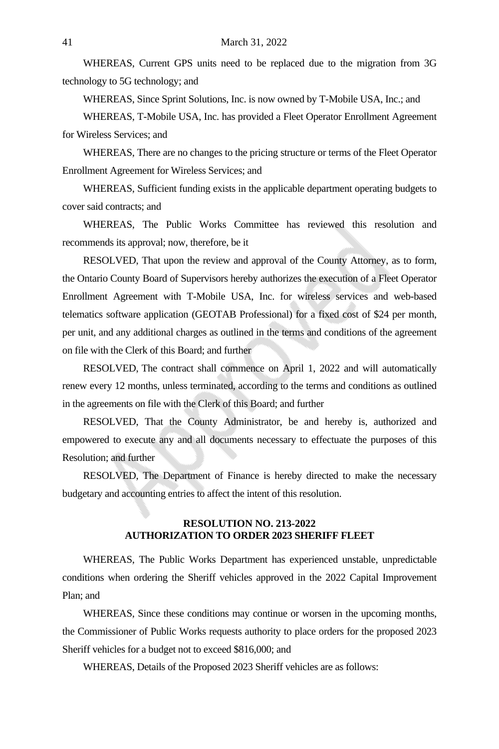WHEREAS, Current GPS units need to be replaced due to the migration from 3G technology to 5G technology; and

WHEREAS, Since Sprint Solutions, Inc. is now owned by T-Mobile USA, Inc.; and

WHEREAS, T-Mobile USA, Inc. has provided a Fleet Operator Enrollment Agreement for Wireless Services; and

WHEREAS, There are no changes to the pricing structure or terms of the Fleet Operator Enrollment Agreement for Wireless Services; and

WHEREAS, Sufficient funding exists in the applicable department operating budgets to cover said contracts; and

WHEREAS, The Public Works Committee has reviewed this resolution and recommends its approval; now, therefore, be it

RESOLVED, That upon the review and approval of the County Attorney, as to form, the Ontario County Board of Supervisors hereby authorizes the execution of a Fleet Operator Enrollment Agreement with T-Mobile USA, Inc. for wireless services and web-based telematics software application (GEOTAB Professional) for a fixed cost of $24 per month, per unit, and any additional charges as outlined in the terms and conditions of the agreement on file with the Clerk of this Board; and further

RESOLVED, The contract shall commence on April 1, 2022 and will automatically renew every 12 months, unless terminated, according to the terms and conditions as outlined in the agreements on file with the Clerk of this Board; and further

RESOLVED, That the County Administrator, be and hereby is, authorized and empowered to execute any and all documents necessary to effectuate the purposes of this Resolution; and further

RESOLVED, The Department of Finance is hereby directed to make the necessary budgetary and accounting entries to affect the intent of this resolution.

**RESOLUTION NO. 213-2022**
**AUTHORIZATION TO ORDER 2023 SHERIFF FLEET**

WHEREAS, The Public Works Department has experienced unstable, unpredictable conditions when ordering the Sheriff vehicles approved in the 2022 Capital Improvement Plan; and

WHEREAS, Since these conditions may continue or worsen in the upcoming months, the Commissioner of Public Works requests authority to place orders for the proposed 2023 Sheriff vehicles for a budget not to exceed $816,000; and

WHEREAS, Details of the Proposed 2023 Sheriff vehicles are as follows: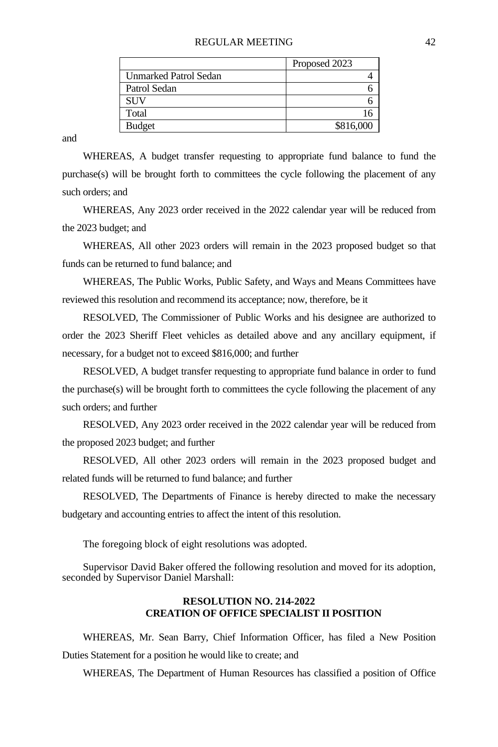| | Proposed 2023 |
|---|---|
| Unmarked Patrol Sedan | 4 |
| Patrol Sedan | 6 |
| SUV | 6 |
| Total | 16 |
| Budget | $816,000 |

and

WHEREAS, A budget transfer requesting to appropriate fund balance to fund the purchase(s) will be brought forth to committees the cycle following the placement of any such orders; and

WHEREAS, Any 2023 order received in the 2022 calendar year will be reduced from the 2023 budget; and

WHEREAS, All other 2023 orders will remain in the 2023 proposed budget so that funds can be returned to fund balance; and

WHEREAS, The Public Works, Public Safety, and Ways and Means Committees have reviewed this resolution and recommend its acceptance; now, therefore, be it

RESOLVED, The Commissioner of Public Works and his designee are authorized to order the 2023 Sheriff Fleet vehicles as detailed above and any ancillary equipment, if necessary, for a budget not to exceed $816,000; and further

RESOLVED, A budget transfer requesting to appropriate fund balance in order to fund the purchase(s) will be brought forth to committees the cycle following the placement of any such orders; and further

RESOLVED, Any 2023 order received in the 2022 calendar year will be reduced from the proposed 2023 budget; and further

RESOLVED, All other 2023 orders will remain in the 2023 proposed budget and related funds will be returned to fund balance; and further

RESOLVED, The Departments of Finance is hereby directed to make the necessary budgetary and accounting entries to affect the intent of this resolution.

The foregoing block of eight resolutions was adopted.

Supervisor David Baker offered the following resolution and moved for its adoption, seconded by Supervisor Daniel Marshall:

**RESOLUTION NO. 214-2022**
**CREATION OF OFFICE SPECIALIST II POSITION**

WHEREAS, Mr. Sean Barry, Chief Information Officer, has filed a New Position Duties Statement for a position he would like to create; and

WHEREAS, The Department of Human Resources has classified a position of Office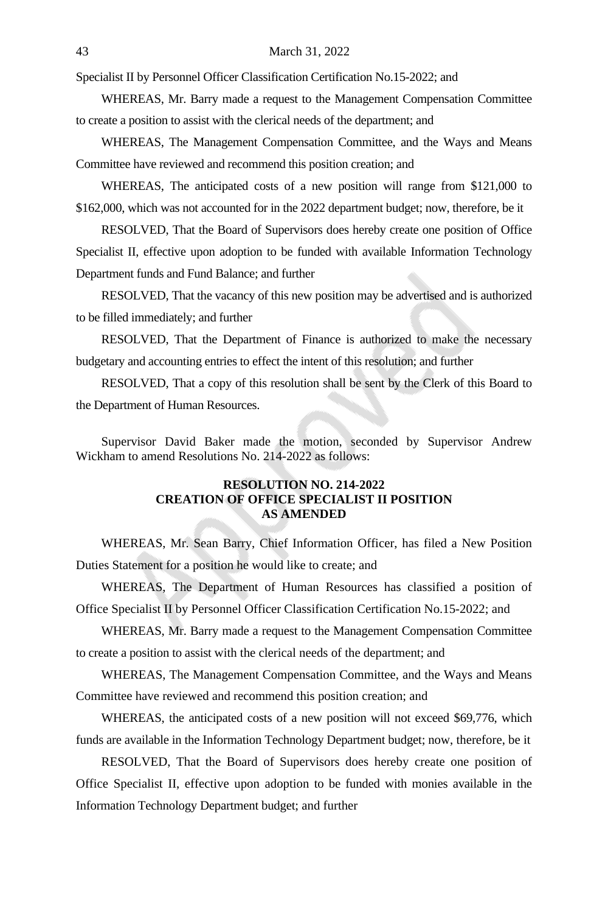Specialist II by Personnel Officer Classification Certification No.15-2022; and

WHEREAS, Mr. Barry made a request to the Management Compensation Committee to create a position to assist with the clerical needs of the department; and

WHEREAS, The Management Compensation Committee, and the Ways and Means Committee have reviewed and recommend this position creation; and

WHEREAS, The anticipated costs of a new position will range from $121,000 to $162,000, which was not accounted for in the 2022 department budget; now, therefore, be it

RESOLVED, That the Board of Supervisors does hereby create one position of Office Specialist II, effective upon adoption to be funded with available Information Technology Department funds and Fund Balance; and further

RESOLVED, That the vacancy of this new position may be advertised and is authorized to be filled immediately; and further

RESOLVED, That the Department of Finance is authorized to make the necessary budgetary and accounting entries to effect the intent of this resolution; and further

RESOLVED, That a copy of this resolution shall be sent by the Clerk of this Board to the Department of Human Resources.

Supervisor David Baker made the motion, seconded by Supervisor Andrew Wickham to amend Resolutions No. 214-2022 as follows:

**RESOLUTION NO. 214-2022**
**CREATION OF OFFICE SPECIALIST II POSITION**
**AS AMENDED**

WHEREAS, Mr. Sean Barry, Chief Information Officer, has filed a New Position Duties Statement for a position he would like to create; and

WHEREAS, The Department of Human Resources has classified a position of Office Specialist II by Personnel Officer Classification Certification No.15-2022; and

WHEREAS, Mr. Barry made a request to the Management Compensation Committee to create a position to assist with the clerical needs of the department; and

WHEREAS, The Management Compensation Committee, and the Ways and Means Committee have reviewed and recommend this position creation; and

WHEREAS, the anticipated costs of a new position will not exceed $69,776, which funds are available in the Information Technology Department budget; now, therefore, be it

RESOLVED, That the Board of Supervisors does hereby create one position of Office Specialist II, effective upon adoption to be funded with monies available in the Information Technology Department budget; and further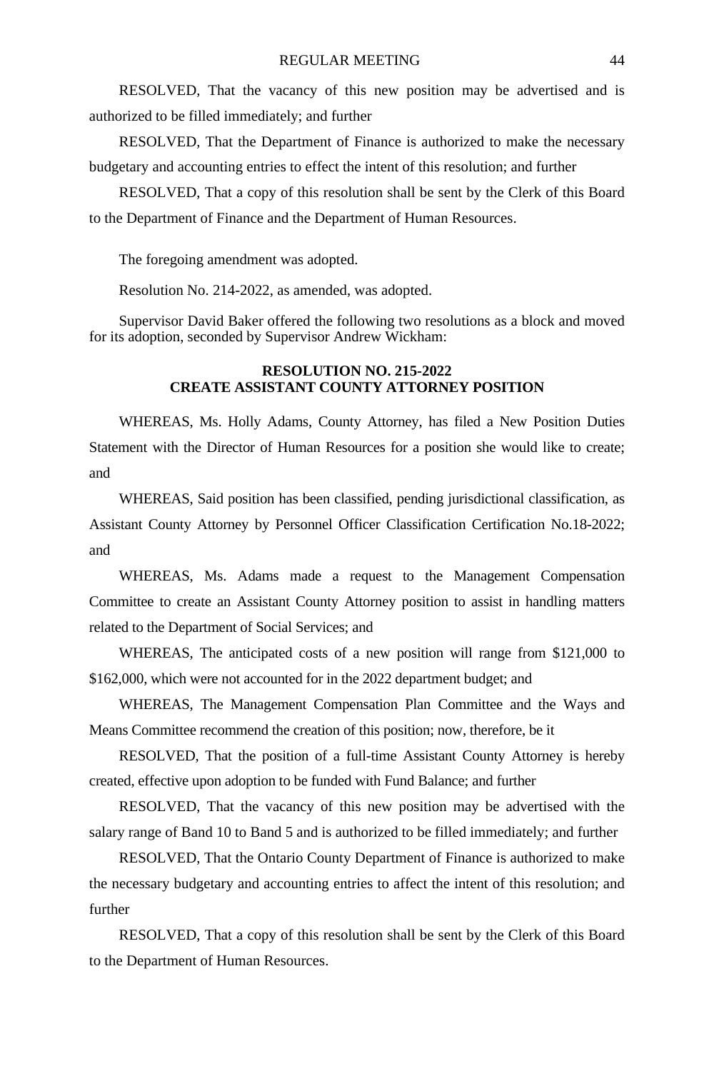RESOLVED, That the vacancy of this new position may be advertised and is authorized to be filled immediately; and further

RESOLVED, That the Department of Finance is authorized to make the necessary budgetary and accounting entries to effect the intent of this resolution; and further

RESOLVED, That a copy of this resolution shall be sent by the Clerk of this Board to the Department of Finance and the Department of Human Resources.

The foregoing amendment was adopted.

Resolution No. 214-2022, as amended, was adopted.

Supervisor David Baker offered the following two resolutions as a block and moved for its adoption, seconded by Supervisor Andrew Wickham:

**RESOLUTION NO. 215-2022**
**CREATE ASSISTANT COUNTY ATTORNEY POSITION**

WHEREAS, Ms. Holly Adams, County Attorney, has filed a New Position Duties Statement with the Director of Human Resources for a position she would like to create; and

WHEREAS, Said position has been classified, pending jurisdictional classification, as Assistant County Attorney by Personnel Officer Classification Certification No.18-2022; and

WHEREAS, Ms. Adams made a request to the Management Compensation Committee to create an Assistant County Attorney position to assist in handling matters related to the Department of Social Services; and

WHEREAS, The anticipated costs of a new position will range from $121,000 to $162,000, which were not accounted for in the 2022 department budget; and

WHEREAS, The Management Compensation Plan Committee and the Ways and Means Committee recommend the creation of this position; now, therefore, be it

RESOLVED, That the position of a full-time Assistant County Attorney is hereby created, effective upon adoption to be funded with Fund Balance; and further

RESOLVED, That the vacancy of this new position may be advertised with the salary range of Band 10 to Band 5 and is authorized to be filled immediately; and further

RESOLVED, That the Ontario County Department of Finance is authorized to make the necessary budgetary and accounting entries to affect the intent of this resolution; and further

RESOLVED, That a copy of this resolution shall be sent by the Clerk of this Board to the Department of Human Resources.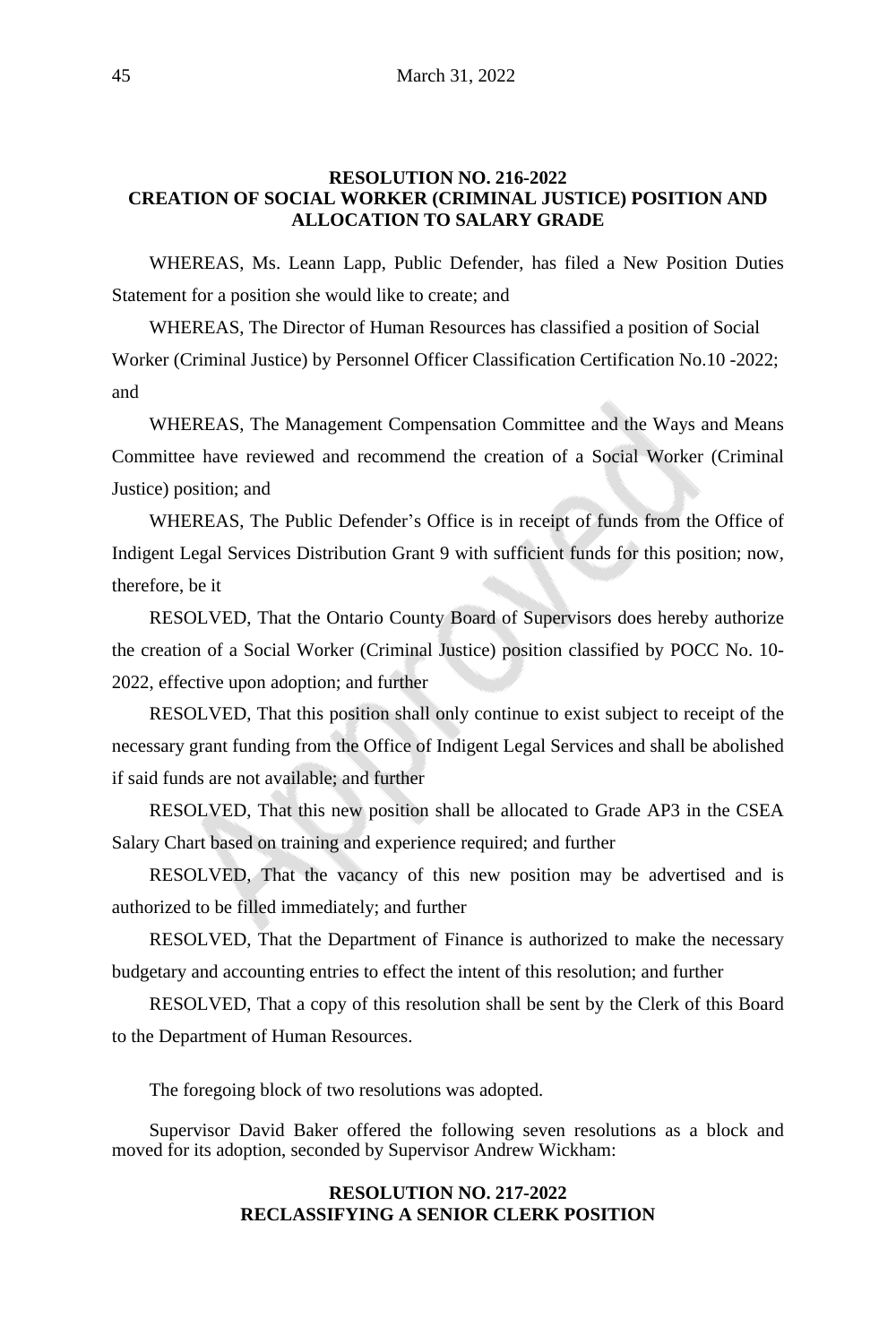### RESOLUTION NO. 216-2022
### CREATION OF SOCIAL WORKER (CRIMINAL JUSTICE) POSITION AND ALLOCATION TO SALARY GRADE

WHEREAS, Ms. Leann Lapp, Public Defender, has filed a New Position Duties Statement for a position she would like to create; and

WHEREAS, The Director of Human Resources has classified a position of Social Worker (Criminal Justice) by Personnel Officer Classification Certification No.10 -2022; and

WHEREAS, The Management Compensation Committee and the Ways and Means Committee have reviewed and recommend the creation of a Social Worker (Criminal Justice) position; and

WHEREAS, The Public Defender's Office is in receipt of funds from the Office of Indigent Legal Services Distribution Grant 9 with sufficient funds for this position; now, therefore, be it

RESOLVED, That the Ontario County Board of Supervisors does hereby authorize the creation of a Social Worker (Criminal Justice) position classified by POCC No. 10-2022, effective upon adoption; and further

RESOLVED, That this position shall only continue to exist subject to receipt of the necessary grant funding from the Office of Indigent Legal Services and shall be abolished if said funds are not available; and further

RESOLVED, That this new position shall be allocated to Grade AP3 in the CSEA Salary Chart based on training and experience required; and further

RESOLVED, That the vacancy of this new position may be advertised and is authorized to be filled immediately; and further

RESOLVED, That the Department of Finance is authorized to make the necessary budgetary and accounting entries to effect the intent of this resolution; and further

RESOLVED, That a copy of this resolution shall be sent by the Clerk of this Board to the Department of Human Resources.

The foregoing block of two resolutions was adopted.

Supervisor David Baker offered the following seven resolutions as a block and moved for its adoption, seconded by Supervisor Andrew Wickham:

### RESOLUTION NO. 217-2022
### RECLASSIFYING A SENIOR CLERK POSITION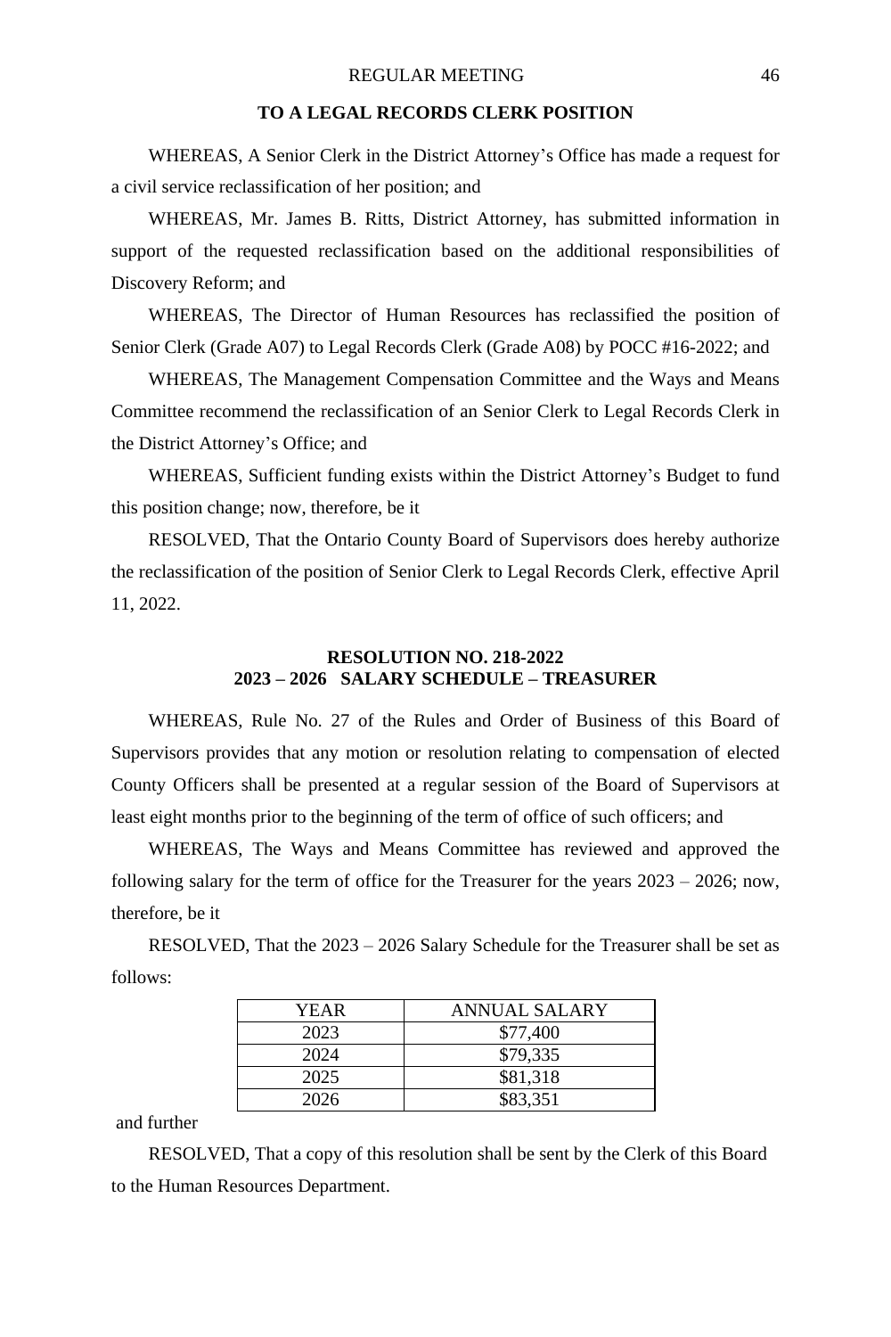### TO A LEGAL RECORDS CLERK POSITION

WHEREAS, A Senior Clerk in the District Attorney's Office has made a request for a civil service reclassification of her position; and

WHEREAS, Mr. James B. Ritts, District Attorney, has submitted information in support of the requested reclassification based on the additional responsibilities of Discovery Reform; and

WHEREAS, The Director of Human Resources has reclassified the position of Senior Clerk (Grade A07) to Legal Records Clerk (Grade A08) by POCC #16-2022; and

WHEREAS, The Management Compensation Committee and the Ways and Means Committee recommend the reclassification of an Senior Clerk to Legal Records Clerk in the District Attorney's Office; and

WHEREAS, Sufficient funding exists within the District Attorney's Budget to fund this position change; now, therefore, be it

RESOLVED, That the Ontario County Board of Supervisors does hereby authorize the reclassification of the position of Senior Clerk to Legal Records Clerk, effective April 11, 2022.

### RESOLUTION NO. 218-2022
### 2023 – 2026 SALARY SCHEDULE – TREASURER

WHEREAS, Rule No. 27 of the Rules and Order of Business of this Board of Supervisors provides that any motion or resolution relating to compensation of elected County Officers shall be presented at a regular session of the Board of Supervisors at least eight months prior to the beginning of the term of office of such officers; and

WHEREAS, The Ways and Means Committee has reviewed and approved the following salary for the term of office for the Treasurer for the years 2023 – 2026; now, therefore, be it

RESOLVED, That the 2023 – 2026 Salary Schedule for the Treasurer shall be set as follows:

| YEAR | ANNUAL SALARY |
|---|---|
| 2023 | $77,400 |
| 2024 | $79,335 |
| 2025 | $81,318 |
| 2026 | $83,351 |

and further

RESOLVED, That a copy of this resolution shall be sent by the Clerk of this Board to the Human Resources Department.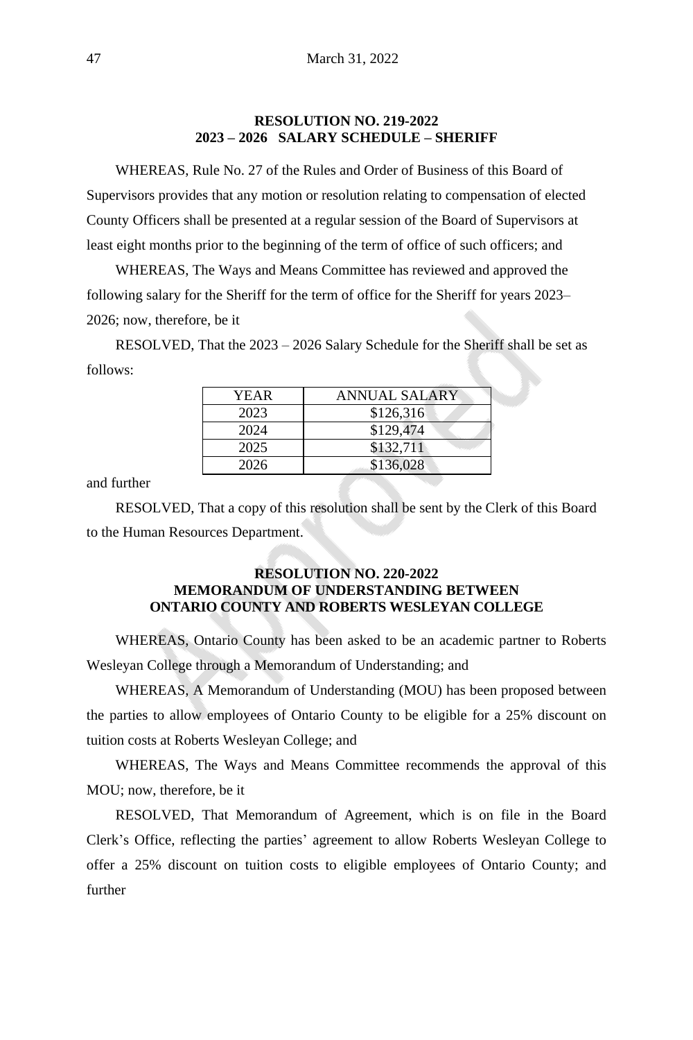## RESOLUTION NO. 219-2022
## 2023 – 2026 SALARY SCHEDULE – SHERIFF

WHEREAS, Rule No. 27 of the Rules and Order of Business of this Board of Supervisors provides that any motion or resolution relating to compensation of elected County Officers shall be presented at a regular session of the Board of Supervisors at least eight months prior to the beginning of the term of office of such officers; and

WHEREAS, The Ways and Means Committee has reviewed and approved the following salary for the Sheriff for the term of office for the Sheriff for years 2023–2026; now, therefore, be it

RESOLVED, That the 2023 – 2026 Salary Schedule for the Sheriff shall be set as follows:

| YEAR | ANNUAL SALARY |
|---|---|
| 2023 | $126,316 |
| 2024 | $129,474 |
| 2025 | $132,711 |
| 2026 | $136,028 |

and further

RESOLVED, That a copy of this resolution shall be sent by the Clerk of this Board to the Human Resources Department.

## RESOLUTION NO. 220-2022
## MEMORANDUM OF UNDERSTANDING BETWEEN ONTARIO COUNTY AND ROBERTS WESLEYAN COLLEGE

WHEREAS, Ontario County has been asked to be an academic partner to Roberts Wesleyan College through a Memorandum of Understanding; and

WHEREAS, A Memorandum of Understanding (MOU) has been proposed between the parties to allow employees of Ontario County to be eligible for a 25% discount on tuition costs at Roberts Wesleyan College; and

WHEREAS, The Ways and Means Committee recommends the approval of this MOU; now, therefore, be it

RESOLVED, That Memorandum of Agreement, which is on file in the Board Clerk's Office, reflecting the parties' agreement to allow Roberts Wesleyan College to offer a 25% discount on tuition costs to eligible employees of Ontario County; and further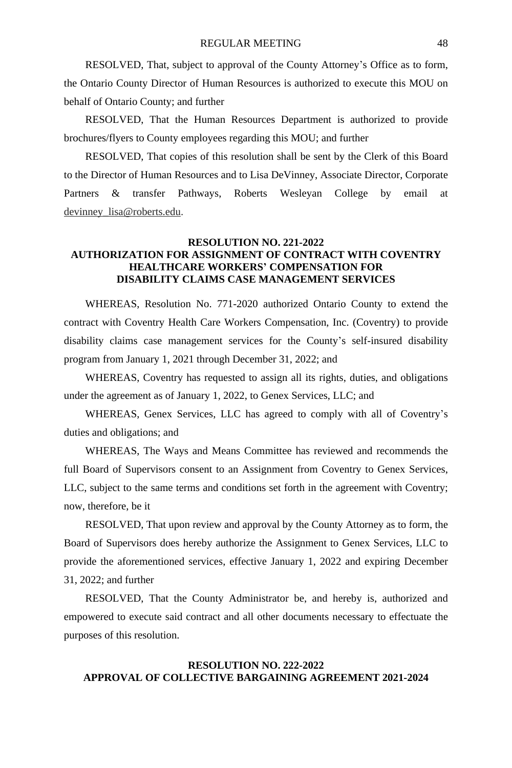RESOLVED, That, subject to approval of the County Attorney's Office as to form, the Ontario County Director of Human Resources is authorized to execute this MOU on behalf of Ontario County; and further

RESOLVED, That the Human Resources Department is authorized to provide brochures/flyers to County employees regarding this MOU; and further

RESOLVED, That copies of this resolution shall be sent by the Clerk of this Board to the Director of Human Resources and to Lisa DeVinney, Associate Director, Corporate Partners & transfer Pathways, Roberts Wesleyan College by email at devinney_lisa@roberts.edu.

## RESOLUTION NO. 221-2022
## AUTHORIZATION FOR ASSIGNMENT OF CONTRACT WITH COVENTRY HEALTHCARE WORKERS' COMPENSATION FOR DISABILITY CLAIMS CASE MANAGEMENT SERVICES

WHEREAS, Resolution No. 771-2020 authorized Ontario County to extend the contract with Coventry Health Care Workers Compensation, Inc. (Coventry) to provide disability claims case management services for the County's self-insured disability program from January 1, 2021 through December 31, 2022; and

WHEREAS, Coventry has requested to assign all its rights, duties, and obligations under the agreement as of January 1, 2022, to Genex Services, LLC; and

WHEREAS, Genex Services, LLC has agreed to comply with all of Coventry's duties and obligations; and

WHEREAS, The Ways and Means Committee has reviewed and recommends the full Board of Supervisors consent to an Assignment from Coventry to Genex Services, LLC, subject to the same terms and conditions set forth in the agreement with Coventry; now, therefore, be it

RESOLVED, That upon review and approval by the County Attorney as to form, the Board of Supervisors does hereby authorize the Assignment to Genex Services, LLC to provide the aforementioned services, effective January 1, 2022 and expiring December 31, 2022; and further

RESOLVED, That the County Administrator be, and hereby is, authorized and empowered to execute said contract and all other documents necessary to effectuate the purposes of this resolution.

## RESOLUTION NO. 222-2022
## APPROVAL OF COLLECTIVE BARGAINING AGREEMENT 2021-2024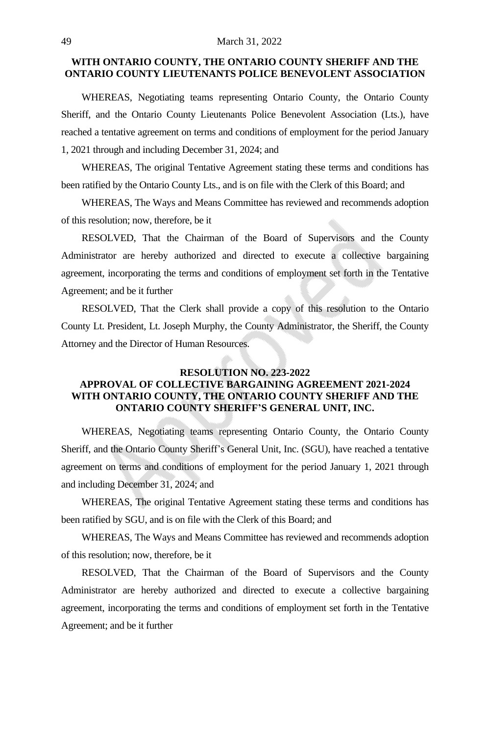**WITH ONTARIO COUNTY, THE ONTARIO COUNTY SHERIFF AND THE ONTARIO COUNTY LIEUTENANTS POLICE BENEVOLENT ASSOCIATION**

WHEREAS, Negotiating teams representing Ontario County, the Ontario County Sheriff, and the Ontario County Lieutenants Police Benevolent Association (Lts.), have reached a tentative agreement on terms and conditions of employment for the period January 1, 2021 through and including December 31, 2024; and

WHEREAS, The original Tentative Agreement stating these terms and conditions has been ratified by the Ontario County Lts., and is on file with the Clerk of this Board; and

WHEREAS, The Ways and Means Committee has reviewed and recommends adoption of this resolution; now, therefore, be it

RESOLVED, That the Chairman of the Board of Supervisors and the County Administrator are hereby authorized and directed to execute a collective bargaining agreement, incorporating the terms and conditions of employment set forth in the Tentative Agreement; and be it further

RESOLVED, That the Clerk shall provide a copy of this resolution to the Ontario County Lt. President, Lt. Joseph Murphy, the County Administrator, the Sheriff, the County Attorney and the Director of Human Resources.

## RESOLUTION NO. 223-2022
## APPROVAL OF COLLECTIVE BARGAINING AGREEMENT 2021-2024 WITH ONTARIO COUNTY, THE ONTARIO COUNTY SHERIFF AND THE ONTARIO COUNTY SHERIFF'S GENERAL UNIT, INC.

WHEREAS, Negotiating teams representing Ontario County, the Ontario County Sheriff, and the Ontario County Sheriff's General Unit, Inc. (SGU), have reached a tentative agreement on terms and conditions of employment for the period January 1, 2021 through and including December 31, 2024; and

WHEREAS, The original Tentative Agreement stating these terms and conditions has been ratified by SGU, and is on file with the Clerk of this Board; and

WHEREAS, The Ways and Means Committee has reviewed and recommends adoption of this resolution; now, therefore, be it

RESOLVED, That the Chairman of the Board of Supervisors and the County Administrator are hereby authorized and directed to execute a collective bargaining agreement, incorporating the terms and conditions of employment set forth in the Tentative Agreement; and be it further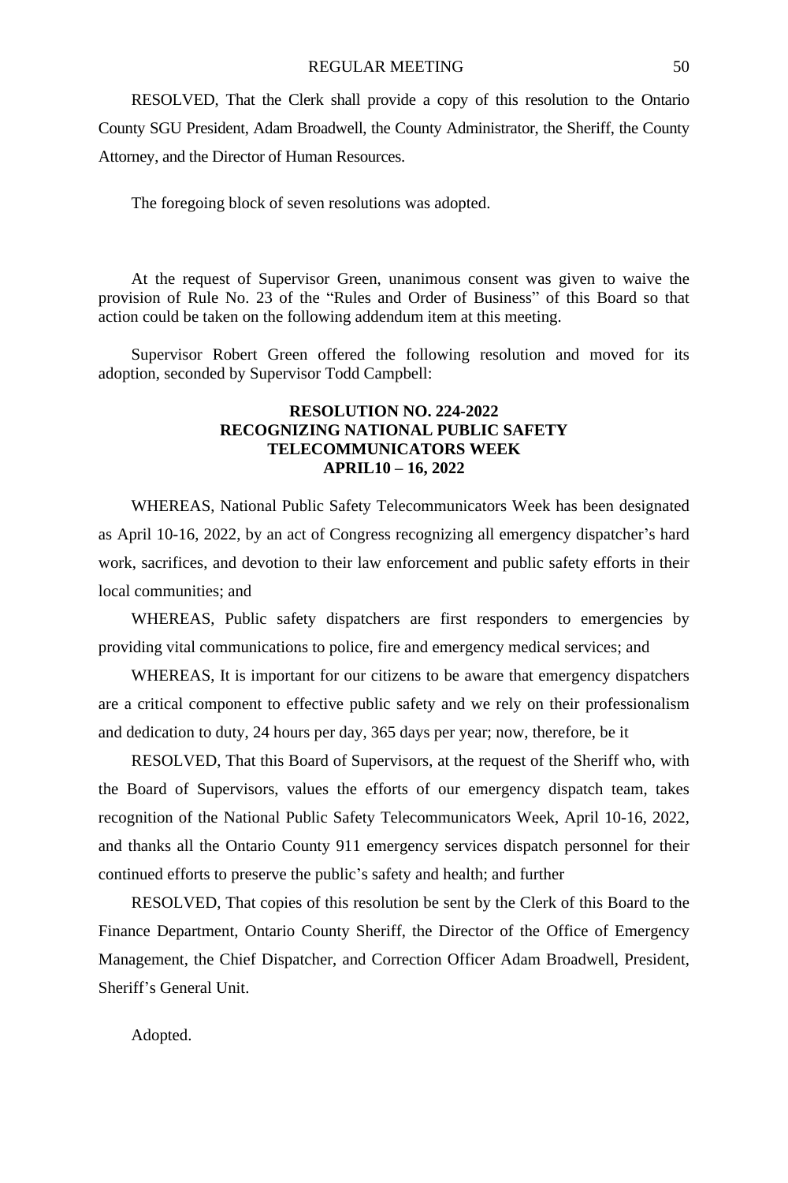RESOLVED, That the Clerk shall provide a copy of this resolution to the Ontario County SGU President, Adam Broadwell, the County Administrator, the Sheriff, the County Attorney, and the Director of Human Resources.

The foregoing block of seven resolutions was adopted.

At the request of Supervisor Green, unanimous consent was given to waive the provision of Rule No. 23 of the "Rules and Order of Business" of this Board so that action could be taken on the following addendum item at this meeting.

Supervisor Robert Green offered the following resolution and moved for its adoption, seconded by Supervisor Todd Campbell:

**RESOLUTION NO. 224-2022**
**RECOGNIZING NATIONAL PUBLIC SAFETY TELECOMMUNICATORS WEEK**
**APRIL10 – 16, 2022**

WHEREAS, National Public Safety Telecommunicators Week has been designated as April 10-16, 2022, by an act of Congress recognizing all emergency dispatcher's hard work, sacrifices, and devotion to their law enforcement and public safety efforts in their local communities; and

WHEREAS, Public safety dispatchers are first responders to emergencies by providing vital communications to police, fire and emergency medical services; and

WHEREAS, It is important for our citizens to be aware that emergency dispatchers are a critical component to effective public safety and we rely on their professionalism and dedication to duty, 24 hours per day, 365 days per year; now, therefore, be it

RESOLVED, That this Board of Supervisors, at the request of the Sheriff who, with the Board of Supervisors, values the efforts of our emergency dispatch team, takes recognition of the National Public Safety Telecommunicators Week, April 10-16, 2022, and thanks all the Ontario County 911 emergency services dispatch personnel for their continued efforts to preserve the public's safety and health; and further

RESOLVED, That copies of this resolution be sent by the Clerk of this Board to the Finance Department, Ontario County Sheriff, the Director of the Office of Emergency Management, the Chief Dispatcher, and Correction Officer Adam Broadwell, President, Sheriff's General Unit.

Adopted.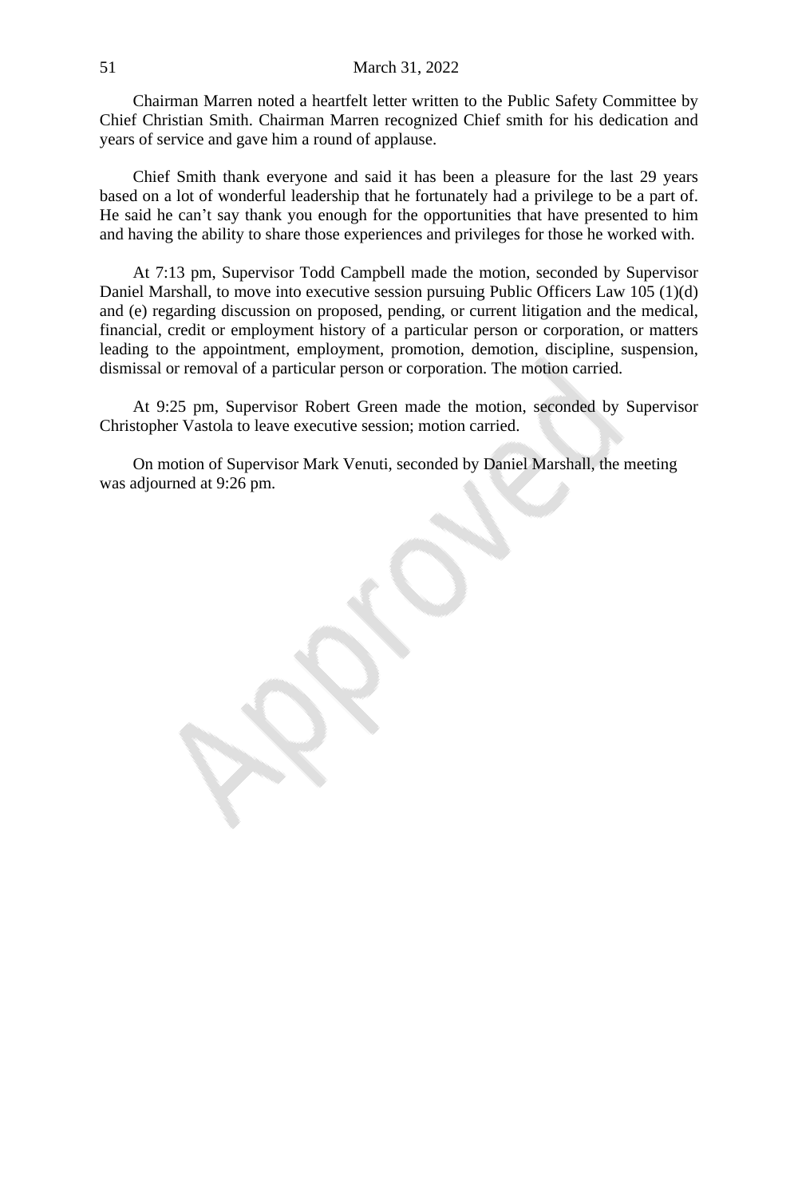Chairman Marren noted a heartfelt letter written to the Public Safety Committee by Chief Christian Smith. Chairman Marren recognized Chief smith for his dedication and years of service and gave him a round of applause.

Chief Smith thank everyone and said it has been a pleasure for the last 29 years based on a lot of wonderful leadership that he fortunately had a privilege to be a part of. He said he can't say thank you enough for the opportunities that have presented to him and having the ability to share those experiences and privileges for those he worked with.

At 7:13 pm, Supervisor Todd Campbell made the motion, seconded by Supervisor Daniel Marshall, to move into executive session pursuing Public Officers Law 105 (1)(d) and (e) regarding discussion on proposed, pending, or current litigation and the medical, financial, credit or employment history of a particular person or corporation, or matters leading to the appointment, employment, promotion, demotion, discipline, suspension, dismissal or removal of a particular person or corporation. The motion carried.

At 9:25 pm, Supervisor Robert Green made the motion, seconded by Supervisor Christopher Vastola to leave executive session; motion carried.

On motion of Supervisor Mark Venuti, seconded by Daniel Marshall, the meeting was adjourned at 9:26 pm.